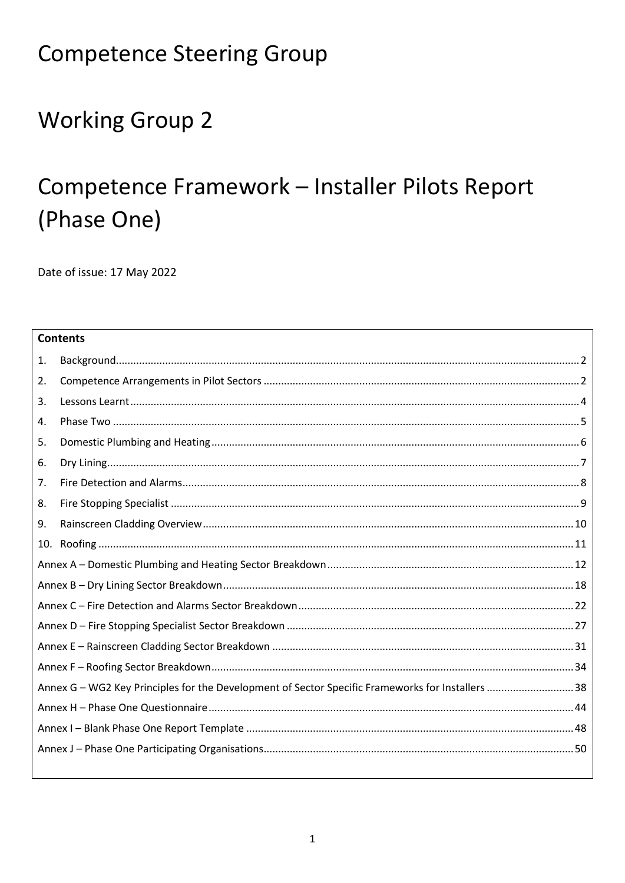# Competence Steering Group

# Working Group 2

# Competence Framework – Installer Pilots Report (Phase One)

Date of issue: 17 May 2022

**Contents**

1. Background ..... 2
2. Competence Arrangements in Pilot Sectors ..... 2
3. Lessons Learnt ..... 4
4. Phase Two ..... 5
5. Domestic Plumbing and Heating ..... 6
6. Dry Lining ..... 7
7. Fire Detection and Alarms ..... 8
8. Fire Stopping Specialist ..... 9
9. Rainscreen Cladding Overview ..... 10
10. Roofing ..... 11

Annex A – Domestic Plumbing and Heating Sector Breakdown ..... 12

Annex B – Dry Lining Sector Breakdown ..... 18

Annex C – Fire Detection and Alarms Sector Breakdown ..... 22

Annex D – Fire Stopping Specialist Sector Breakdown ..... 27

Annex E – Rainscreen Cladding Sector Breakdown ..... 31

Annex F – Roofing Sector Breakdown ..... 34

Annex G – WG2 Key Principles for the Development of Sector Specific Frameworks for Installers ..... 38

Annex H – Phase One Questionnaire ..... 44

Annex I – Blank Phase One Report Template ..... 48

Annex J – Phase One Participating Organisations ..... 50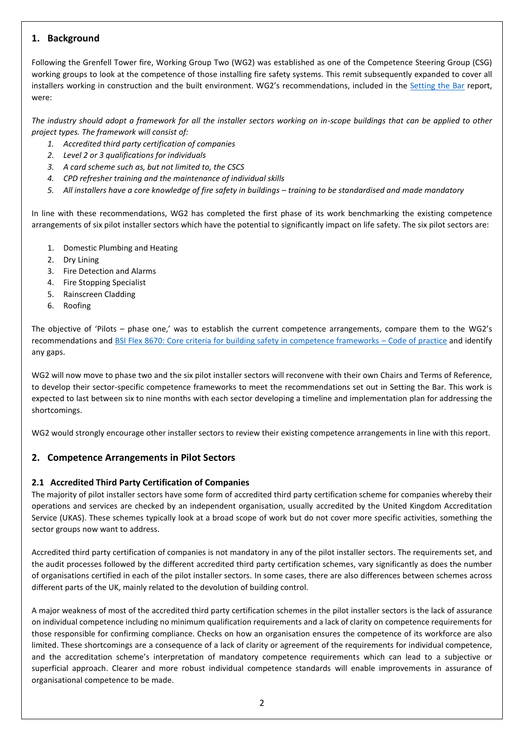## 1. Background

Following the Grenfell Tower fire, Working Group Two (WG2) was established as one of the Competence Steering Group (CSG) working groups to look at the competence of those installing fire safety systems. This remit subsequently expanded to cover all installers working in construction and the built environment. WG2's recommendations, included in the Setting the Bar report, were:

*The industry should adopt a framework for all the installer sectors working on in-scope buildings that can be applied to other project types. The framework will consist of:*

1. *Accredited third party certification of companies*
2. *Level 2 or 3 qualifications for individuals*
3. *A card scheme such as, but not limited to, the CSCS*
4. *CPD refresher training and the maintenance of individual skills*
5. *All installers have a core knowledge of fire safety in buildings – training to be standardised and made mandatory*

In line with these recommendations, WG2 has completed the first phase of its work benchmarking the existing competence arrangements of six pilot installer sectors which have the potential to significantly impact on life safety. The six pilot sectors are:

1. Domestic Plumbing and Heating
2. Dry Lining
3. Fire Detection and Alarms
4. Fire Stopping Specialist
5. Rainscreen Cladding
6. Roofing

The objective of 'Pilots – phase one,' was to establish the current competence arrangements, compare them to the WG2's recommendations and BSI Flex 8670: Core criteria for building safety in competence frameworks – Code of practice and identify any gaps.

WG2 will now move to phase two and the six pilot installer sectors will reconvene with their own Chairs and Terms of Reference, to develop their sector-specific competence frameworks to meet the recommendations set out in Setting the Bar. This work is expected to last between six to nine months with each sector developing a timeline and implementation plan for addressing the shortcomings.

WG2 would strongly encourage other installer sectors to review their existing competence arrangements in line with this report.

## 2. Competence Arrangements in Pilot Sectors

### 2.1 Accredited Third Party Certification of Companies

The majority of pilot installer sectors have some form of accredited third party certification scheme for companies whereby their operations and services are checked by an independent organisation, usually accredited by the United Kingdom Accreditation Service (UKAS). These schemes typically look at a broad scope of work but do not cover more specific activities, something the sector groups now want to address.

Accredited third party certification of companies is not mandatory in any of the pilot installer sectors. The requirements set, and the audit processes followed by the different accredited third party certification schemes, vary significantly as does the number of organisations certified in each of the pilot installer sectors. In some cases, there are also differences between schemes across different parts of the UK, mainly related to the devolution of building control.

A major weakness of most of the accredited third party certification schemes in the pilot installer sectors is the lack of assurance on individual competence including no minimum qualification requirements and a lack of clarity on competence requirements for those responsible for confirming compliance. Checks on how an organisation ensures the competence of its workforce are also limited. These shortcomings are a consequence of a lack of clarity or agreement of the requirements for individual competence, and the accreditation scheme's interpretation of mandatory competence requirements which can lead to a subjective or superficial approach. Clearer and more robust individual competence standards will enable improvements in assurance of organisational competence to be made.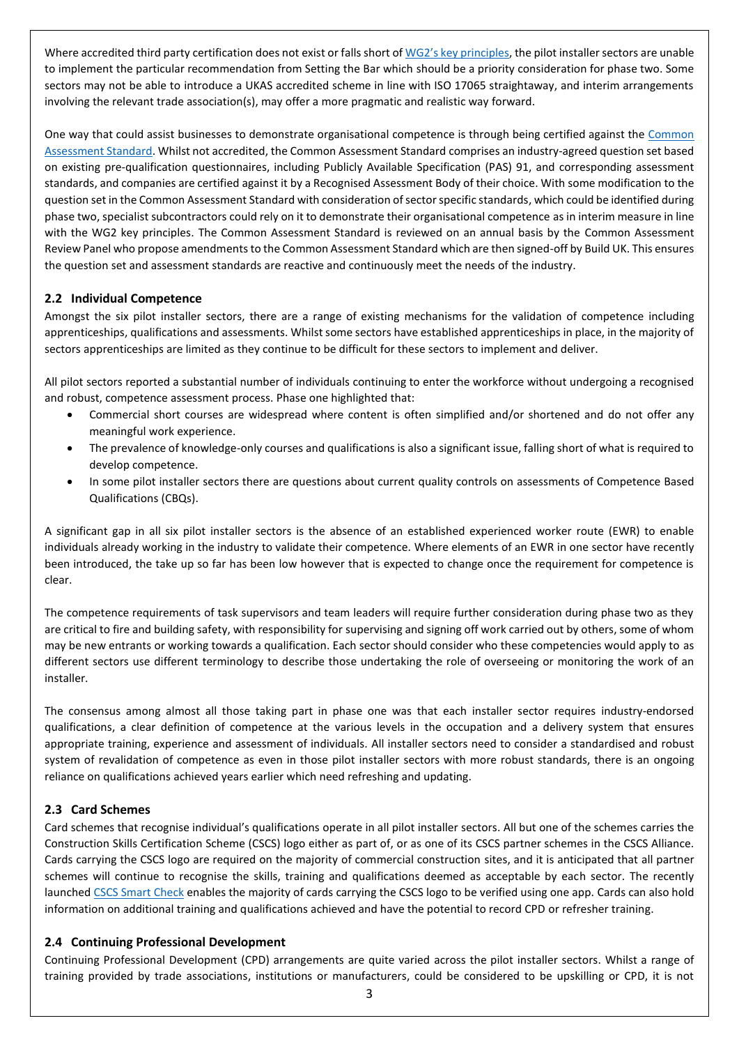Where accredited third party certification does not exist or falls short of WG2's key principles, the pilot installer sectors are unable to implement the particular recommendation from Setting the Bar which should be a priority consideration for phase two. Some sectors may not be able to introduce a UKAS accredited scheme in line with ISO 17065 straightaway, and interim arrangements involving the relevant trade association(s), may offer a more pragmatic and realistic way forward.

One way that could assist businesses to demonstrate organisational competence is through being certified against the Common Assessment Standard. Whilst not accredited, the Common Assessment Standard comprises an industry-agreed question set based on existing pre-qualification questionnaires, including Publicly Available Specification (PAS) 91, and corresponding assessment standards, and companies are certified against it by a Recognised Assessment Body of their choice. With some modification to the question set in the Common Assessment Standard with consideration of sector specific standards, which could be identified during phase two, specialist subcontractors could rely on it to demonstrate their organisational competence as in interim measure in line with the WG2 key principles. The Common Assessment Standard is reviewed on an annual basis by the Common Assessment Review Panel who propose amendments to the Common Assessment Standard which are then signed-off by Build UK. This ensures the question set and assessment standards are reactive and continuously meet the needs of the industry.

### 2.2 Individual Competence

Amongst the six pilot installer sectors, there are a range of existing mechanisms for the validation of competence including apprenticeships, qualifications and assessments. Whilst some sectors have established apprenticeships in place, in the majority of sectors apprenticeships are limited as they continue to be difficult for these sectors to implement and deliver.

All pilot sectors reported a substantial number of individuals continuing to enter the workforce without undergoing a recognised and robust, competence assessment process. Phase one highlighted that:

- Commercial short courses are widespread where content is often simplified and/or shortened and do not offer any meaningful work experience.
- The prevalence of knowledge-only courses and qualifications is also a significant issue, falling short of what is required to develop competence.
- In some pilot installer sectors there are questions about current quality controls on assessments of Competence Based Qualifications (CBQs).

A significant gap in all six pilot installer sectors is the absence of an established experienced worker route (EWR) to enable individuals already working in the industry to validate their competence. Where elements of an EWR in one sector have recently been introduced, the take up so far has been low however that is expected to change once the requirement for competence is clear.

The competence requirements of task supervisors and team leaders will require further consideration during phase two as they are critical to fire and building safety, with responsibility for supervising and signing off work carried out by others, some of whom may be new entrants or working towards a qualification. Each sector should consider who these competencies would apply to as different sectors use different terminology to describe those undertaking the role of overseeing or monitoring the work of an installer.

The consensus among almost all those taking part in phase one was that each installer sector requires industry-endorsed qualifications, a clear definition of competence at the various levels in the occupation and a delivery system that ensures appropriate training, experience and assessment of individuals. All installer sectors need to consider a standardised and robust system of revalidation of competence as even in those pilot installer sectors with more robust standards, there is an ongoing reliance on qualifications achieved years earlier which need refreshing and updating.

### 2.3 Card Schemes

Card schemes that recognise individual's qualifications operate in all pilot installer sectors. All but one of the schemes carries the Construction Skills Certification Scheme (CSCS) logo either as part of, or as one of its CSCS partner schemes in the CSCS Alliance. Cards carrying the CSCS logo are required on the majority of commercial construction sites, and it is anticipated that all partner schemes will continue to recognise the skills, training and qualifications deemed as acceptable by each sector. The recently launched CSCS Smart Check enables the majority of cards carrying the CSCS logo to be verified using one app. Cards can also hold information on additional training and qualifications achieved and have the potential to record CPD or refresher training.

### 2.4 Continuing Professional Development

Continuing Professional Development (CPD) arrangements are quite varied across the pilot installer sectors. Whilst a range of training provided by trade associations, institutions or manufacturers, could be considered to be upskilling or CPD, it is not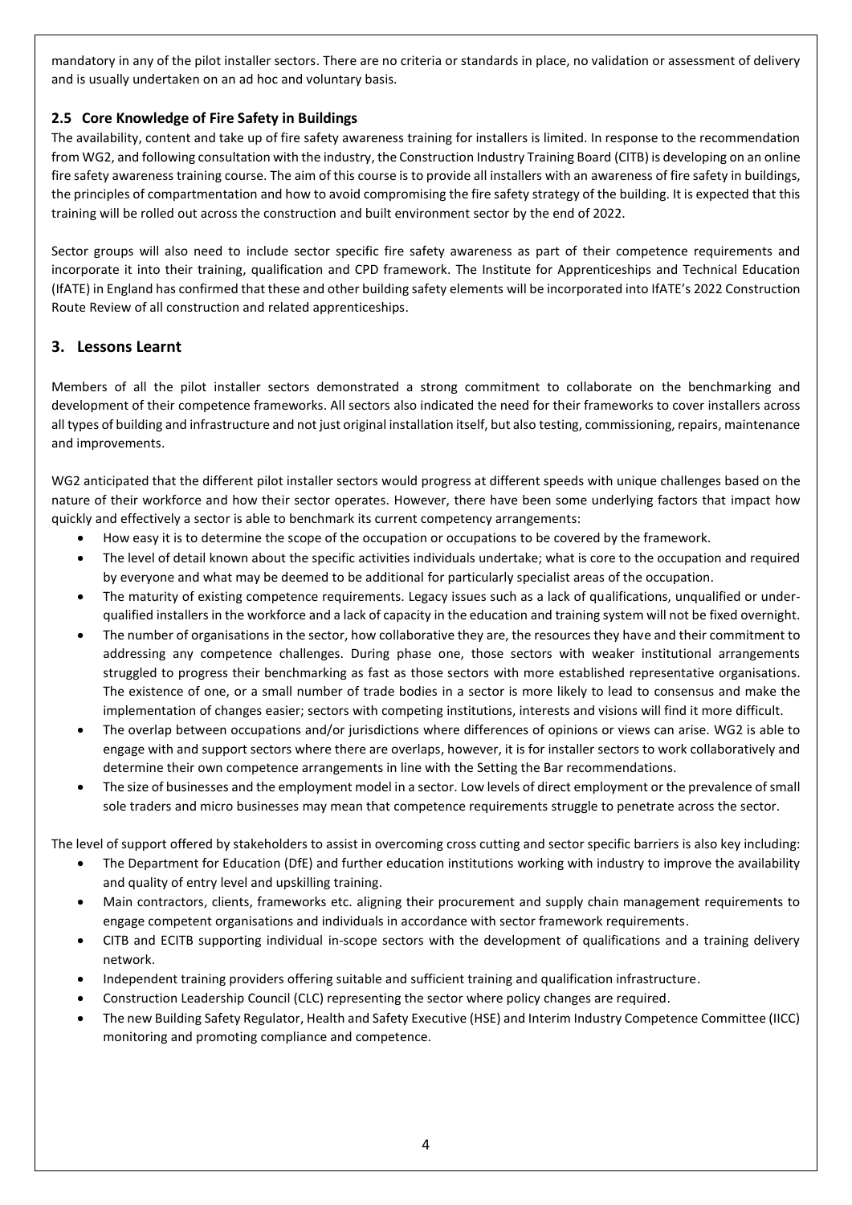mandatory in any of the pilot installer sectors. There are no criteria or standards in place, no validation or assessment of delivery and is usually undertaken on an ad hoc and voluntary basis.

### 2.5 Core Knowledge of Fire Safety in Buildings

The availability, content and take up of fire safety awareness training for installers is limited. In response to the recommendation from WG2, and following consultation with the industry, the Construction Industry Training Board (CITB) is developing on an online fire safety awareness training course. The aim of this course is to provide all installers with an awareness of fire safety in buildings, the principles of compartmentation and how to avoid compromising the fire safety strategy of the building. It is expected that this training will be rolled out across the construction and built environment sector by the end of 2022.

Sector groups will also need to include sector specific fire safety awareness as part of their competence requirements and incorporate it into their training, qualification and CPD framework. The Institute for Apprenticeships and Technical Education (IfATE) in England has confirmed that these and other building safety elements will be incorporated into IfATE's 2022 Construction Route Review of all construction and related apprenticeships.

## 3. Lessons Learnt

Members of all the pilot installer sectors demonstrated a strong commitment to collaborate on the benchmarking and development of their competence frameworks. All sectors also indicated the need for their frameworks to cover installers across all types of building and infrastructure and not just original installation itself, but also testing, commissioning, repairs, maintenance and improvements.

WG2 anticipated that the different pilot installer sectors would progress at different speeds with unique challenges based on the nature of their workforce and how their sector operates. However, there have been some underlying factors that impact how quickly and effectively a sector is able to benchmark its current competency arrangements:

- How easy it is to determine the scope of the occupation or occupations to be covered by the framework.
- The level of detail known about the specific activities individuals undertake; what is core to the occupation and required by everyone and what may be deemed to be additional for particularly specialist areas of the occupation.
- The maturity of existing competence requirements. Legacy issues such as a lack of qualifications, unqualified or under-qualified installers in the workforce and a lack of capacity in the education and training system will not be fixed overnight.
- The number of organisations in the sector, how collaborative they are, the resources they have and their commitment to addressing any competence challenges. During phase one, those sectors with weaker institutional arrangements struggled to progress their benchmarking as fast as those sectors with more established representative organisations. The existence of one, or a small number of trade bodies in a sector is more likely to lead to consensus and make the implementation of changes easier; sectors with competing institutions, interests and visions will find it more difficult.
- The overlap between occupations and/or jurisdictions where differences of opinions or views can arise. WG2 is able to engage with and support sectors where there are overlaps, however, it is for installer sectors to work collaboratively and determine their own competence arrangements in line with the Setting the Bar recommendations.
- The size of businesses and the employment model in a sector. Low levels of direct employment or the prevalence of small sole traders and micro businesses may mean that competence requirements struggle to penetrate across the sector.

The level of support offered by stakeholders to assist in overcoming cross cutting and sector specific barriers is also key including:

- The Department for Education (DfE) and further education institutions working with industry to improve the availability and quality of entry level and upskilling training.
- Main contractors, clients, frameworks etc. aligning their procurement and supply chain management requirements to engage competent organisations and individuals in accordance with sector framework requirements.
- CITB and ECITB supporting individual in-scope sectors with the development of qualifications and a training delivery network.
- Independent training providers offering suitable and sufficient training and qualification infrastructure.
- Construction Leadership Council (CLC) representing the sector where policy changes are required.
- The new Building Safety Regulator, Health and Safety Executive (HSE) and Interim Industry Competence Committee (IICC) monitoring and promoting compliance and competence.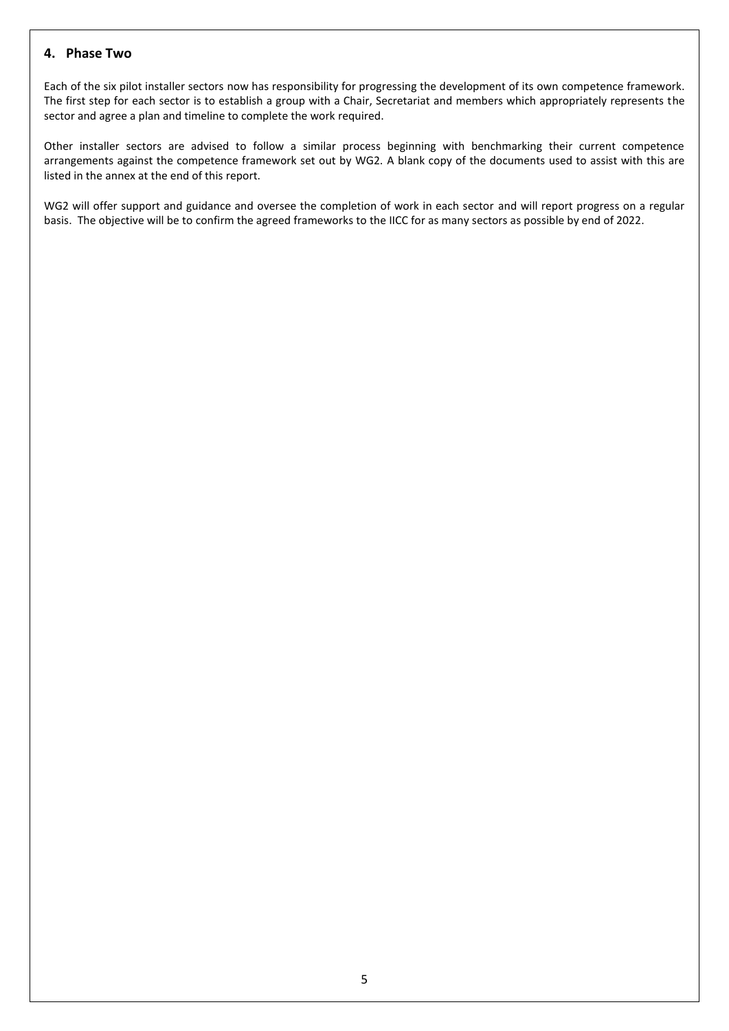## 4. Phase Two

Each of the six pilot installer sectors now has responsibility for progressing the development of its own competence framework. The first step for each sector is to establish a group with a Chair, Secretariat and members which appropriately represents the sector and agree a plan and timeline to complete the work required.

Other installer sectors are advised to follow a similar process beginning with benchmarking their current competence arrangements against the competence framework set out by WG2. A blank copy of the documents used to assist with this are listed in the annex at the end of this report.

WG2 will offer support and guidance and oversee the completion of work in each sector and will report progress on a regular basis. The objective will be to confirm the agreed frameworks to the IICC for as many sectors as possible by end of 2022.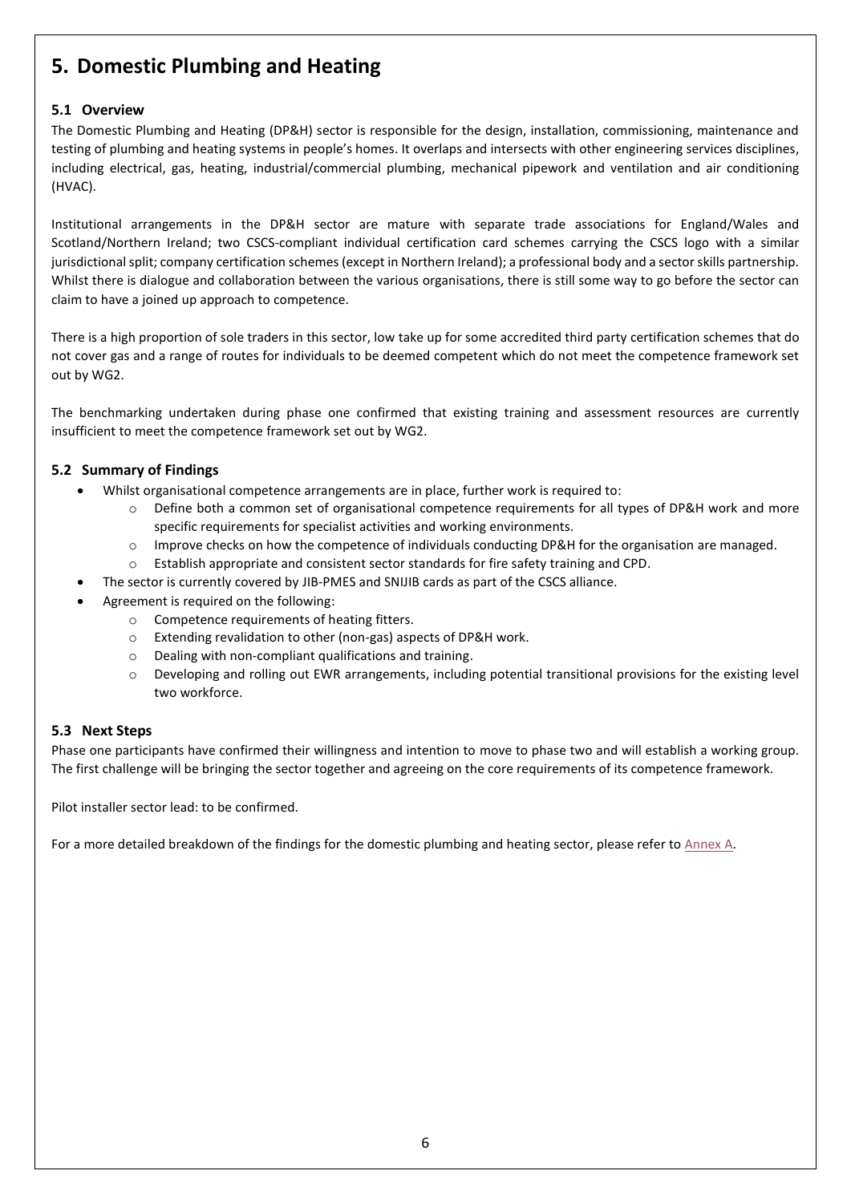# 5. Domestic Plumbing and Heating

## 5.1 Overview

The Domestic Plumbing and Heating (DP&H) sector is responsible for the design, installation, commissioning, maintenance and testing of plumbing and heating systems in people's homes. It overlaps and intersects with other engineering services disciplines, including electrical, gas, heating, industrial/commercial plumbing, mechanical pipework and ventilation and air conditioning (HVAC).

Institutional arrangements in the DP&H sector are mature with separate trade associations for England/Wales and Scotland/Northern Ireland; two CSCS-compliant individual certification card schemes carrying the CSCS logo with a similar jurisdictional split; company certification schemes (except in Northern Ireland); a professional body and a sector skills partnership. Whilst there is dialogue and collaboration between the various organisations, there is still some way to go before the sector can claim to have a joined up approach to competence.

There is a high proportion of sole traders in this sector, low take up for some accredited third party certification schemes that do not cover gas and a range of routes for individuals to be deemed competent which do not meet the competence framework set out by WG2.

The benchmarking undertaken during phase one confirmed that existing training and assessment resources are currently insufficient to meet the competence framework set out by WG2.

## 5.2 Summary of Findings

- Whilst organisational competence arrangements are in place, further work is required to:
  - Define both a common set of organisational competence requirements for all types of DP&H work and more specific requirements for specialist activities and working environments.
  - Improve checks on how the competence of individuals conducting DP&H for the organisation are managed.
  - Establish appropriate and consistent sector standards for fire safety training and CPD.
- The sector is currently covered by JIB-PMES and SNIJIB cards as part of the CSCS alliance.
- Agreement is required on the following:
  - Competence requirements of heating fitters.
  - Extending revalidation to other (non-gas) aspects of DP&H work.
  - Dealing with non-compliant qualifications and training.
  - Developing and rolling out EWR arrangements, including potential transitional provisions for the existing level two workforce.

## 5.3 Next Steps

Phase one participants have confirmed their willingness and intention to move to phase two and will establish a working group. The first challenge will be bringing the sector together and agreeing on the core requirements of its competence framework.

Pilot installer sector lead: to be confirmed.

For a more detailed breakdown of the findings for the domestic plumbing and heating sector, please refer to Annex A.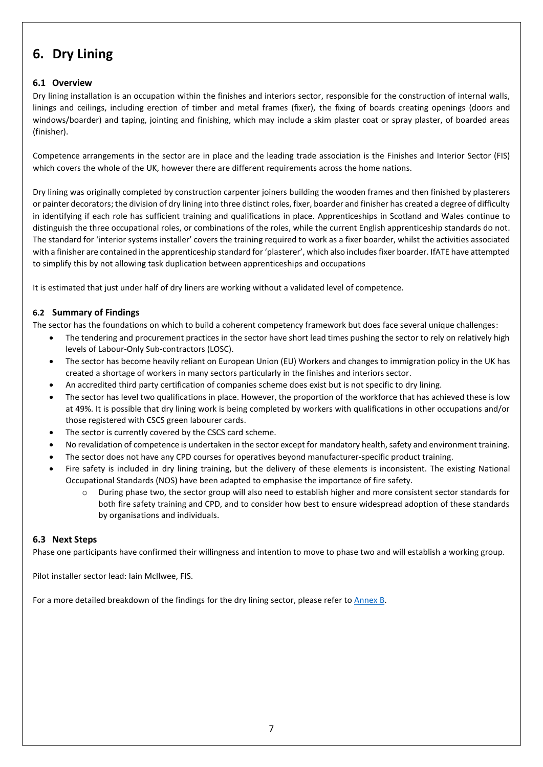# 6. Dry Lining

## 6.1 Overview

Dry lining installation is an occupation within the finishes and interiors sector, responsible for the construction of internal walls, linings and ceilings, including erection of timber and metal frames (fixer), the fixing of boards creating openings (doors and windows/boarder) and taping, jointing and finishing, which may include a skim plaster coat or spray plaster, of boarded areas (finisher).

Competence arrangements in the sector are in place and the leading trade association is the Finishes and Interior Sector (FIS) which covers the whole of the UK, however there are different requirements across the home nations.

Dry lining was originally completed by construction carpenter joiners building the wooden frames and then finished by plasterers or painter decorators; the division of dry lining into three distinct roles, fixer, boarder and finisher has created a degree of difficulty in identifying if each role has sufficient training and qualifications in place. Apprenticeships in Scotland and Wales continue to distinguish the three occupational roles, or combinations of the roles, while the current English apprenticeship standards do not. The standard for 'interior systems installer' covers the training required to work as a fixer boarder, whilst the activities associated with a finisher are contained in the apprenticeship standard for 'plasterer', which also includes fixer boarder. IfATE have attempted to simplify this by not allowing task duplication between apprenticeships and occupations

It is estimated that just under half of dry liners are working without a validated level of competence.

## 6.2 Summary of Findings

The sector has the foundations on which to build a coherent competency framework but does face several unique challenges:

- The tendering and procurement practices in the sector have short lead times pushing the sector to rely on relatively high levels of Labour-Only Sub-contractors (LOSC).
- The sector has become heavily reliant on European Union (EU) Workers and changes to immigration policy in the UK has created a shortage of workers in many sectors particularly in the finishes and interiors sector.
- An accredited third party certification of companies scheme does exist but is not specific to dry lining.
- The sector has level two qualifications in place. However, the proportion of the workforce that has achieved these is low at 49%. It is possible that dry lining work is being completed by workers with qualifications in other occupations and/or those registered with CSCS green labourer cards.
- The sector is currently covered by the CSCS card scheme.
- No revalidation of competence is undertaken in the sector except for mandatory health, safety and environment training.
- The sector does not have any CPD courses for operatives beyond manufacturer-specific product training.
- Fire safety is included in dry lining training, but the delivery of these elements is inconsistent. The existing National Occupational Standards (NOS) have been adapted to emphasise the importance of fire safety.
  - During phase two, the sector group will also need to establish higher and more consistent sector standards for both fire safety training and CPD, and to consider how best to ensure widespread adoption of these standards by organisations and individuals.

## 6.3 Next Steps

Phase one participants have confirmed their willingness and intention to move to phase two and will establish a working group.

Pilot installer sector lead: Iain McIlwee, FIS.

For a more detailed breakdown of the findings for the dry lining sector, please refer to Annex B.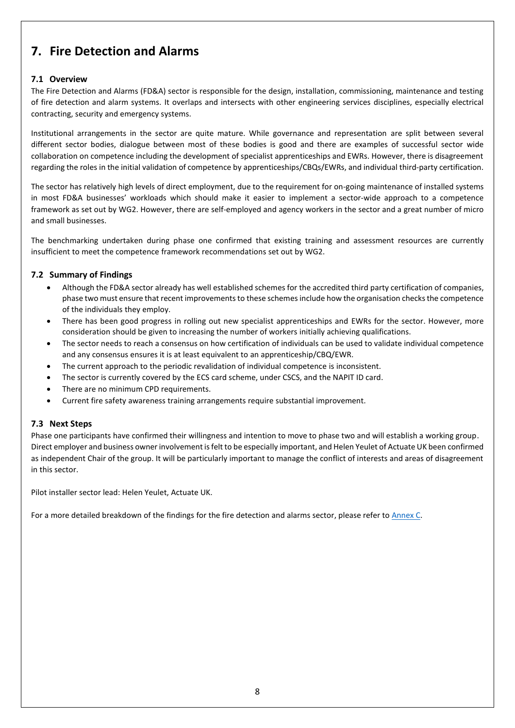# 7. Fire Detection and Alarms

## 7.1 Overview

The Fire Detection and Alarms (FD&A) sector is responsible for the design, installation, commissioning, maintenance and testing of fire detection and alarm systems. It overlaps and intersects with other engineering services disciplines, especially electrical contracting, security and emergency systems.

Institutional arrangements in the sector are quite mature. While governance and representation are split between several different sector bodies, dialogue between most of these bodies is good and there are examples of successful sector wide collaboration on competence including the development of specialist apprenticeships and EWRs. However, there is disagreement regarding the roles in the initial validation of competence by apprenticeships/CBQs/EWRs, and individual third-party certification.

The sector has relatively high levels of direct employment, due to the requirement for on-going maintenance of installed systems in most FD&A businesses' workloads which should make it easier to implement a sector-wide approach to a competence framework as set out by WG2. However, there are self-employed and agency workers in the sector and a great number of micro and small businesses.

The benchmarking undertaken during phase one confirmed that existing training and assessment resources are currently insufficient to meet the competence framework recommendations set out by WG2.

## 7.2 Summary of Findings

- Although the FD&A sector already has well established schemes for the accredited third party certification of companies, phase two must ensure that recent improvements to these schemes include how the organisation checks the competence of the individuals they employ.
- There has been good progress in rolling out new specialist apprenticeships and EWRs for the sector. However, more consideration should be given to increasing the number of workers initially achieving qualifications.
- The sector needs to reach a consensus on how certification of individuals can be used to validate individual competence and any consensus ensures it is at least equivalent to an apprenticeship/CBQ/EWR.
- The current approach to the periodic revalidation of individual competence is inconsistent.
- The sector is currently covered by the ECS card scheme, under CSCS, and the NAPIT ID card.
- There are no minimum CPD requirements.
- Current fire safety awareness training arrangements require substantial improvement.

## 7.3 Next Steps

Phase one participants have confirmed their willingness and intention to move to phase two and will establish a working group. Direct employer and business owner involvement is felt to be especially important, and Helen Yeulet of Actuate UK been confirmed as independent Chair of the group. It will be particularly important to manage the conflict of interests and areas of disagreement in this sector.

Pilot installer sector lead: Helen Yeulet, Actuate UK.

For a more detailed breakdown of the findings for the fire detection and alarms sector, please refer to Annex C.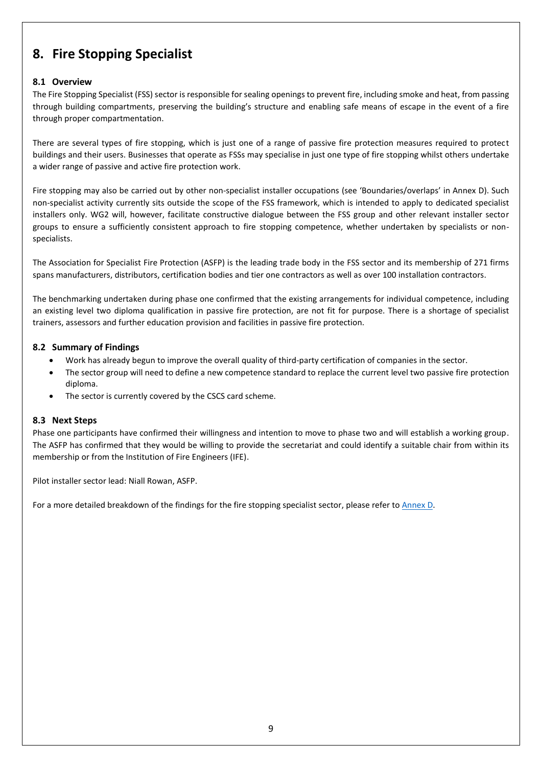# 8. Fire Stopping Specialist

## 8.1 Overview

The Fire Stopping Specialist (FSS) sector is responsible for sealing openings to prevent fire, including smoke and heat, from passing through building compartments, preserving the building's structure and enabling safe means of escape in the event of a fire through proper compartmentation.

There are several types of fire stopping, which is just one of a range of passive fire protection measures required to protect buildings and their users. Businesses that operate as FSSs may specialise in just one type of fire stopping whilst others undertake a wider range of passive and active fire protection work.

Fire stopping may also be carried out by other non-specialist installer occupations (see 'Boundaries/overlaps' in Annex D). Such non-specialist activity currently sits outside the scope of the FSS framework, which is intended to apply to dedicated specialist installers only. WG2 will, however, facilitate constructive dialogue between the FSS group and other relevant installer sector groups to ensure a sufficiently consistent approach to fire stopping competence, whether undertaken by specialists or non-specialists.

The Association for Specialist Fire Protection (ASFP) is the leading trade body in the FSS sector and its membership of 271 firms spans manufacturers, distributors, certification bodies and tier one contractors as well as over 100 installation contractors.

The benchmarking undertaken during phase one confirmed that the existing arrangements for individual competence, including an existing level two diploma qualification in passive fire protection, are not fit for purpose. There is a shortage of specialist trainers, assessors and further education provision and facilities in passive fire protection.

## 8.2 Summary of Findings

- Work has already begun to improve the overall quality of third-party certification of companies in the sector.
- The sector group will need to define a new competence standard to replace the current level two passive fire protection diploma.
- The sector is currently covered by the CSCS card scheme.

## 8.3 Next Steps

Phase one participants have confirmed their willingness and intention to move to phase two and will establish a working group. The ASFP has confirmed that they would be willing to provide the secretariat and could identify a suitable chair from within its membership or from the Institution of Fire Engineers (IFE).

Pilot installer sector lead: Niall Rowan, ASFP.

For a more detailed breakdown of the findings for the fire stopping specialist sector, please refer to Annex D.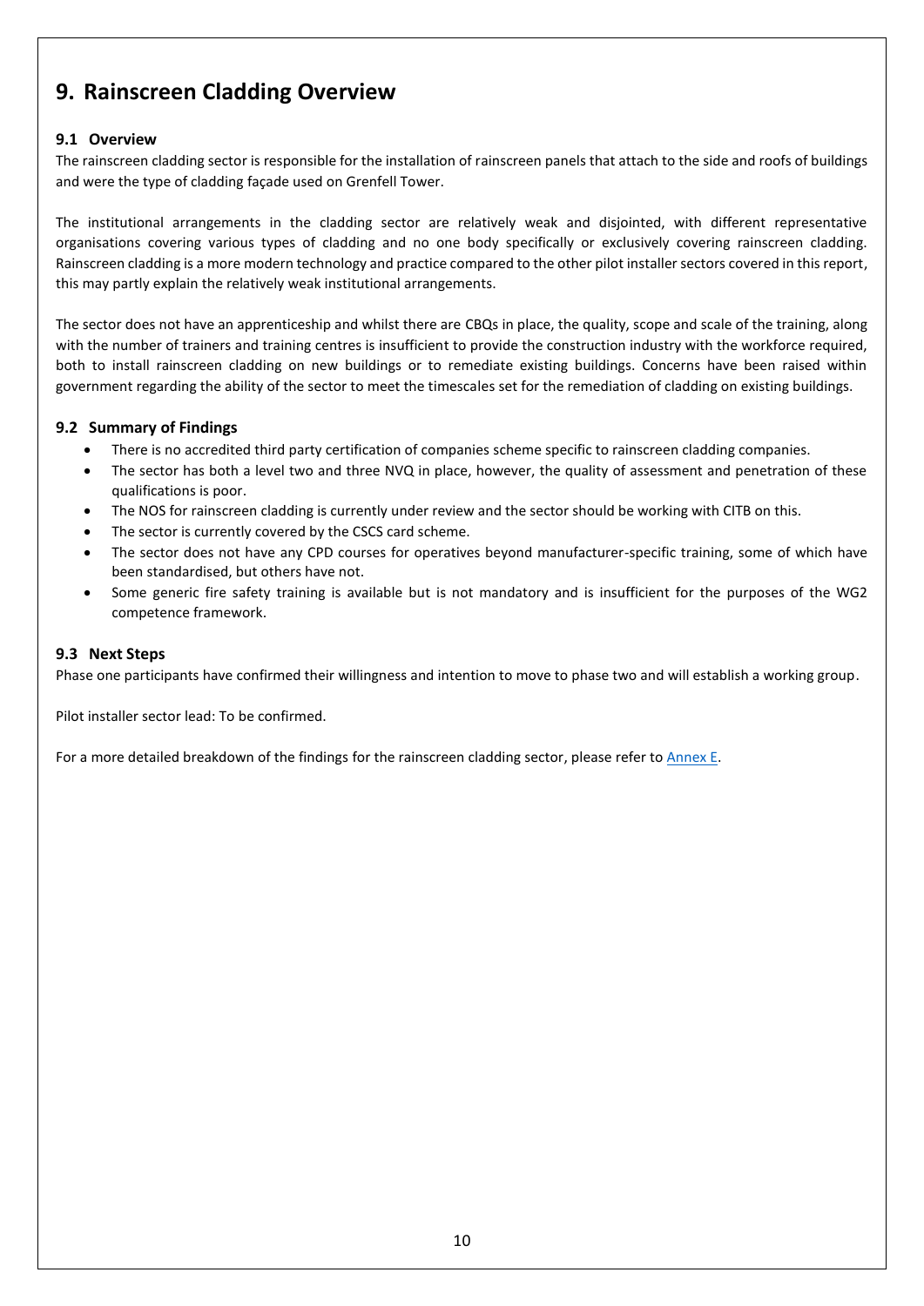# 9. Rainscreen Cladding Overview

### 9.1 Overview

The rainscreen cladding sector is responsible for the installation of rainscreen panels that attach to the side and roofs of buildings and were the type of cladding façade used on Grenfell Tower.

The institutional arrangements in the cladding sector are relatively weak and disjointed, with different representative organisations covering various types of cladding and no one body specifically or exclusively covering rainscreen cladding. Rainscreen cladding is a more modern technology and practice compared to the other pilot installer sectors covered in this report, this may partly explain the relatively weak institutional arrangements.

The sector does not have an apprenticeship and whilst there are CBQs in place, the quality, scope and scale of the training, along with the number of trainers and training centres is insufficient to provide the construction industry with the workforce required, both to install rainscreen cladding on new buildings or to remediate existing buildings. Concerns have been raised within government regarding the ability of the sector to meet the timescales set for the remediation of cladding on existing buildings.

### 9.2 Summary of Findings

- There is no accredited third party certification of companies scheme specific to rainscreen cladding companies.
- The sector has both a level two and three NVQ in place, however, the quality of assessment and penetration of these qualifications is poor.
- The NOS for rainscreen cladding is currently under review and the sector should be working with CITB on this.
- The sector is currently covered by the CSCS card scheme.
- The sector does not have any CPD courses for operatives beyond manufacturer-specific training, some of which have been standardised, but others have not.
- Some generic fire safety training is available but is not mandatory and is insufficient for the purposes of the WG2 competence framework.

### 9.3 Next Steps

Phase one participants have confirmed their willingness and intention to move to phase two and will establish a working group.

Pilot installer sector lead: To be confirmed.

For a more detailed breakdown of the findings for the rainscreen cladding sector, please refer to Annex E.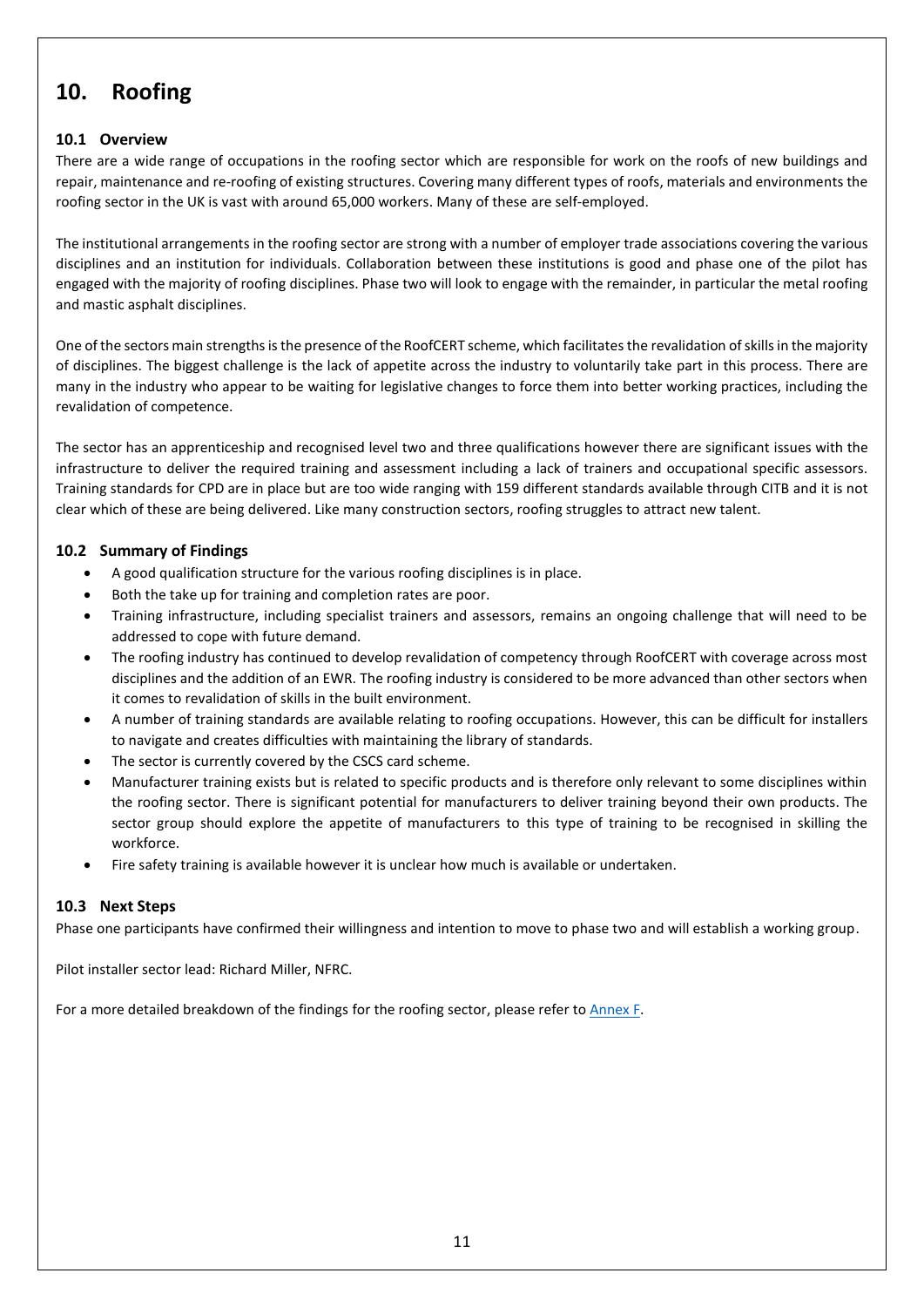# 10. Roofing

## 10.1 Overview

There are a wide range of occupations in the roofing sector which are responsible for work on the roofs of new buildings and repair, maintenance and re-roofing of existing structures. Covering many different types of roofs, materials and environments the roofing sector in the UK is vast with around 65,000 workers. Many of these are self-employed.

The institutional arrangements in the roofing sector are strong with a number of employer trade associations covering the various disciplines and an institution for individuals. Collaboration between these institutions is good and phase one of the pilot has engaged with the majority of roofing disciplines. Phase two will look to engage with the remainder, in particular the metal roofing and mastic asphalt disciplines.

One of the sectors main strengths is the presence of the RoofCERT scheme, which facilitates the revalidation of skills in the majority of disciplines. The biggest challenge is the lack of appetite across the industry to voluntarily take part in this process. There are many in the industry who appear to be waiting for legislative changes to force them into better working practices, including the revalidation of competence.

The sector has an apprenticeship and recognised level two and three qualifications however there are significant issues with the infrastructure to deliver the required training and assessment including a lack of trainers and occupational specific assessors. Training standards for CPD are in place but are too wide ranging with 159 different standards available through CITB and it is not clear which of these are being delivered. Like many construction sectors, roofing struggles to attract new talent.

## 10.2 Summary of Findings

- A good qualification structure for the various roofing disciplines is in place.
- Both the take up for training and completion rates are poor.
- Training infrastructure, including specialist trainers and assessors, remains an ongoing challenge that will need to be addressed to cope with future demand.
- The roofing industry has continued to develop revalidation of competency through RoofCERT with coverage across most disciplines and the addition of an EWR. The roofing industry is considered to be more advanced than other sectors when it comes to revalidation of skills in the built environment.
- A number of training standards are available relating to roofing occupations. However, this can be difficult for installers to navigate and creates difficulties with maintaining the library of standards.
- The sector is currently covered by the CSCS card scheme.
- Manufacturer training exists but is related to specific products and is therefore only relevant to some disciplines within the roofing sector. There is significant potential for manufacturers to deliver training beyond their own products. The sector group should explore the appetite of manufacturers to this type of training to be recognised in skilling the workforce.
- Fire safety training is available however it is unclear how much is available or undertaken.

## 10.3 Next Steps

Phase one participants have confirmed their willingness and intention to move to phase two and will establish a working group.

Pilot installer sector lead: Richard Miller, NFRC.

For a more detailed breakdown of the findings for the roofing sector, please refer to Annex F.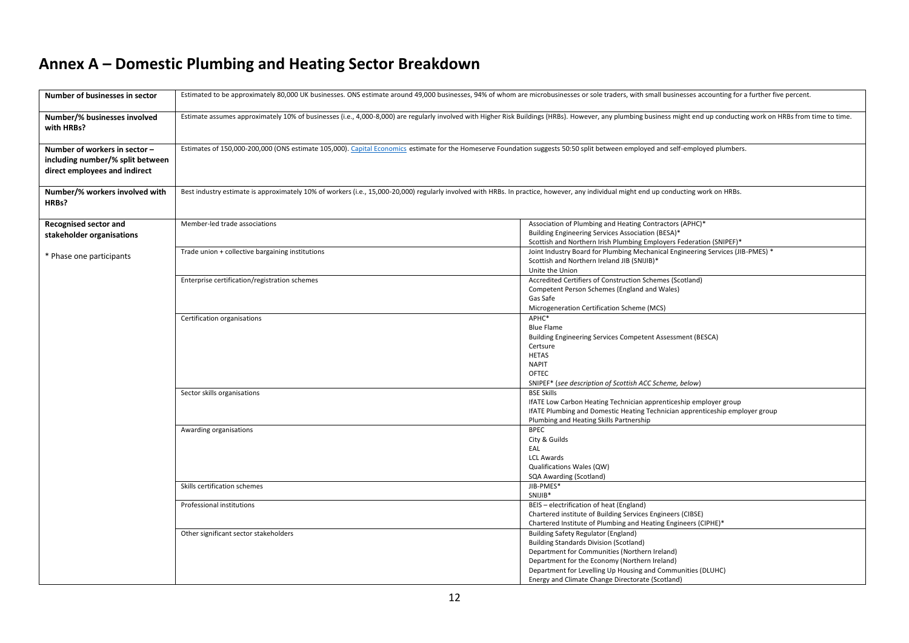# Annex A – Domestic Plumbing and Heating Sector Breakdown

| | | |
|---|---|---|
| **Number of businesses in sector** | Estimated to be approximately 80,000 UK businesses. ONS estimate around 49,000 businesses, 94% of whom are microbusinesses or sole traders, with small businesses accounting for a further five percent. | |
| **Number/% businesses involved with HRBs?** | Estimate assumes approximately 10% of businesses (i.e., 4,000-8,000) are regularly involved with Higher Risk Buildings (HRBs). However, any plumbing business might end up conducting work on HRBs from time to time. | |
| **Number of workers in sector – including number/% split between direct employees and indirect** | Estimates of 150,000-200,000 (ONS estimate 105,000). Capital Economics estimate for the Homeserve Foundation suggests 50:50 split between employed and self-employed plumbers. | |
| **Number/% workers involved with HRBs?** | Best industry estimate is approximately 10% of workers (i.e., 15,000-20,000) regularly involved with HRBs. In practice, however, any individual might end up conducting work on HRBs. | |
| **Recognised sector and stakeholder organisations**<br><br>* Phase one participants | Member-led trade associations | Association of Plumbing and Heating Contractors (APHC)*<br>Building Engineering Services Association (BESA)*<br>Scottish and Northern Irish Plumbing Employers Federation (SNIPEF)* |
| | Trade union + collective bargaining institutions | Joint Industry Board for Plumbing Mechanical Engineering Services (JIB-PMES) *<br>Scottish and Northern Ireland JIB (SNIJIB)*<br>Unite the Union |
| | Enterprise certification/registration schemes | Accredited Certifiers of Construction Schemes (Scotland)<br>Competent Person Schemes (England and Wales)<br>Gas Safe<br>Microgeneration Certification Scheme (MCS) |
| | Certification organisations | APHC*<br>Blue Flame<br>Building Engineering Services Competent Assessment (BESCA)<br>Certsure<br>HETAS<br>NAPIT<br>OFTEC<br>SNIPEF* (*see description of Scottish ACC Scheme, below*) |
| | Sector skills organisations | BSE Skills<br>IfATE Low Carbon Heating Technician apprenticeship employer group<br>IfATE Plumbing and Domestic Heating Technician apprenticeship employer group<br>Plumbing and Heating Skills Partnership |
| | Awarding organisations | BPEC<br>City & Guilds<br>EAL<br>LCL Awards<br>Qualifications Wales (QW)<br>SQA Awarding (Scotland) |
| | Skills certification schemes | JIB-PMES*<br>SNIJIB* |
| | Professional institutions | BEIS – electrification of heat (England)<br>Chartered institute of Building Services Engineers (CIBSE)<br>Chartered Institute of Plumbing and Heating Engineers (CIPHE)* |
| | Other significant sector stakeholders | Building Safety Regulator (England)<br>Building Standards Division (Scotland)<br>Department for Communities (Northern Ireland)<br>Department for the Economy (Northern Ireland)<br>Department for Levelling Up Housing and Communities (DLUHC)<br>Energy and Climate Change Directorate (Scotland) |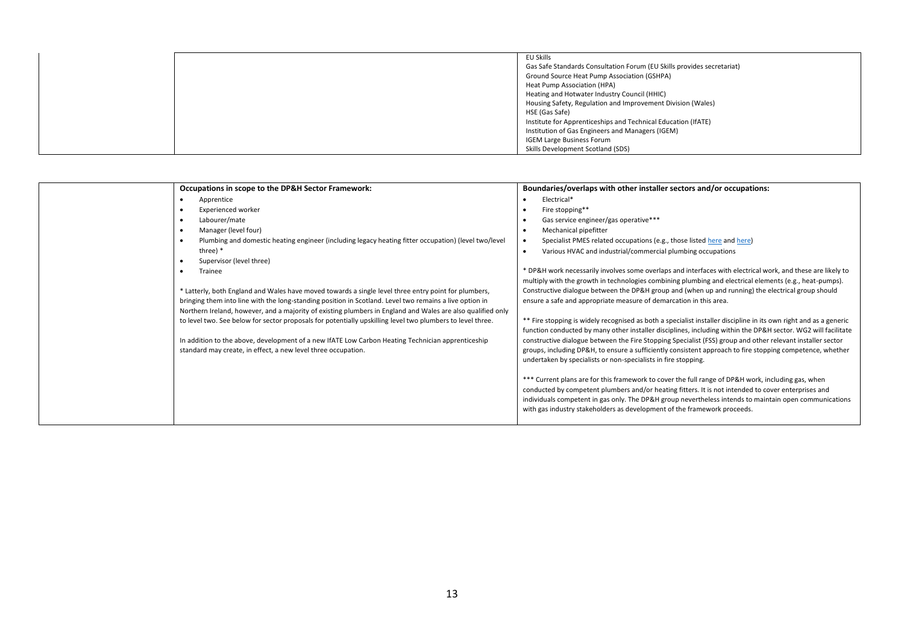| | | |
|---|---|---|
| | | EU Skills<br>Gas Safe Standards Consultation Forum (EU Skills provides secretariat)<br>Ground Source Heat Pump Association (GSHPA)<br>Heat Pump Association (HPA)<br>Heating and Hotwater Industry Council (HHIC)<br>Housing Safety, Regulation and Improvement Division (Wales)<br>HSE (Gas Safe)<br>Institute for Apprenticeships and Technical Education (IfATE)<br>Institution of Gas Engineers and Managers (IGEM)<br>IGEM Large Business Forum<br>Skills Development Scotland (SDS) |

| | | |
|---|---|---|
| | **Occupations in scope to the DP&H Sector Framework:**<br>• Apprentice<br>• Experienced worker<br>• Labourer/mate<br>• Manager (level four)<br>• Plumbing and domestic heating engineer (including legacy heating fitter occupation) (level two/level three) *<br>• Supervisor (level three)<br>• Trainee<br><br>* Latterly, both England and Wales have moved towards a single level three entry point for plumbers, bringing them into line with the long-standing position in Scotland. Level two remains a live option in Northern Ireland, however, and a majority of existing plumbers in England and Wales are also qualified only to level two. See below for sector proposals for potentially upskilling level two plumbers to level three.<br><br>In addition to the above, development of a new IfATE Low Carbon Heating Technician apprenticeship standard may create, in effect, a new level three occupation. | **Boundaries/overlaps with other installer sectors and/or occupations:**<br>• Electrical*<br>• Fire stopping**<br>• Gas service engineer/gas operative***<br>• Mechanical pipefitter<br>• Specialist PMES related occupations (e.g., those listed here and here)<br>• Various HVAC and industrial/commercial plumbing occupations<br><br>* DP&H work necessarily involves some overlaps and interfaces with electrical work, and these are likely to multiply with the growth in technologies combining plumbing and electrical elements (e.g., heat-pumps). Constructive dialogue between the DP&H group and (when up and running) the electrical group should ensure a safe and appropriate measure of demarcation in this area.<br><br>** Fire stopping is widely recognised as both a specialist installer discipline in its own right and as a generic function conducted by many other installer disciplines, including within the DP&H sector. WG2 will facilitate constructive dialogue between the Fire Stopping Specialist (FSS) group and other relevant installer sector groups, including DP&H, to ensure a sufficiently consistent approach to fire stopping competence, whether undertaken by specialists or non-specialists in fire stopping.<br><br>*** Current plans are for this framework to cover the full range of DP&H work, including gas, when conducted by competent plumbers and/or heating fitters. It is not intended to cover enterprises and individuals competent in gas only. The DP&H group nevertheless intends to maintain open communications with gas industry stakeholders as development of the framework proceeds. |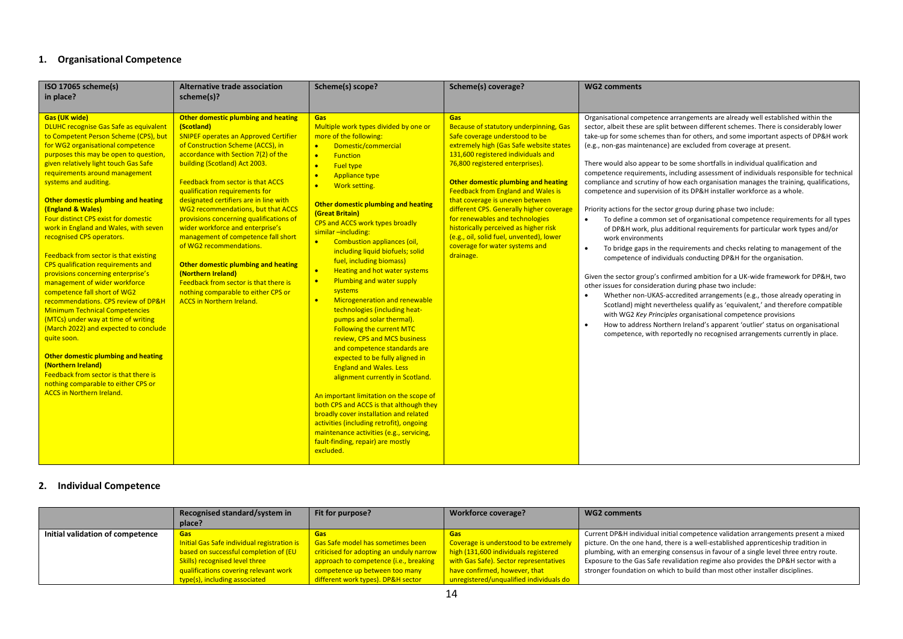## 1. Organisational Competence

| ISO 17065 scheme(s) in place? | Alternative trade association scheme(s)? | Scheme(s) scope? | Scheme(s) coverage? | WG2 comments |
|---|---|---|---|---|
| **Gas (UK wide)**<br>DLUHC recognise Gas Safe as equivalent to Competent Person Scheme (CPS), but for WG2 organisational competence purposes this may be open to question, given relatively light touch Gas Safe requirements around management systems and auditing.<br><br>**Other domestic plumbing and heating (England & Wales)**<br>Four distinct CPS exist for domestic work in England and Wales, with seven recognised CPS operators.<br><br>Feedback from sector is that existing CPS qualification requirements and provisions concerning enterprise's management of wider workforce competence fall short of WG2 recommendations. CPS review of DP&H Minimum Technical Competencies (MTCs) under way at time of writing (March 2022) and expected to conclude quite soon.<br><br>**Other domestic plumbing and heating (Northern Ireland)**<br>Feedback from sector is that there is nothing comparable to either CPS or ACCS in Northern Ireland. | **Other domestic plumbing and heating (Scotland)**<br>SNIPEF operates an Approved Certifier of Construction Scheme (ACCS), in accordance with Section 7(2) of the building (Scotland) Act 2003.<br><br>Feedback from sector is that ACCS designated certifiers are in line with WG2 recommendations, but that ACCS provisions concerning qualifications of wider workforce and enterprise's management of competence fall short of WG2 recommendations.<br><br>**Other domestic plumbing and heating (Northern Ireland)**<br>Feedback from sector is that there is nothing comparable to either CPS or ACCS in Northern Ireland. | **Gas**<br>Multiple work types divided by one or more of the following:<br>• Domestic/commercial<br>• Function<br>• Fuel type<br>• Appliance type<br>• Work setting.<br><br>**Other domestic plumbing and heating (Great Britain)**<br>CPS and ACCS work types broadly similar –including:<br>• Combustion appliances (oil, including liquid biofuels; solid fuel, including biomass)<br>• Heating and hot water systems<br>• Plumbing and water supply systems<br>• Microgeneration and renewable technologies (including heat-pumps and solar thermal). Following the current MTC review, CPS and MCS business and competence standards are expected to be fully aligned in England and Wales. Less alignment currently in Scotland.<br><br>An important limitation on the scope of both CPS and ACCS is that although they broadly cover installation and related activities (including retrofit), ongoing maintenance activities (e.g., servicing, fault-finding, repair) are mostly excluded. | **Gas**<br>Because of statutory underpinning, Gas Safe coverage understood to be extremely high (Gas Safe website states 131,600 registered individuals and 76,800 registered enterprises).<br><br>**Other domestic plumbing and heating**<br>Feedback from England and Wales is that coverage is uneven between different CPS. Generally higher coverage for renewables and technologies historically perceived as higher risk (e.g., oil, solid fuel, unvented), lower coverage for water systems and drainage. | Organisational competence arrangements are already well established within the sector, albeit these are split between different schemes. There is considerably lower take-up for some schemes than for others, and some important aspects of DP&H work (e.g., non-gas maintenance) are excluded from coverage at present.<br><br>There would also appear to be some shortfalls in individual qualification and competence requirements, including assessment of individuals responsible for technical compliance and scrutiny of how each organisation manages the training, qualifications, competence and supervision of its DP&H installer workforce as a whole.<br><br>Priority actions for the sector group during phase two include:<br>• To define a common set of organisational competence requirements for all types of DP&H work, plus additional requirements for particular work types and/or work environments<br>• To bridge gaps in the requirements and checks relating to management of the competence of individuals conducting DP&H for the organisation.<br><br>Given the sector group's confirmed ambition for a UK-wide framework for DP&H, two other issues for consideration during phase two include:<br>• Whether non-UKAS-accredited arrangements (e.g., those already operating in Scotland) might nevertheless qualify as 'equivalent,' and therefore compatible with WG2 *Key Principles* organisational competence provisions<br>• How to address Northern Ireland's apparent 'outlier' status on organisational competence, with reportedly no recognised arrangements currently in place. |

## 2. Individual Competence

| | Recognised standard/system in place? | Fit for purpose? | Workforce coverage? | WG2 comments |
|---|---|---|---|---|
| **Initial validation of competence** | **Gas**<br>Initial Gas Safe individual registration is based on successful completion of (EU Skills) recognised level three qualifications covering relevant work type(s), including associated | **Gas**<br>Gas Safe model has sometimes been criticised for adopting an unduly narrow approach to competence (i.e., breaking competence up between too many different work types). DP&H sector | **Gas**<br>Coverage is understood to be extremely high (131,600 individuals registered with Gas Safe). Sector representatives have confirmed, however, that unregistered/unqualified individuals do | Current DP&H individual initial competence validation arrangements present a mixed picture. On the one hand, there is a well-established apprenticeship tradition in plumbing, with an emerging consensus in favour of a single level three entry route. Exposure to the Gas Safe revalidation regime also provides the DP&H sector with a stronger foundation on which to build than most other installer disciplines. |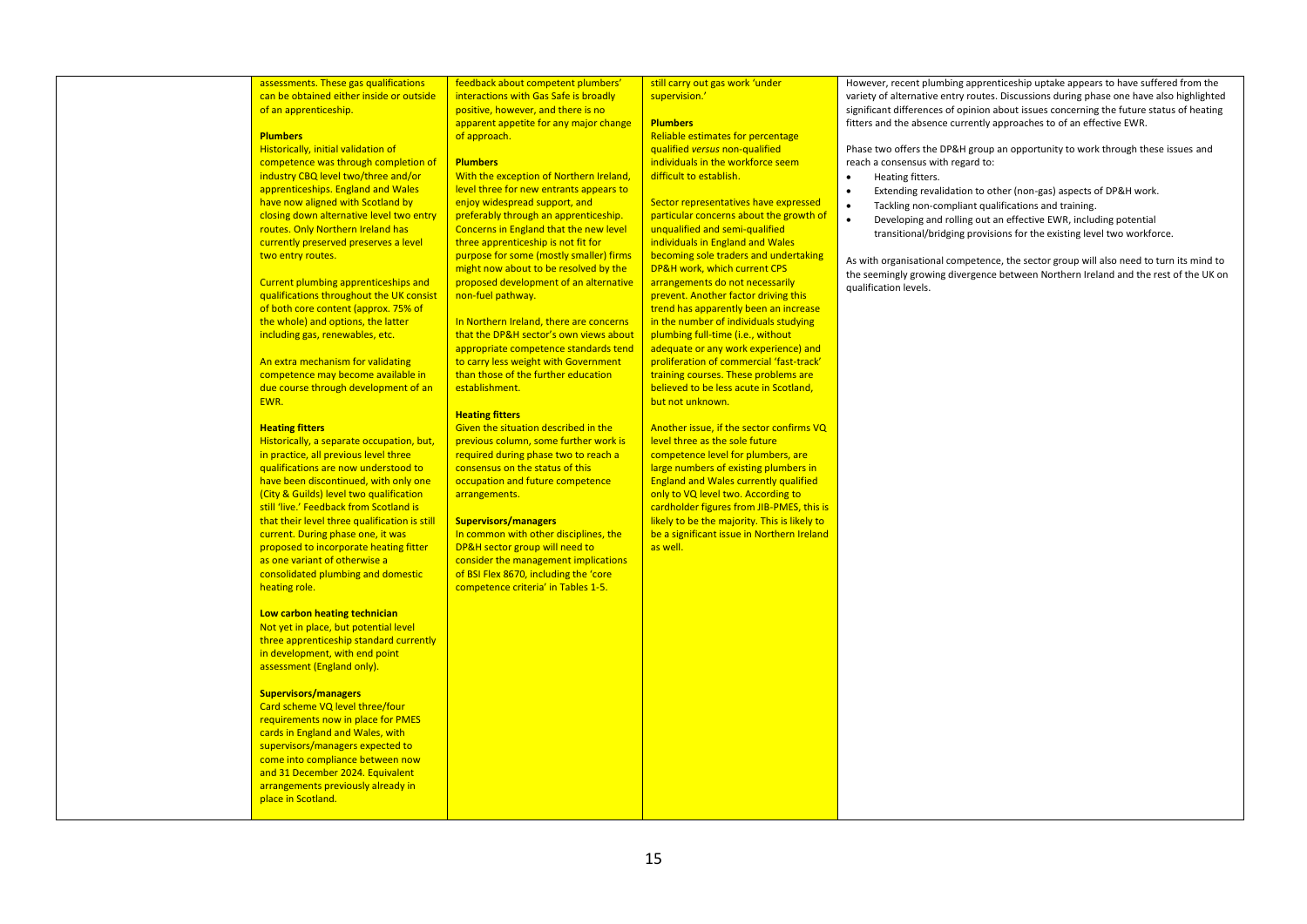| | | | | |
|---|---|---|---|---|
| | assessments. These gas qualifications can be obtained either inside or outside of an apprenticeship.<br><br>**Plumbers**<br>Historically, initial validation of competence was through completion of industry CBQ level two/three and/or apprenticeships. England and Wales have now aligned with Scotland by closing down alternative level two entry routes. Only Northern Ireland has currently preserved preserves a level two entry routes.<br><br>Current plumbing apprenticeships and qualifications throughout the UK consist of both core content (approx. 75% of the whole) and options, the latter including gas, renewables, etc.<br><br>An extra mechanism for validating competence may become available in due course through development of an EWR.<br><br>**Heating fitters**<br>Historically, a separate occupation, but, in practice, all previous level three qualifications are now understood to have been discontinued, with only one (City & Guilds) level two qualification still 'live.' Feedback from Scotland is that their level three qualification is still current. During phase one, it was proposed to incorporate heating fitter as one variant of otherwise a consolidated plumbing and domestic heating role.<br><br>**Low carbon heating technician**<br>Not yet in place, but potential level three apprenticeship standard currently in development, with end point assessment (England only).<br><br>**Supervisors/managers**<br>Card scheme VQ level three/four requirements now in place for PMES cards in England and Wales, with supervisors/managers expected to come into compliance between now and 31 December 2024. Equivalent arrangements previously already in place in Scotland. | feedback about competent plumbers' interactions with Gas Safe is broadly positive, however, and there is no apparent appetite for any major change of approach.<br><br>**Plumbers**<br>With the exception of Northern Ireland, level three for new entrants appears to enjoy widespread support, and preferably through an apprenticeship. Concerns in England that the new level three apprenticeship is not fit for purpose for some (mostly smaller) firms might now about to be resolved by the proposed development of an alternative non-fuel pathway.<br><br>In Northern Ireland, there are concerns that the DP&H sector's own views about appropriate competence standards tend to carry less weight with Government than those of the further education establishment.<br><br>**Heating fitters**<br>Given the situation described in the previous column, some further work is required during phase two to reach a consensus on the status of this occupation and future competence arrangements.<br><br>**Supervisors/managers**<br>In common with other disciplines, the DP&H sector group will need to consider the management implications of BSI Flex 8670, including the 'core competence criteria' in Tables 1-5. | still carry out gas work 'under supervision.'<br><br>**Plumbers**<br>Reliable estimates for percentage qualified *versus* non-qualified individuals in the workforce seem difficult to establish.<br><br>Sector representatives have expressed particular concerns about the growth of unqualified and semi-qualified individuals in England and Wales becoming sole traders and undertaking DP&H work, which current CPS arrangements do not necessarily prevent. Another factor driving this trend has apparently been an increase in the number of individuals studying plumbing full-time (i.e., without adequate or any work experience) and proliferation of commercial 'fast-track' training courses. These problems are believed to be less acute in Scotland, but not unknown.<br><br>Another issue, if the sector confirms VQ level three as the sole future competence level for plumbers, are large numbers of existing plumbers in England and Wales currently qualified only to VQ level two. According to cardholder figures from JIB-PMES, this is likely to be the majority. This is likely to be a significant issue in Northern Ireland as well. | However, recent plumbing apprenticeship uptake appears to have suffered from the variety of alternative entry routes. Discussions during phase one have also highlighted significant differences of opinion about issues concerning the future status of heating fitters and the absence currently approaches to of an effective EWR.<br><br>Phase two offers the DP&H group an opportunity to work through these issues and reach a consensus with regard to:<br>• Heating fitters.<br>• Extending revalidation to other (non-gas) aspects of DP&H work.<br>• Tackling non-compliant qualifications and training.<br>• Developing and rolling out an effective EWR, including potential transitional/bridging provisions for the existing level two workforce.<br><br>As with organisational competence, the sector group will also need to turn its mind to the seemingly growing divergence between Northern Ireland and the rest of the UK on qualification levels. |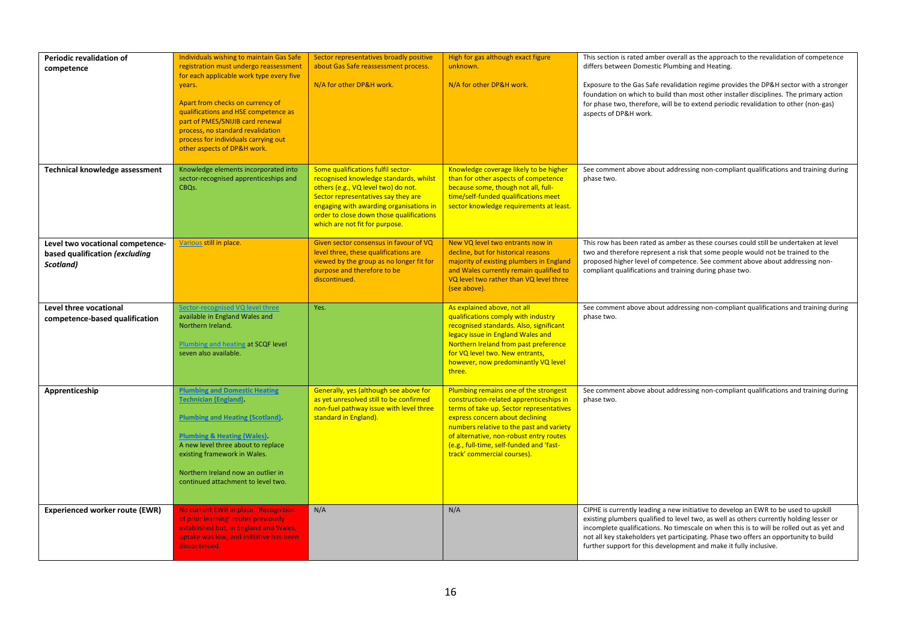| | | | | |
|---|---|---|---|---|
| **Periodic revalidation of competence** | Individuals wishing to maintain Gas Safe registration must undergo reassessment for each applicable work type every five years.<br><br>Apart from checks on currency of qualifications and HSE competence as part of PMES/SNIJIB card renewal process, no standard revalidation process for individuals carrying out other aspects of DP&H work. | Sector representatives broadly positive about Gas Safe reassessment process.<br><br>N/A for other DP&H work. | High for gas although exact figure unknown.<br><br>N/A for other DP&H work. | This section is rated amber overall as the approach to the revalidation of competence differs between Domestic Plumbing and Heating.<br><br>Exposure to the Gas Safe revalidation regime provides the DP&H sector with a stronger foundation on which to build than most other installer disciplines. The primary action for phase two, therefore, will be to extend periodic revalidation to other (non-gas) aspects of DP&H work. |
| **Technical knowledge assessment** | Knowledge elements incorporated into sector-recognised apprenticeships and CBQs. | Some qualifications fulfil sector-recognised knowledge standards, whilst others (e.g., VQ level two) do not. Sector representatives say they are engaging with awarding organisations in order to close down those qualifications which are not fit for purpose. | Knowledge coverage likely to be higher than for other aspects of competence because some, though not all, full-time/self-funded qualifications meet sector knowledge requirements at least. | See comment above about addressing non-compliant qualifications and training during phase two. |
| **Level two vocational competence-based qualification *(excluding Scotland)*** | Various still in place. | Given sector consensus in favour of VQ level three, these qualifications are viewed by the group as no longer fit for purpose and therefore to be discontinued. | New VQ level two entrants now in decline, but for historical reasons majority of existing plumbers in England and Wales currently remain qualified to VQ level two rather than VQ level three (see above). | This row has been rated as amber as these courses could still be undertaken at level two and therefore represent a risk that some people would not be trained to the proposed higher level of competence. See comment above about addressing non-compliant qualifications and training during phase two. |
| **Level three vocational competence-based qualification** | Sector-recognised VQ level three available in England Wales and Northern Ireland.<br><br>Plumbing and heating at SCQF level seven also available. | Yes. | As explained above, not all qualifications comply with industry recognised standards. Also, significant legacy issue in England Wales and Northern Ireland from past preference for VQ level two. New entrants, however, now predominantly VQ level three. | See comment above about addressing non-compliant qualifications and training during phase two. |
| **Apprenticeship** | **Plumbing and Domestic Heating Technician (England).**<br><br>**Plumbing and Heating (Scotland).**<br><br>**Plumbing & Heating (Wales).** A new level three about to replace existing framework in Wales.<br><br>Northern Ireland now an outlier in continued attachment to level two. | Generally, yes (although see above for as yet unresolved still to be confirmed non-fuel pathway issue with level three standard in England). | Plumbing remains one of the strongest construction-related apprenticeships in terms of take up. Sector representatives express concern about declining numbers relative to the past and variety of alternative, non-robust entry routes (e.g., full-time, self-funded and 'fast-track' commercial courses). | See comment above about addressing non-compliant qualifications and training during phase two. |
| **Experienced worker route (EWR)** | No current EWR in place. 'Recognition of prior learning' routes previously established but, in England and Wales, uptake was low, and initiative has been discontinued. | N/A | N/A | CIPHE is currently leading a new initiative to develop an EWR to be used to upskill existing plumbers qualified to level two, as well as others currently holding lesser or incomplete qualifications. No timescale on when this is to will be rolled out as yet and not all key stakeholders yet participating. Phase two offers an opportunity to build further support for this development and make it fully inclusive. |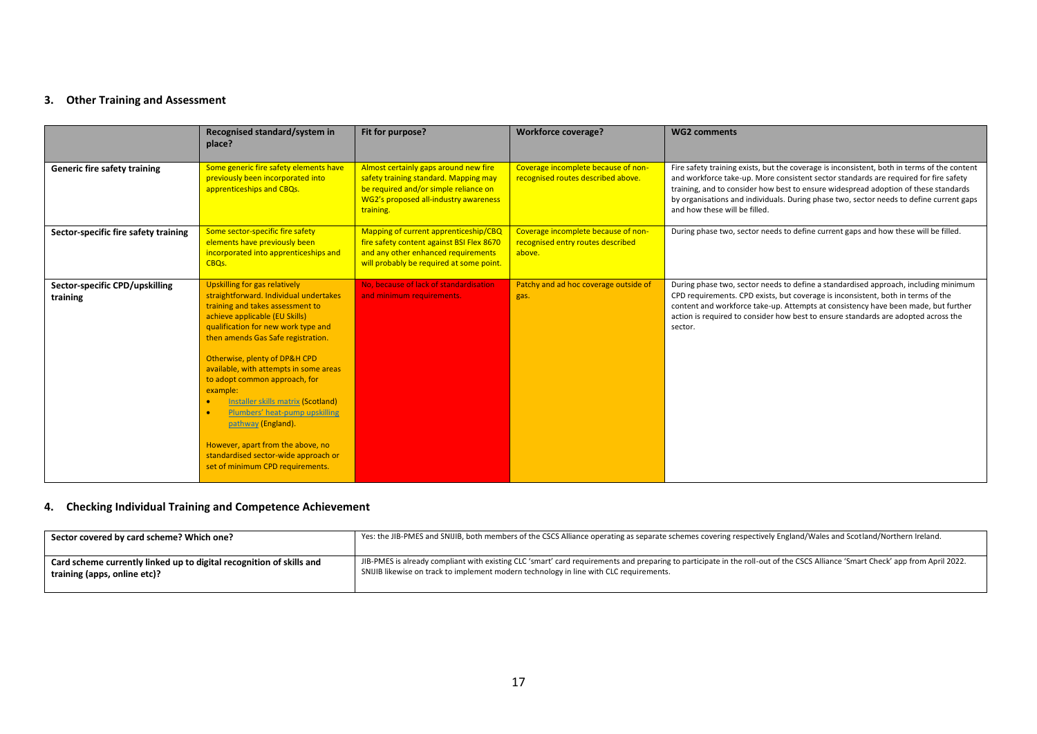## 3. Other Training and Assessment

| | Recognised standard/system in place? | Fit for purpose? | Workforce coverage? | WG2 comments |
|---|---|---|---|---|
| **Generic fire safety training** | Some generic fire safety elements have previously been incorporated into apprenticeships and CBQs. | Almost certainly gaps around new fire safety training standard. Mapping may be required and/or simple reliance on WG2's proposed all-industry awareness training. | Coverage incomplete because of non-recognised routes described above. | Fire safety training exists, but the coverage is inconsistent, both in terms of the content and workforce take-up. More consistent sector standards are required for fire safety training, and to consider how best to ensure widespread adoption of these standards by organisations and individuals. During phase two, sector needs to define current gaps and how these will be filled. |
| **Sector-specific fire safety training** | Some sector-specific fire safety elements have previously been incorporated into apprenticeships and CBQs. | Mapping of current apprenticeship/CBQ fire safety content against BSI Flex 8670 and any other enhanced requirements will probably be required at some point. | Coverage incomplete because of non-recognised entry routes described above. | During phase two, sector needs to define current gaps and how these will be filled. |
| **Sector-specific CPD/upskilling training** | Upskilling for gas relatively straightforward. Individual undertakes training and takes assessment to achieve applicable (EU Skills) qualification for new work type and then amends Gas Safe registration.<br><br>Otherwise, plenty of DP&H CPD available, with attempts in some areas to adopt common approach, for example:<br>• Installer skills matrix (Scotland)<br>• Plumbers' heat-pump upskilling pathway (England).<br><br>However, apart from the above, no standardised sector-wide approach or set of minimum CPD requirements. | No, because of lack of standardisation and minimum requirements. | Patchy and ad hoc coverage outside of gas. | During phase two, sector needs to define a standardised approach, including minimum CPD requirements. CPD exists, but coverage is inconsistent, both in terms of the content and workforce take-up. Attempts at consistency have been made, but further action is required to consider how best to ensure standards are adopted across the sector. |

## 4. Checking Individual Training and Competence Achievement

| | |
|---|---|
| **Sector covered by card scheme? Which one?** | Yes: the JIB-PMES and SNIJIB, both members of the CSCS Alliance operating as separate schemes covering respectively England/Wales and Scotland/Northern Ireland. |
| **Card scheme currently linked up to digital recognition of skills and training (apps, online etc)?** | JIB-PMES is already compliant with existing CLC 'smart' card requirements and preparing to participate in the roll-out of the CSCS Alliance 'Smart Check' app from April 2022. SNIJIB likewise on track to implement modern technology in line with CLC requirements. |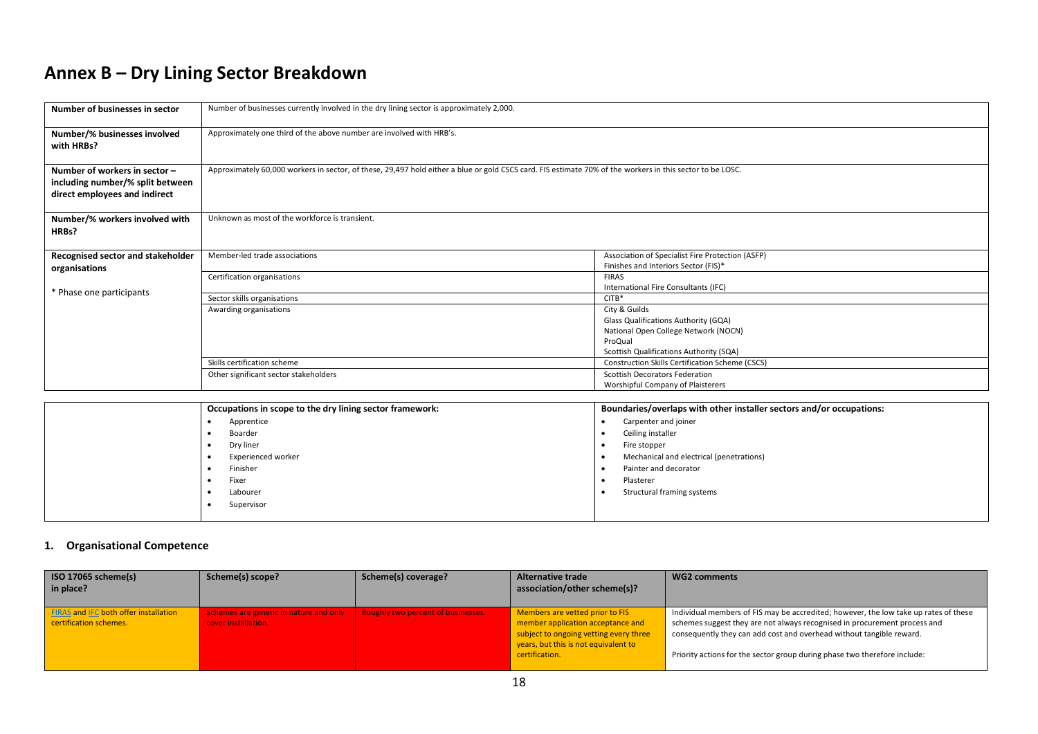# Annex B – Dry Lining Sector Breakdown

| | | |
|---|---|---|
| **Number of businesses in sector** | Number of businesses currently involved in the dry lining sector is approximately 2,000. | |
| **Number/% businesses involved with HRBs?** | Approximately one third of the above number are involved with HRB's. | |
| **Number of workers in sector – including number/% split between direct employees and indirect** | Approximately 60,000 workers in sector, of these, 29,497 hold either a blue or gold CSCS card. FIS estimate 70% of the workers in this sector to be LOSC. | |
| **Number/% workers involved with HRBs?** | Unknown as most of the workforce is transient. | |
| **Recognised sector and stakeholder organisations**<br><br>* Phase one participants | Member-led trade associations | Association of Specialist Fire Protection (ASFP)<br>Finishes and Interiors Sector (FIS)* |
| | Certification organisations | FIRAS<br>International Fire Consultants (IFC) |
| | Sector skills organisations | CITB* |
| | Awarding organisations | City & Guilds<br>Glass Qualifications Authority (GQA)<br>National Open College Network (NOCN)<br>ProQual<br>Scottish Qualifications Authority (SQA) |
| | Skills certification scheme | Construction Skills Certification Scheme (CSCS) |
| | Other significant sector stakeholders | Scottish Decorators Federation<br>Worshipful Company of Plaisterers |

| | **Occupations in scope to the dry lining sector framework:** | **Boundaries/overlaps with other installer sectors and/or occupations:** |
|---|---|---|
| | • Apprentice<br>• Boarder<br>• Dry liner<br>• Experienced worker<br>• Finisher<br>• Fixer<br>• Labourer<br>• Supervisor | • Carpenter and joiner<br>• Ceiling installer<br>• Fire stopper<br>• Mechanical and electrical (penetrations)<br>• Painter and decorator<br>• Plasterer<br>• Structural framing systems |

## 1. Organisational Competence

| ISO 17065 scheme(s) in place? | Scheme(s) scope? | Scheme(s) coverage? | Alternative trade association/other scheme(s)? | WG2 comments |
|---|---|---|---|---|
| FIRAS and IFC both offer installation certification schemes. | Schemes are generic in nature and only cover installation. | Roughly two percent of businesses. | Members are vetted prior to FIS member application acceptance and subject to ongoing vetting every three years, but this is not equivalent to certification. | Individual members of FIS may be accredited; however, the low take up rates of these schemes suggest they are not always recognised in procurement process and consequently they can add cost and overhead without tangible reward.<br><br>Priority actions for the sector group during phase two therefore include: |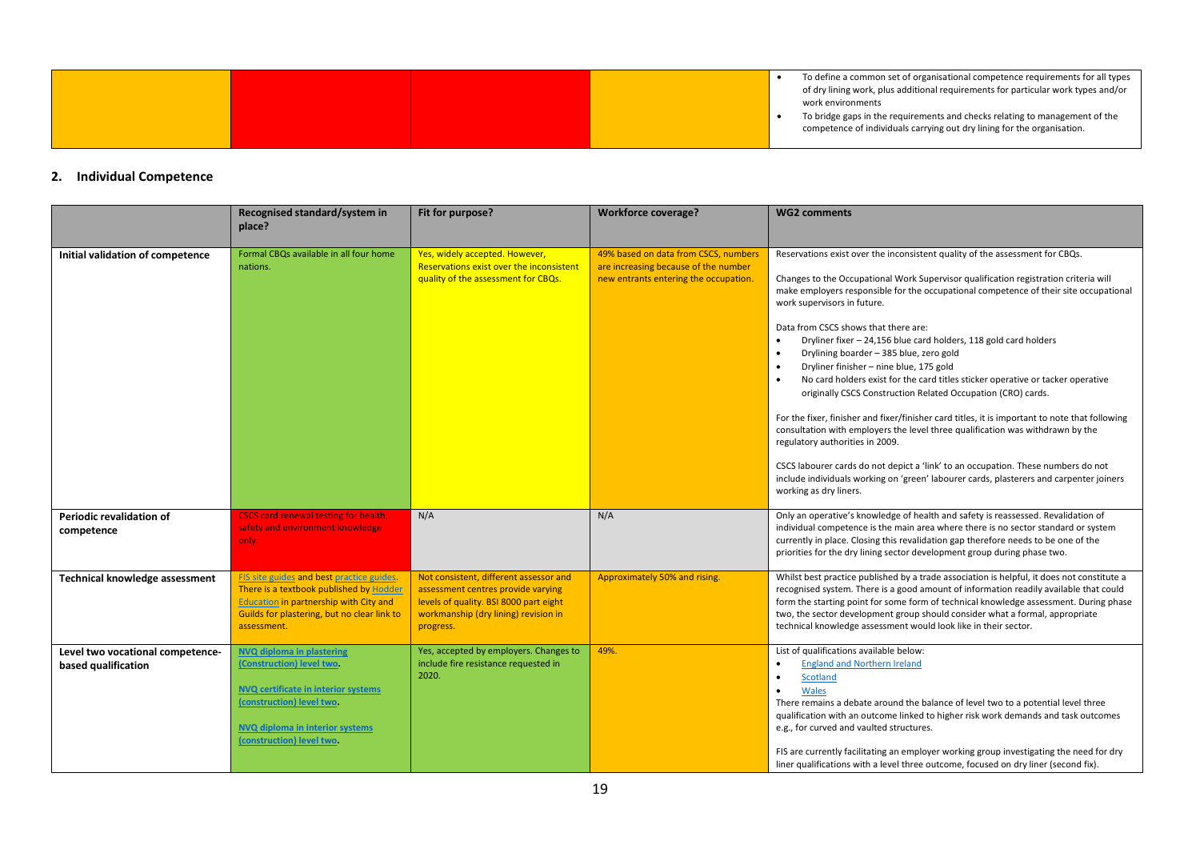| | | | | |
|---|---|---|---|---|
| | | | | • To define a common set of organisational competence requirements for all types of dry lining work, plus additional requirements for particular work types and/or work environments<br>• To bridge gaps in the requirements and checks relating to management of the competence of individuals carrying out dry lining for the organisation. |

## 2. Individual Competence

| | Recognised standard/system in place? | Fit for purpose? | Workforce coverage? | WG2 comments |
|---|---|---|---|---|
| **Initial validation of competence** | Formal CBQs available in all four home nations. | Yes, widely accepted. However, Reservations exist over the inconsistent quality of the assessment for CBQs. | 49% based on data from CSCS, numbers are increasing because of the number new entrants entering the occupation. | Reservations exist over the inconsistent quality of the assessment for CBQs.<br><br>Changes to the Occupational Work Supervisor qualification registration criteria will make employers responsible for the occupational competence of their site occupational work supervisors in future.<br><br>Data from CSCS shows that there are:<br>• Dryliner fixer – 24,156 blue card holders, 118 gold card holders<br>• Drylining boarder – 385 blue, zero gold<br>• Dryliner finisher – nine blue, 175 gold<br>• No card holders exist for the card titles sticker operative or tacker operative originally CSCS Construction Related Occupation (CRO) cards.<br><br>For the fixer, finisher and fixer/finisher card titles, it is important to note that following consultation with employers the level three qualification was withdrawn by the regulatory authorities in 2009.<br><br>CSCS labourer cards do not depict a 'link' to an occupation. These numbers do not include individuals working on 'green' labourer cards, plasterers and carpenter joiners working as dry liners. |
| **Periodic revalidation of competence** | CSCS card renewal testing for health, safety and environment knowledge only. | N/A | N/A | Only an operative's knowledge of health and safety is reassessed. Revalidation of individual competence is the main area where there is no sector standard or system currently in place. Closing this revalidation gap therefore needs to be one of the priorities for the dry lining sector development group during phase two. |
| **Technical knowledge assessment** | FIS site guides and best practice guides. There is a textbook published by Hodder Education in partnership with City and Guilds for plastering, but no clear link to assessment. | Not consistent, different assessor and assessment centres provide varying levels of quality. BSI 8000 part eight workmanship (dry lining) revision in progress. | Approximately 50% and rising. | Whilst best practice published by a trade association is helpful, it does not constitute a recognised system. There is a good amount of information readily available that could form the starting point for some form of technical knowledge assessment. During phase two, the sector development group should consider what a formal, appropriate technical knowledge assessment would look like in their sector. |
| **Level two vocational competence-based qualification** | **NVQ diploma in plastering (Construction) level two.**<br><br>**NVQ certificate in interior systems (construction) level two.**<br><br>**NVQ diploma in interior systems (construction) level two.** | Yes, accepted by employers. Changes to include fire resistance requested in 2020. | 49%. | List of qualifications available below:<br>• England and Northern Ireland<br>• Scotland<br>• Wales<br>There remains a debate around the balance of level two to a potential level three qualification with an outcome linked to higher risk work demands and task outcomes e.g., for curved and vaulted structures.<br><br>FIS are currently facilitating an employer working group investigating the need for dry liner qualifications with a level three outcome, focused on dry liner (second fix). |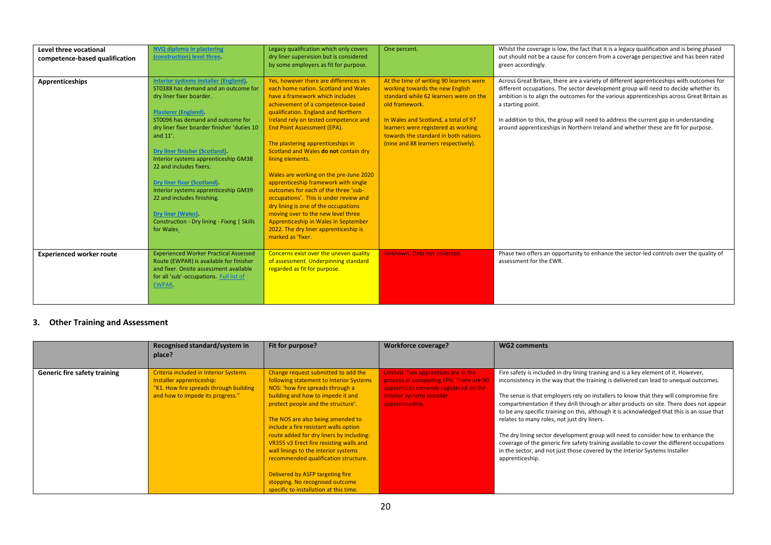| | | | | |
|---|---|---|---|---|
| **Level three vocational competence-based qualification** | NVQ diploma in plastering (construction) level three. | Legacy qualification which only covers dry liner supervision but is considered by some employers as fit for purpose. | One percent. | Whilst the coverage is low, the fact that it is a legacy qualification and is being phased out should not be a cause for concern from a coverage perspective and has been rated green accordingly. |
| **Apprenticeships** | Interior systems installer (England). ST0388 has demand and an outcome for dry liner fixer boarder.<br><br>Plasterer (England). ST0096 has demand and outcome for dry liner fixer boarder finisher 'duties 10 and 11'.<br><br>Dry liner finisher (Scotland). Interior systems apprenticeship GM38 22 and includes fixers.<br><br>Dry liner fixer (Scotland). Interior systems apprenticeship GM39 22 and includes finishing.<br><br>Dry liner (Wales). Construction - Dry lining - Fixing \| Skills for Wales. | Yes, however there are differences in each home nation. Scotland and Wales have a framework which includes achievement of a competence-based qualification. England and Northern Ireland rely on tested competence and End Point Assessment (EPA).<br><br>The plastering apprenticeships in Scotland and Wales **do not** contain dry lining elements.<br><br>Wales are working on the pre-June 2020 apprenticeship framework with single outcomes for each of the three 'sub-occupations'. This is under review and dry lining is one of the occupations moving over to the new level three Apprenticeship in Wales in September 2022. The dry liner apprenticeship is marked as 'fixer. | At the time of writing 90 learners were working towards the new English standard while 62 learners were on the old framework.<br><br>In Wales and Scotland, a total of 97 learners were registered as working towards the standard in both nations (nine and 88 learners respectively). | Across Great Britain, there are a variety of different apprenticeships with outcomes for different occupations. The sector development group will need to decide whether its ambition is to align the outcomes for the various apprenticeships across Great Britain as a starting point.<br><br>In addition to this, the group will need to address the current gap in understanding around apprenticeships in Northern Ireland and whether these are fit for purpose. |
| **Experienced worker route** | Experienced Worker Practical Assessed Route (EWPAR) is available for finisher and fixer. Onsite assessment available for all 'sub'-occupations. Full list of EWPAR. | Concerns exist over the uneven quality of assessment. Underpinning standard regarded as fit for purpose. | Unknown. Data not collected. | Phase two offers an opportunity to enhance the sector-led controls over the quality of assessment for the EWR. |

## 3. Other Training and Assessment

| | Recognised standard/system in place? | Fit for purpose? | Workforce coverage? | WG2 comments |
|---|---|---|---|---|
| **Generic fire safety training** | Criteria included in Interior Systems Installer apprenticeship: "K1. How fire spreads through building and how to impede its progress." | Change request submitted to add the following statement to Interior Systems NOS: 'how fire spreads through a building and how to impede it and protect people and the structure'.<br><br>The NOS are also being amended to include a fire resistant walls option route added for dry liners by including: VR355 v3 Erect fire resisting walls and wall linings to the interior systems recommended qualification structure.<br><br>Delivered by ASFP targeting fire stopping. No recognised outcome specific to installation at this time. | Limited. Two apprentices are in the process of completing EPA. There are 90 apprentices currently registered on the interior systems installer apprenticeship. | Fire safety is included in dry lining training and is a key element of it. However, inconsistency in the way that the training is delivered can lead to unequal outcomes.<br><br>The sense is that employers rely on installers to know that they will compromise fire compartmentation if they drill through or alter products on site. There does not appear to be any specific training on this, although it is acknowledged that this is an issue that relates to many roles, not just dry liners.<br><br>The dry lining sector development group will need to consider how to enhance the coverage of the generic fire safety training available to cover the different occupations in the sector, and not just those covered by the Interior Systems Installer apprenticeship. |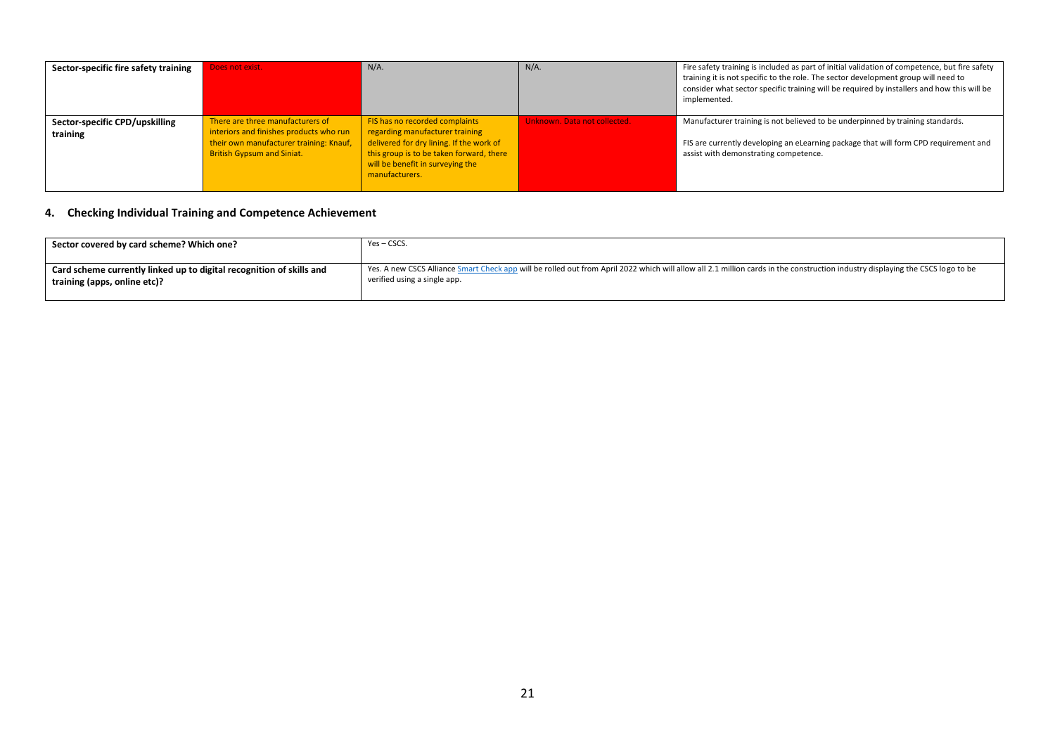| | | | | |
|---|---|---|---|---|
| **Sector-specific fire safety training** | Does not exist. | N/A. | N/A. | Fire safety training is included as part of initial validation of competence, but fire safety training it is not specific to the role. The sector development group will need to consider what sector specific training will be required by installers and how this will be implemented. |
| **Sector-specific CPD/upskilling training** | There are three manufacturers of interiors and finishes products who run their own manufacturer training: Knauf, British Gypsum and Siniat. | FIS has no recorded complaints regarding manufacturer training delivered for dry lining. If the work of this group is to be taken forward, there will be benefit in surveying the manufacturers. | Unknown. Data not collected. | Manufacturer training is not believed to be underpinned by training standards.<br><br>FIS are currently developing an eLearning package that will form CPD requirement and assist with demonstrating competence. |

## 4. Checking Individual Training and Competence Achievement

| | |
|---|---|
| **Sector covered by card scheme? Which one?** | Yes – CSCS. |
| **Card scheme currently linked up to digital recognition of skills and training (apps, online etc)?** | Yes. A new CSCS Alliance Smart Check app will be rolled out from April 2022 which will allow all 2.1 million cards in the construction industry displaying the CSCS logo to be verified using a single app. |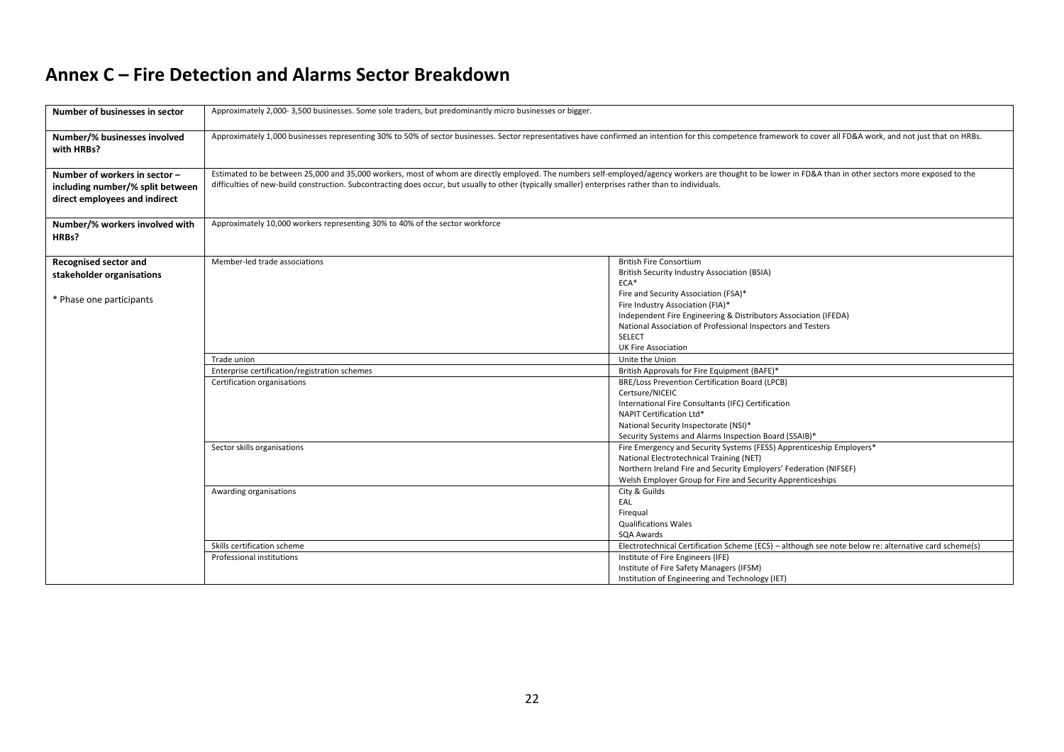# Annex C – Fire Detection and Alarms Sector Breakdown

| | | |
|---|---|---|
| **Number of businesses in sector** | Approximately 2,000- 3,500 businesses. Some sole traders, but predominantly micro businesses or bigger. | |
| **Number/% businesses involved with HRBs?** | Approximately 1,000 businesses representing 30% to 50% of sector businesses. Sector representatives have confirmed an intention for this competence framework to cover all FD&A work, and not just that on HRBs. | |
| **Number of workers in sector – including number/% split between direct employees and indirect** | Estimated to be between 25,000 and 35,000 workers, most of whom are directly employed. The numbers self-employed/agency workers are thought to be lower in FD&A than in other sectors more exposed to the difficulties of new-build construction. Subcontracting does occur, but usually to other (typically smaller) enterprises rather than to individuals. | |
| **Number/% workers involved with HRBs?** | Approximately 10,000 workers representing 30% to 40% of the sector workforce | |
| **Recognised sector and stakeholder organisations**<br><br>* Phase one participants | Member-led trade associations | British Fire Consortium<br>British Security Industry Association (BSIA)<br>ECA*<br>Fire and Security Association (FSA)*<br>Fire Industry Association (FIA)*<br>Independent Fire Engineering & Distributors Association (IFEDA)<br>National Association of Professional Inspectors and Testers<br>SELECT<br>UK Fire Association |
| | Trade union | Unite the Union |
| | Enterprise certification/registration schemes | British Approvals for Fire Equipment (BAFE)* |
| | Certification organisations | BRE/Loss Prevention Certification Board (LPCB)<br>Certsure/NICEIC<br>International Fire Consultants (IFC) Certification<br>NAPIT Certification Ltd*<br>National Security Inspectorate (NSI)*<br>Security Systems and Alarms Inspection Board (SSAIB)* |
| | Sector skills organisations | Fire Emergency and Security Systems (FESS) Apprenticeship Employers*<br>National Electrotechnical Training (NET)<br>Northern Ireland Fire and Security Employers' Federation (NIFSEF)<br>Welsh Employer Group for Fire and Security Apprenticeships |
| | Awarding organisations | City & Guilds<br>EAL<br>Firequal<br>Qualifications Wales<br>SQA Awards |
| | Skills certification scheme | Electrotechnical Certification Scheme (ECS) – although see note below re: alternative card scheme(s) |
| | Professional institutions | Institute of Fire Engineers (IFE)<br>Institute of Fire Safety Managers (IFSM)<br>Institution of Engineering and Technology (IET) |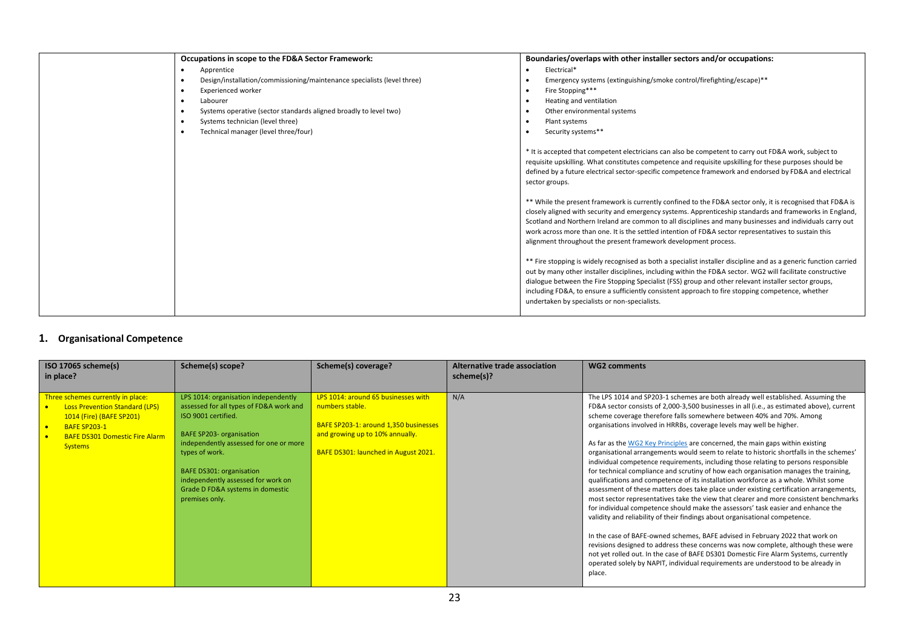| | Occupations in scope to the FD&A Sector Framework: | Boundaries/overlaps with other installer sectors and/or occupations: |
|---|---|---|
| | • Apprentice<br>• Design/installation/commissioning/maintenance specialists (level three)<br>• Experienced worker<br>• Labourer<br>• Systems operative (sector standards aligned broadly to level two)<br>• Systems technician (level three)<br>• Technical manager (level three/four) | • Electrical*<br>• Emergency systems (extinguishing/smoke control/firefighting/escape)**<br>• Fire Stopping***<br>• Heating and ventilation<br>• Other environmental systems<br>• Plant systems<br>• Security systems**<br><br>* It is accepted that competent electricians can also be competent to carry out FD&A work, subject to requisite upskilling. What constitutes competence and requisite upskilling for these purposes should be defined by a future electrical sector-specific competence framework and endorsed by FD&A and electrical sector groups.<br><br>** While the present framework is currently confined to the FD&A sector only, it is recognised that FD&A is closely aligned with security and emergency systems. Apprenticeship standards and frameworks in England, Scotland and Northern Ireland are common to all disciplines and many businesses and individuals carry out work across more than one. It is the settled intention of FD&A sector representatives to sustain this alignment throughout the present framework development process.<br><br>** Fire stopping is widely recognised as both a specialist installer discipline and as a generic function carried out by many other installer disciplines, including within the FD&A sector. WG2 will facilitate constructive dialogue between the Fire Stopping Specialist (FSS) group and other relevant installer sector groups, including FD&A, to ensure a sufficiently consistent approach to fire stopping competence, whether undertaken by specialists or non-specialists. |

## 1. Organisational Competence

| ISO 17065 scheme(s) in place? | Scheme(s) scope? | Scheme(s) coverage? | Alternative trade association scheme(s)? | WG2 comments |
|---|---|---|---|---|
| Three schemes currently in place:<br>• Loss Prevention Standard (LPS) 1014 (Fire) (BAFE SP201)<br>• BAFE SP203-1<br>• BAFE DS301 Domestic Fire Alarm Systems | LPS 1014: organisation independently assessed for all types of FD&A work and ISO 9001 certified.<br><br>BAFE SP203- organisation independently assessed for one or more types of work.<br><br>BAFE DS301: organisation independently assessed for work on Grade D FD&A systems in domestic premises only. | LPS 1014: around 65 businesses with numbers stable.<br><br>BAFE SP203-1: around 1,350 businesses and growing up to 10% annually.<br><br>BAFE DS301: launched in August 2021. | N/A | The LPS 1014 and SP203-1 schemes are both already well established. Assuming the FD&A sector consists of 2,000-3,500 businesses in all (i.e., as estimated above), current scheme coverage therefore falls somewhere between 40% and 70%. Among organisations involved in HRRBs, coverage levels may well be higher.<br><br>As far as the WG2 Key Principles are concerned, the main gaps within existing organisational arrangements would seem to relate to historic shortfalls in the schemes' individual competence requirements, including those relating to persons responsible for technical compliance and scrutiny of how each organisation manages the training, qualifications and competence of its installation workforce as a whole. Whilst some assessment of these matters does take place under existing certification arrangements, most sector representatives take the view that clearer and more consistent benchmarks for individual competence should make the assessors' task easier and enhance the validity and reliability of their findings about organisational competence.<br><br>In the case of BAFE-owned schemes, BAFE advised in February 2022 that work on revisions designed to address these concerns was now complete, although these were not yet rolled out. In the case of BAFE DS301 Domestic Fire Alarm Systems, currently operated solely by NAPIT, individual requirements are understood to be already in place. |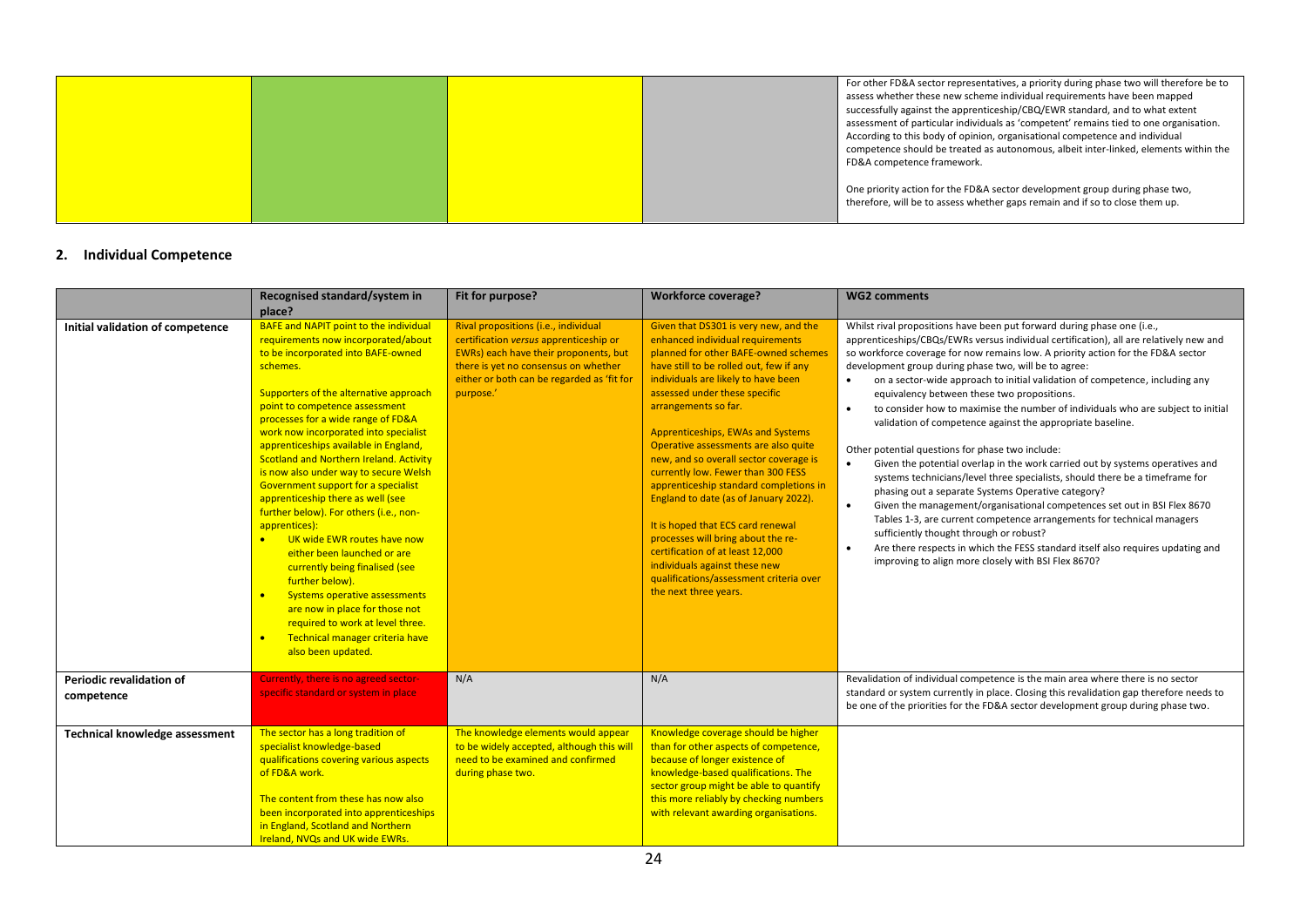| | | | | |
|---|---|---|---|---|
| | | | | For other FD&A sector representatives, a priority during phase two will therefore be to assess whether these new scheme individual requirements have been mapped successfully against the apprenticeship/CBQ/EWR standard, and to what extent assessment of particular individuals as 'competent' remains tied to one organisation. According to this body of opinion, organisational competence and individual competence should be treated as autonomous, albeit inter-linked, elements within the FD&A competence framework.<br><br>One priority action for the FD&A sector development group during phase two, therefore, will be to assess whether gaps remain and if so to close them up. |

## 2. Individual Competence

| | Recognised standard/system in place? | Fit for purpose? | Workforce coverage? | WG2 comments |
|---|---|---|---|---|
| **Initial validation of competence** | BAFE and NAPIT point to the individual requirements now incorporated/about to be incorporated into BAFE-owned schemes.<br><br>Supporters of the alternative approach point to competence assessment processes for a wide range of FD&A work now incorporated into specialist apprenticeships available in England, Scotland and Northern Ireland. Activity is now also under way to secure Welsh Government support for a specialist apprenticeship there as well (see further below). For others (i.e., non-apprentices):<br>• UK wide EWR routes have now either been launched or are currently being finalised (see further below).<br>• Systems operative assessments are now in place for those not required to work at level three.<br>• Technical manager criteria have also been updated. | Rival propositions (i.e., individual certification *versus* apprenticeship or EWRs) each have their proponents, but there is yet no consensus on whether either or both can be regarded as 'fit for purpose.' | Given that DS301 is very new, and the enhanced individual requirements planned for other BAFE-owned schemes have still to be rolled out, few if any individuals are likely to have been assessed under these specific arrangements so far.<br><br>Apprenticeships, EWAs and Systems Operative assessments are also quite new, and so overall sector coverage is currently low. Fewer than 300 FESS apprenticeship standard completions in England to date (as of January 2022).<br><br>It is hoped that ECS card renewal processes will bring about the re-certification of at least 12,000 individuals against these new qualifications/assessment criteria over the next three years. | Whilst rival propositions have been put forward during phase one (i.e., apprenticeships/CBQs/EWRs versus individual certification), all are relatively new and so workforce coverage for now remains low. A priority action for the FD&A sector development group during phase two, will be to agree:<br>• on a sector-wide approach to initial validation of competence, including any equivalency between these two propositions.<br>• to consider how to maximise the number of individuals who are subject to initial validation of competence against the appropriate baseline.<br><br>Other potential questions for phase two include:<br>• Given the potential overlap in the work carried out by systems operatives and systems technicians/level three specialists, should there be a timeframe for phasing out a separate Systems Operative category?<br>• Given the management/organisational competences set out in BSI Flex 8670 Tables 1-3, are current competence arrangements for technical managers sufficiently thought through or robust?<br>• Are there respects in which the FESS standard itself also requires updating and improving to align more closely with BSI Flex 8670? |
| **Periodic revalidation of competence** | Currently, there is no agreed sector-specific standard or system in place | N/A | N/A | Revalidation of individual competence is the main area where there is no sector standard or system currently in place. Closing this revalidation gap therefore needs to be one of the priorities for the FD&A sector development group during phase two. |
| **Technical knowledge assessment** | The sector has a long tradition of specialist knowledge-based qualifications covering various aspects of FD&A work.<br><br>The content from these has now also been incorporated into apprenticeships in England, Scotland and Northern Ireland, NVQs and UK wide EWRs. | The knowledge elements would appear to be widely accepted, although this will need to be examined and confirmed during phase two. | Knowledge coverage should be higher than for other aspects of competence, because of longer existence of knowledge-based qualifications. The sector group might be able to quantify this more reliably by checking numbers with relevant awarding organisations. | |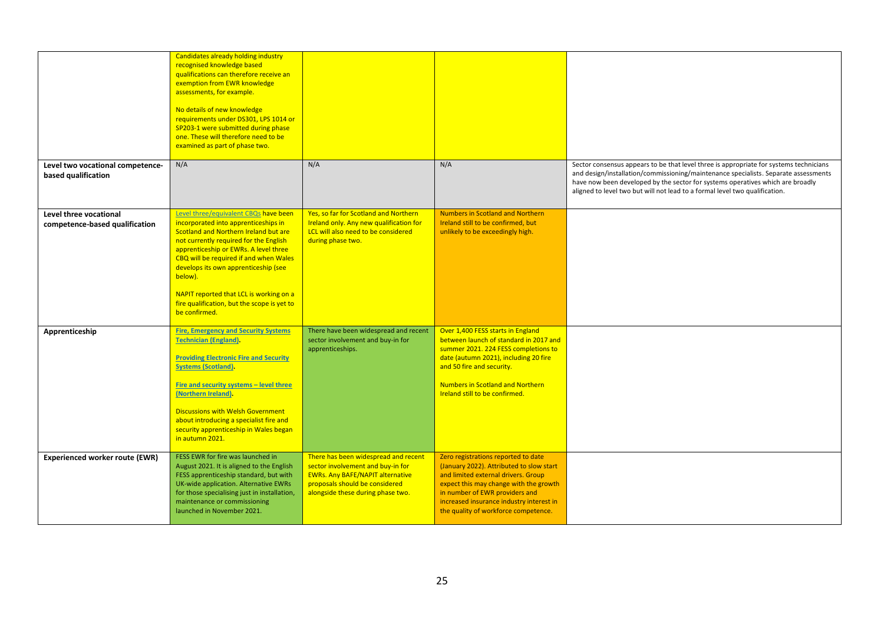| | | | | |
|---|---|---|---|---|
| | Candidates already holding industry recognised knowledge based qualifications can therefore receive an exemption from EWR knowledge assessments, for example.<br><br>No details of new knowledge requirements under DS301, LPS 1014 or SP203-1 were submitted during phase one. These will therefore need to be examined as part of phase two. | | | |
| **Level two vocational competence-based qualification** | N/A | N/A | N/A | Sector consensus appears to be that level three is appropriate for systems technicians and design/installation/commissioning/maintenance specialists. Separate assessments have now been developed by the sector for systems operatives which are broadly aligned to level two but will not lead to a formal level two qualification. |
| **Level three vocational competence-based qualification** | Level three/equivalent CBQs have been incorporated into apprenticeships in Scotland and Northern Ireland but are not currently required for the English apprenticeship or EWRs. A level three CBQ will be required if and when Wales develops its own apprenticeship (see below).<br><br>NAPIT reported that LCL is working on a fire qualification, but the scope is yet to be confirmed. | Yes, so far for Scotland and Northern Ireland only. Any new qualification for LCL will also need to be considered during phase two. | Numbers in Scotland and Northern Ireland still to be confirmed, but unlikely to be exceedingly high. | |
| **Apprenticeship** | **Fire, Emergency and Security Systems Technician (England).**<br><br>**Providing Electronic Fire and Security Systems (Scotland).**<br><br>**Fire and security systems – level three (Northern Ireland).**<br><br>Discussions with Welsh Government about introducing a specialist fire and security apprenticeship in Wales began in autumn 2021. | There have been widespread and recent sector involvement and buy-in for apprenticeships. | Over 1,400 FESS starts in England between launch of standard in 2017 and summer 2021. 224 FESS completions to date (autumn 2021), including 20 fire and 50 fire and security.<br><br>Numbers in Scotland and Northern Ireland still to be confirmed. | |
| **Experienced worker route (EWR)** | FESS EWR for fire was launched in August 2021. It is aligned to the English FESS apprenticeship standard, but with UK-wide application. Alternative EWRs for those specialising just in installation, maintenance or commissioning launched in November 2021. | There has been widespread and recent sector involvement and buy-in for EWRs. Any BAFE/NAPIT alternative proposals should be considered alongside these during phase two. | Zero registrations reported to date (January 2022). Attributed to slow start and limited external drivers. Group expect this may change with the growth in number of EWR providers and increased insurance industry interest in the quality of workforce competence. | |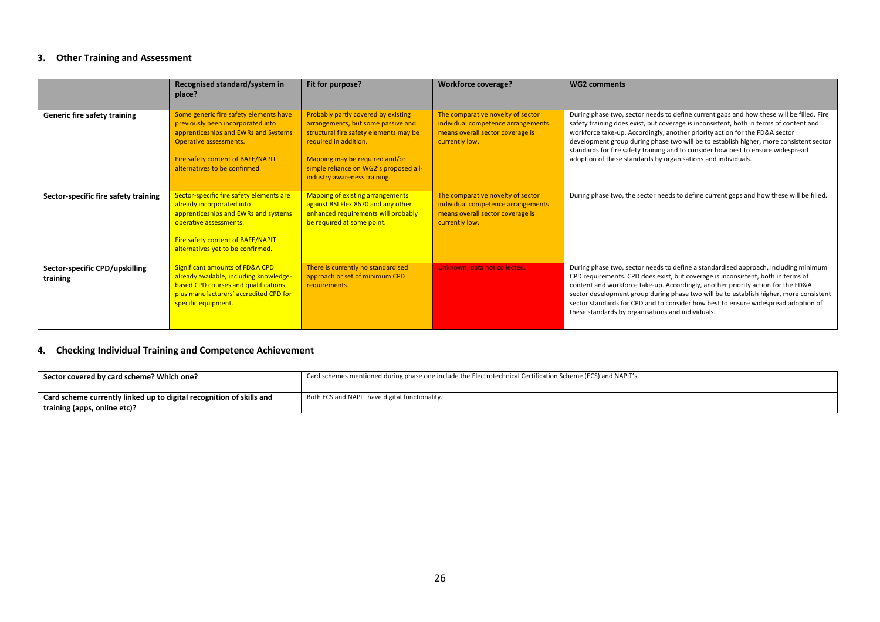## 3. Other Training and Assessment

| | Recognised standard/system in place? | Fit for purpose? | Workforce coverage? | WG2 comments |
|---|---|---|---|---|
| **Generic fire safety training** | Some generic fire safety elements have previously been incorporated into apprenticeships and EWRs and Systems Operative assessments.<br><br>Fire safety content of BAFE/NAPIT alternatives to be confirmed. | Probably partly covered by existing arrangements, but some passive and structural fire safety elements may be required in addition.<br><br>Mapping may be required and/or simple reliance on WG2's proposed all-industry awareness training. | The comparative novelty of sector individual competence arrangements means overall sector coverage is currently low. | During phase two, sector needs to define current gaps and how these will be filled. Fire safety training does exist, but coverage is inconsistent, both in terms of content and workforce take-up. Accordingly, another priority action for the FD&A sector development group during phase two will be to establish higher, more consistent sector standards for fire safety training and to consider how best to ensure widespread adoption of these standards by organisations and individuals. |
| **Sector-specific fire safety training** | Sector-specific fire safety elements are already incorporated into apprenticeships and EWRs and systems operative assessments.<br><br>Fire safety content of BAFE/NAPIT alternatives yet to be confirmed. | Mapping of existing arrangements against BSI Flex 8670 and any other enhanced requirements will probably be required at some point. | The comparative novelty of sector individual competence arrangements means overall sector coverage is currently low. | During phase two, the sector needs to define current gaps and how these will be filled. |
| **Sector-specific CPD/upskilling training** | Significant amounts of FD&A CPD already available, including knowledge-based CPD courses and qualifications, plus manufacturers' accredited CPD for specific equipment. | There is currently no standardised approach or set of minimum CPD requirements. | Unknown, data not collected. | During phase two, sector needs to define a standardised approach, including minimum CPD requirements. CPD does exist, but coverage is inconsistent, both in terms of content and workforce take-up. Accordingly, another priority action for the FD&A sector development group during phase two will be to establish higher, more consistent sector standards for CPD and to consider how best to ensure widespread adoption of these standards by organisations and individuals. |

## 4. Checking Individual Training and Competence Achievement

| | |
|---|---|
| **Sector covered by card scheme? Which one?** | Card schemes mentioned during phase one include the Electrotechnical Certification Scheme (ECS) and NAPIT's. |
| **Card scheme currently linked up to digital recognition of skills and training (apps, online etc)?** | Both ECS and NAPIT have digital functionality. |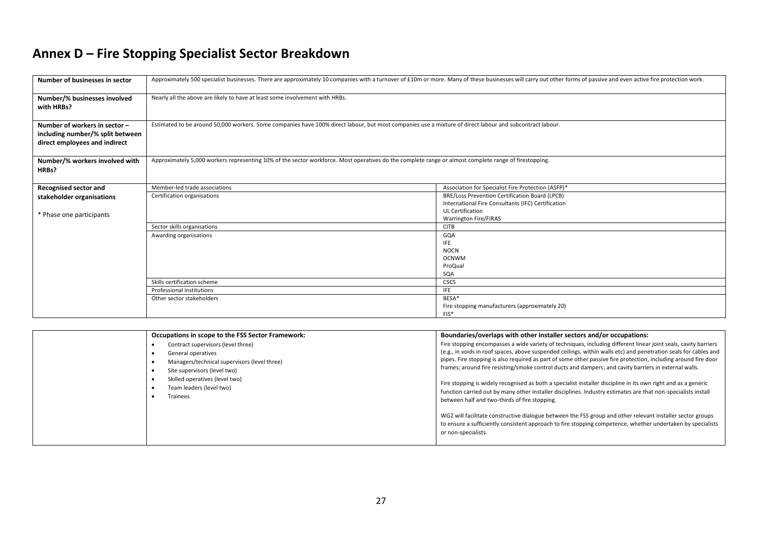# Annex D – Fire Stopping Specialist Sector Breakdown

| | | |
|---|---|---|
| **Number of businesses in sector** | Approximately 500 specialist businesses. There are approximately 10 companies with a turnover of £10m or more. Many of these businesses will carry out other forms of passive and even active fire protection work. | |
| **Number/% businesses involved with HRBs?** | Nearly all the above are likely to have at least some involvement with HRBs. | |
| **Number of workers in sector – including number/% split between direct employees and indirect** | Estimated to be around 50,000 workers. Some companies have 100% direct labour, but most companies use a mixture of direct labour and subcontract labour. | |
| **Number/% workers involved with HRBs?** | Approximately 5,000 workers representing 10% of the sector workforce. Most operatives do the complete range or almost complete range of firestopping. | |
| **Recognised sector and stakeholder organisations**<br><br>* Phase one participants | Member-led trade associations | Association for Specialist Fire Protection (ASFP)* |
| | Certification organisations | BRE/Loss Prevention Certification Board (LPCB)<br>International Fire Consultants (IFC) Certification<br>UL Certification<br>Warrington Fire/FIRAS |
| | Sector skills organisations | CITB |
| | Awarding organisations | GQA<br>IFE<br>NOCN<br>OCNWM<br>ProQual<br>SQA |
| | Skills certification scheme | CSCS |
| | Professional institutions | IFE |
| | Other sector stakeholders | BESA*<br>Fire stopping manufacturers (approximately 20)<br>FIS* |

| | | |
|---|---|---|
| | **Occupations in scope to the FSS Sector Framework:**<br>• Contract supervisors (level three)<br>• General operatives<br>• Managers/technical supervisors (level three)<br>• Site supervisors (level two)<br>• Skilled operatives (level two)<br>• Team leaders (level two)<br>• Trainees | **Boundaries/overlaps with other installer sectors and/or occupations:**<br>Fire stopping encompasses a wide variety of techniques, including different linear joint seals, cavity barriers (e.g., in voids in roof spaces, above suspended ceilings, within walls etc) and penetration seals for cables and pipes. Fire stopping is also required as part of some other passive fire protection, including around fire door frames; around fire resisting/smoke control ducts and dampers; and cavity barriers in external walls.<br><br>Fire stopping is widely recognised as both a specialist installer discipline in its own right and as a generic function carried out by many other installer disciplines. Industry estimates are that non-specialists install between half and two-thirds of fire stopping.<br><br>WG2 will facilitate constructive dialogue between the FSS group and other relevant installer sector groups to ensure a sufficiently consistent approach to fire stopping competence, whether undertaken by specialists or non-specialists. |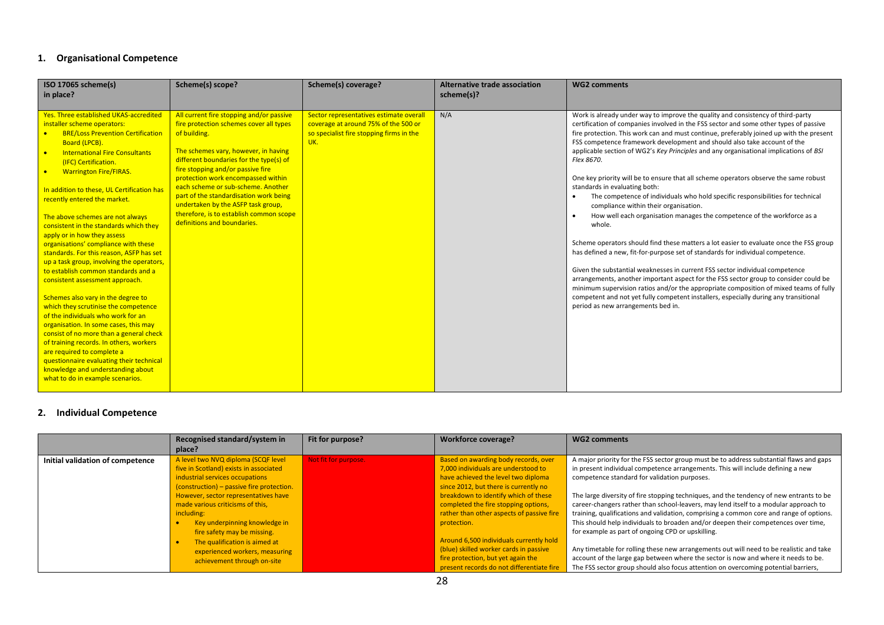## 1. Organisational Competence

| ISO 17065 scheme(s) in place? | Scheme(s) scope? | Scheme(s) coverage? | Alternative trade association scheme(s)? | WG2 comments |
|---|---|---|---|---|
| Yes. Three established UKAS-accredited installer scheme operators:<br>• BRE/Loss Prevention Certification Board (LPCB).<br>• International Fire Consultants (IFC) Certification.<br>• Warrington Fire/FIRAS.<br><br>In addition to these, UL Certification has recently entered the market.<br><br>The above schemes are not always consistent in the standards which they apply or in how they assess organisations' compliance with these standards. For this reason, ASFP has set up a task group, involving the operators, to establish common standards and a consistent assessment approach.<br><br>Schemes also vary in the degree to which they scrutinise the competence of the individuals who work for an organisation. In some cases, this may consist of no more than a general check of training records. In others, workers are required to complete a questionnaire evaluating their technical knowledge and understanding about what to do in example scenarios. | All current fire stopping and/or passive fire protection schemes cover all types of building.<br><br>The schemes vary, however, in having different boundaries for the type(s) of fire stopping and/or passive fire protection work encompassed within each scheme or sub-scheme. Another part of the standardisation work being undertaken by the ASFP task group, therefore, is to establish common scope definitions and boundaries. | Sector representatives estimate overall coverage at around 75% of the 500 or so specialist fire stopping firms in the UK. | N/A | Work is already under way to improve the quality and consistency of third-party certification of companies involved in the FSS sector and some other types of passive fire protection. This work can and must continue, preferably joined up with the present FSS competence framework development and should also take account of the applicable section of WG2's *Key Principles* and any organisational implications of *BSI Flex 8670*.<br><br>One key priority will be to ensure that all scheme operators observe the same robust standards in evaluating both:<br>• The competence of individuals who hold specific responsibilities for technical compliance within their organisation.<br>• How well each organisation manages the competence of the workforce as a whole.<br><br>Scheme operators should find these matters a lot easier to evaluate once the FSS group has defined a new, fit-for-purpose set of standards for individual competence.<br><br>Given the substantial weaknesses in current FSS sector individual competence arrangements, another important aspect for the FSS sector group to consider could be minimum supervision ratios and/or the appropriate composition of mixed teams of fully competent and not yet fully competent installers, especially during any transitional period as new arrangements bed in. |

## 2. Individual Competence

| | Recognised standard/system in place? | Fit for purpose? | Workforce coverage? | WG2 comments |
|---|---|---|---|---|
| **Initial validation of competence** | A level two NVQ diploma (SCQF level five in Scotland) exists in associated industrial services occupations (construction) – passive fire protection. However, sector representatives have made various criticisms of this, including:<br>• Key underpinning knowledge in fire safety may be missing.<br>• The qualification is aimed at experienced workers, measuring achievement through on-site | Not fit for purpose. | Based on awarding body records, over 7,000 individuals are understood to have achieved the level two diploma since 2012, but there is currently no breakdown to identify which of these completed the fire stopping options, rather than other aspects of passive fire protection.<br><br>Around 6,500 individuals currently hold (blue) skilled worker cards in passive fire protection, but yet again the present records do not differentiate fire | A major priority for the FSS sector group must be to address substantial flaws and gaps in present individual competence arrangements. This will include defining a new competence standard for validation purposes.<br><br>The large diversity of fire stopping techniques, and the tendency of new entrants to be career-changers rather than school-leavers, may lend itself to a modular approach to training, qualifications and validation, comprising a common core and range of options. This should help individuals to broaden and/or deepen their competences over time, for example as part of ongoing CPD or upskilling.<br><br>Any timetable for rolling these new arrangements out will need to be realistic and take account of the large gap between where the sector is now and where it needs to be. The FSS sector group should also focus attention on overcoming potential barriers, |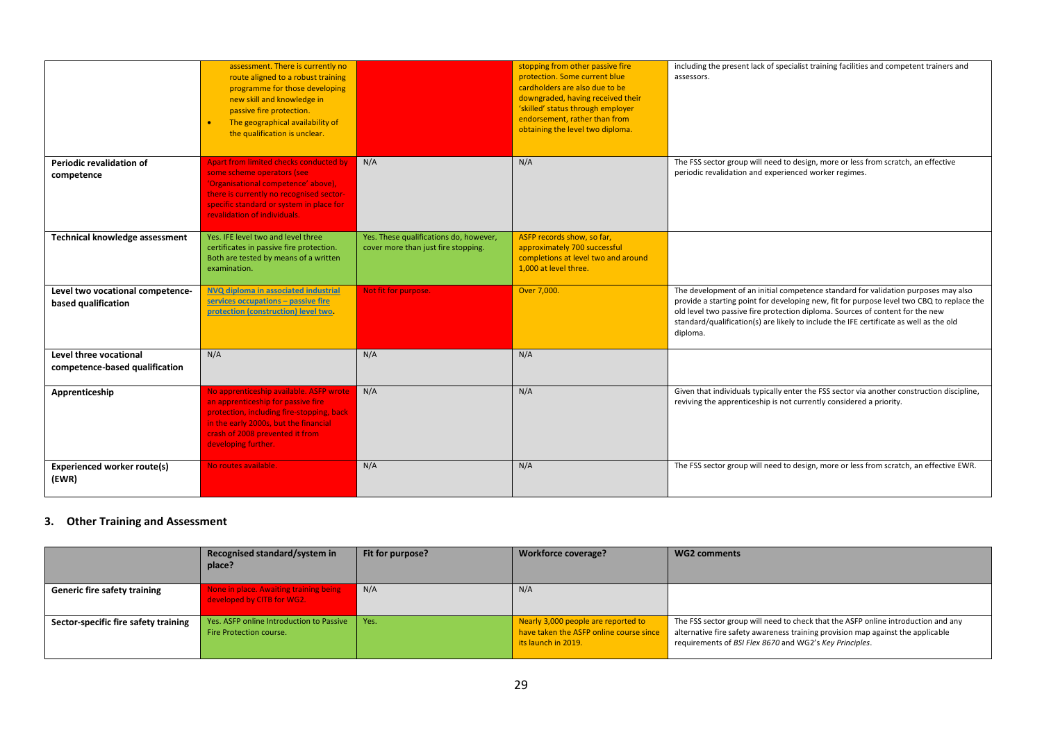| | | | | |
|---|---|---|---|---|
| | assessment. There is currently no route aligned to a robust training programme for those developing new skill and knowledge in passive fire protection.<br>• The geographical availability of the qualification is unclear. | | stopping from other passive fire protection. Some current blue cardholders are also due to be downgraded, having received their 'skilled' status through employer endorsement, rather than from obtaining the level two diploma. | including the present lack of specialist training facilities and competent trainers and assessors. |
| **Periodic revalidation of competence** | Apart from limited checks conducted by some scheme operators (see 'Organisational competence' above), there is currently no recognised sector-specific standard or system in place for revalidation of individuals. | N/A | N/A | The FSS sector group will need to design, more or less from scratch, an effective periodic revalidation and experienced worker regimes. |
| **Technical knowledge assessment** | Yes. IFE level two and level three certificates in passive fire protection. Both are tested by means of a written examination. | Yes. These qualifications do, however, cover more than just fire stopping. | ASFP records show, so far, approximately 700 successful completions at level two and around 1,000 at level three. | |
| **Level two vocational competence-based qualification** | NVQ diploma in associated industrial services occupations – passive fire protection (construction) level two. | Not fit for purpose. | Over 7,000. | The development of an initial competence standard for validation purposes may also provide a starting point for developing new, fit for purpose level two CBQ to replace the old level two passive fire protection diploma. Sources of content for the new standard/qualification(s) are likely to include the IFE certificate as well as the old diploma. |
| **Level three vocational competence-based qualification** | N/A | N/A | N/A | |
| **Apprenticeship** | No apprenticeship available. ASFP wrote an apprenticeship for passive fire protection, including fire-stopping, back in the early 2000s, but the financial crash of 2008 prevented it from developing further. | N/A | N/A | Given that individuals typically enter the FSS sector via another construction discipline, reviving the apprenticeship is not currently considered a priority. |
| **Experienced worker route(s) (EWR)** | No routes available. | N/A | N/A | The FSS sector group will need to design, more or less from scratch, an effective EWR. |

## 3. Other Training and Assessment

| | Recognised standard/system in place? | Fit for purpose? | Workforce coverage? | WG2 comments |
|---|---|---|---|---|
| **Generic fire safety training** | None in place. Awaiting training being developed by CITB for WG2. | N/A | N/A | |
| **Sector-specific fire safety training** | Yes. ASFP online Introduction to Passive Fire Protection course. | Yes. | Nearly 3,000 people are reported to have taken the ASFP online course since its launch in 2019. | The FSS sector group will need to check that the ASFP online introduction and any alternative fire safety awareness training provision map against the applicable requirements of *BSI Flex 8670* and WG2's *Key Principles*. |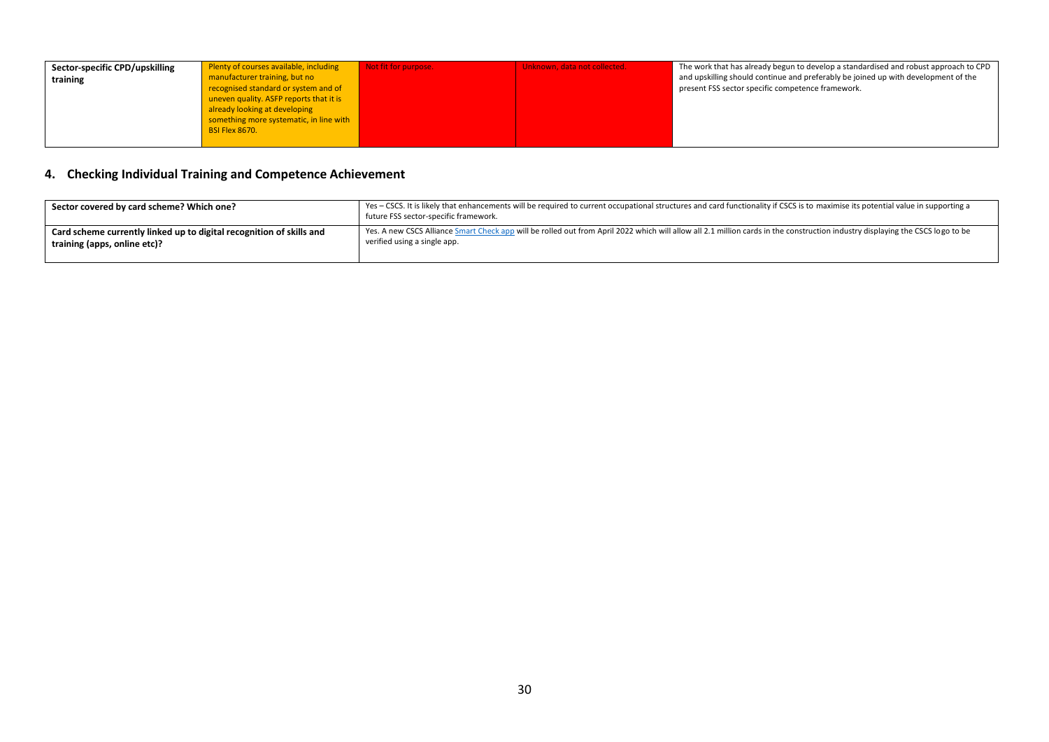| | | | | |
|---|---|---|---|---|
| **Sector-specific CPD/upskilling training** | Plenty of courses available, including manufacturer training, but no recognised standard or system and of uneven quality. ASFP reports that it is already looking at developing something more systematic, in line with BSI Flex 8670. | Not fit for purpose. | Unknown, data not collected. | The work that has already begun to develop a standardised and robust approach to CPD and upskilling should continue and preferably be joined up with development of the present FSS sector specific competence framework. |

## 4. Checking Individual Training and Competence Achievement

| | |
|---|---|
| **Sector covered by card scheme? Which one?** | Yes – CSCS. It is likely that enhancements will be required to current occupational structures and card functionality if CSCS is to maximise its potential value in supporting a future FSS sector-specific framework. |
| **Card scheme currently linked up to digital recognition of skills and training (apps, online etc)?** | Yes. A new CSCS Alliance Smart Check app will be rolled out from April 2022 which will allow all 2.1 million cards in the construction industry displaying the CSCS logo to be verified using a single app. |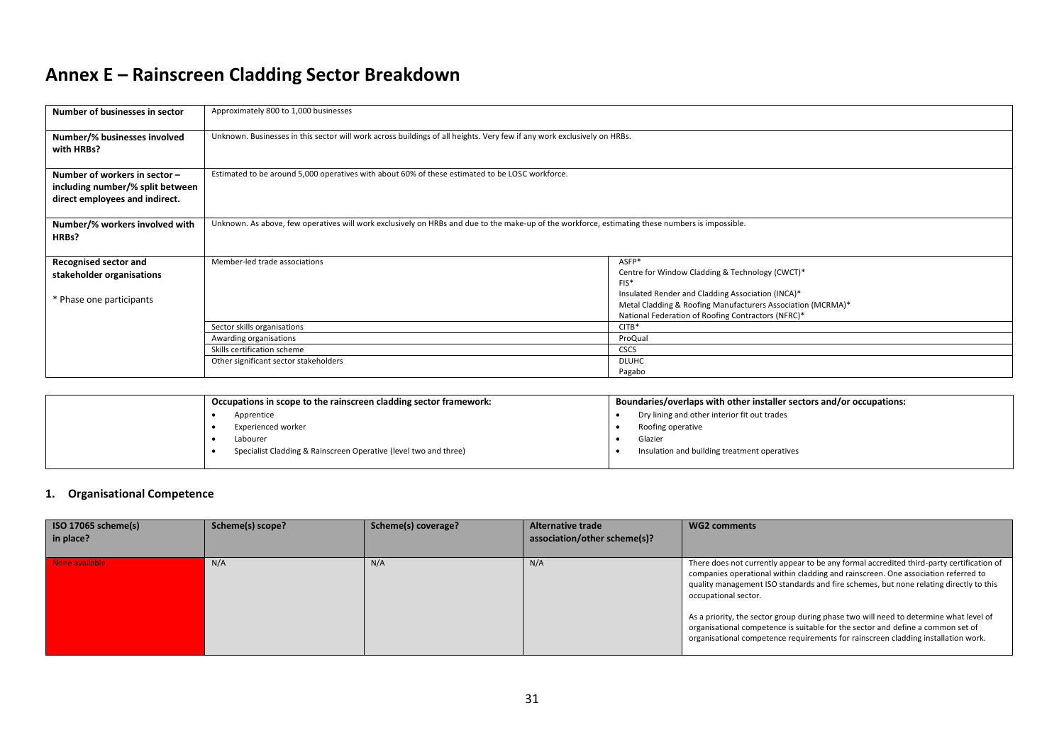# Annex E – Rainscreen Cladding Sector Breakdown

| | | |
|---|---|---|
| **Number of businesses in sector** | Approximately 800 to 1,000 businesses | |
| **Number/% businesses involved with HRBs?** | Unknown. Businesses in this sector will work across buildings of all heights. Very few if any work exclusively on HRBs. | |
| **Number of workers in sector – including number/% split between direct employees and indirect.** | Estimated to be around 5,000 operatives with about 60% of these estimated to be LOSC workforce. | |
| **Number/% workers involved with HRBs?** | Unknown. As above, few operatives will work exclusively on HRBs and due to the make-up of the workforce, estimating these numbers is impossible. | |
| **Recognised sector and stakeholder organisations**<br><br>* Phase one participants | Member-led trade associations | ASFP*<br>Centre for Window Cladding & Technology (CWCT)*<br>FIS*<br>Insulated Render and Cladding Association (INCA)*<br>Metal Cladding & Roofing Manufacturers Association (MCRMA)*<br>National Federation of Roofing Contractors (NFRC)* |
| | Sector skills organisations | CITB* |
| | Awarding organisations | ProQual |
| | Skills certification scheme | CSCS |
| | Other significant sector stakeholders | DLUHC<br>Pagabo |

| | Occupations in scope to the rainscreen cladding sector framework: | Boundaries/overlaps with other installer sectors and/or occupations: |
|---|---|---|
| | • Apprentice<br>• Experienced worker<br>• Labourer<br>• Specialist Cladding & Rainscreen Operative (level two and three) | • Dry lining and other interior fit out trades<br>• Roofing operative<br>• Glazier<br>• Insulation and building treatment operatives |

## 1. Organisational Competence

| ISO 17065 scheme(s) in place? | Scheme(s) scope? | Scheme(s) coverage? | Alternative trade association/other scheme(s)? | WG2 comments |
|---|---|---|---|---|
| None available | N/A | N/A | N/A | There does not currently appear to be any formal accredited third-party certification of companies operational within cladding and rainscreen. One association referred to quality management ISO standards and fire schemes, but none relating directly to this occupational sector.<br><br>As a priority, the sector group during phase two will need to determine what level of organisational competence is suitable for the sector and define a common set of organisational competence requirements for rainscreen cladding installation work. |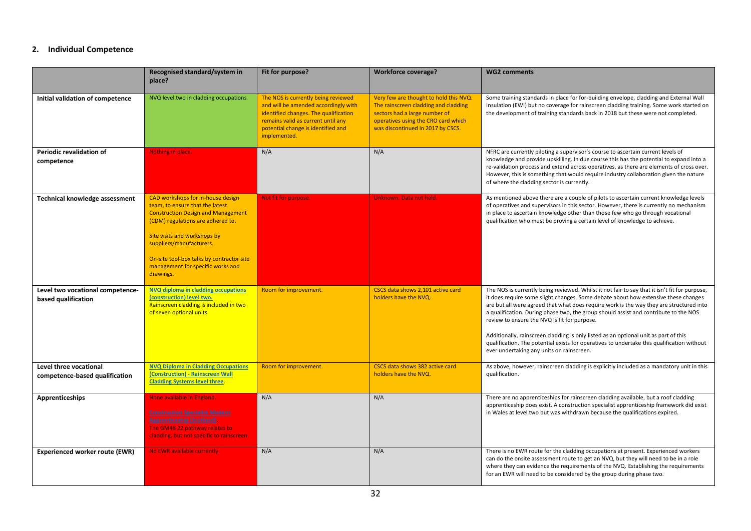## 2. Individual Competence

| | Recognised standard/system in place? | Fit for purpose? | Workforce coverage? | WG2 comments |
|---|---|---|---|---|
| **Initial validation of competence** | NVQ level two in cladding occupations | The NOS is currently being reviewed and will be amended accordingly with identified changes. The qualification remains valid as current until any potential change is identified and implemented. | Very few are thought to hold this NVQ. The rainscreen cladding and cladding sectors had a large number of operatives using the CRO card which was discontinued in 2017 by CSCS. | Some training standards in place for for-building envelope, cladding and External Wall Insulation (EWI) but no coverage for rainscreen cladding training. Some work started on the development of training standards back in 2018 but these were not completed. |
| **Periodic revalidation of competence** | Nothing in place. | N/A | N/A | NFRC are currently piloting a supervisor's course to ascertain current levels of knowledge and provide upskilling. In due course this has the potential to expand into a re-validation process and extend across operatives, as there are elements of cross over. However, this is something that would require industry collaboration given the nature of where the cladding sector is currently. |
| **Technical knowledge assessment** | CAD workshops for in-house design team, to ensure that the latest Construction Design and Management (CDM) regulations are adhered to.<br><br>Site visits and workshops by suppliers/manufacturers.<br><br>On-site tool-box talks by contractor site management for specific works and drawings. | Not fit for purpose. | Unknown. Data not held. | As mentioned above there are a couple of pilots to ascertain current knowledge levels of operatives and supervisors in this sector. However, there is currently no mechanism in place to ascertain knowledge other than those few who go through vocational qualification who must be proving a certain level of knowledge to achieve. |
| **Level two vocational competence-based qualification** | NVQ diploma in cladding occupations (construction) level two.<br>Rainscreen cladding is included in two of seven optional units. | Room for improvement. | CSCS data shows 2,101 active card holders have the NVQ. | The NOS is currently being reviewed. Whilst it not fair to say that it isn't fit for purpose, it does require some slight changes. Some debate about how extensive these changes are but all were agreed that what does require work is the way they are structured into a qualification. During phase two, the group should assist and contribute to the NOS review to ensure the NVQ is fit for purpose.<br><br>Additionally, rainscreen cladding is only listed as an optional unit as part of this qualification. The potential exists for operatives to undertake this qualification without ever undertaking any units on rainscreen. |
| **Level three vocational competence-based qualification** | NVQ Diploma in Cladding Occupations (Construction) - Rainscreen Wall Cladding Systems level three. | Room for improvement. | CSCS data shows 382 active card holders have the NVQ. | As above, however, rainscreen cladding is explicitly included as a mandatory unit in this qualification. |
| **Apprenticeships** | None available in England.<br><br>Construction Specialist Modern Apprenticeship (Scotland).<br>The GM48 22 pathway relates to cladding, but not specific to rainscreen. | N/A | N/A | There are no apprenticeships for rainscreen cladding available, but a roof cladding apprenticeship does exist. A construction specialist apprenticeship framework did exist in Wales at level two but was withdrawn because the qualifications expired. |
| **Experienced worker route (EWR)** | No EWR available currently. | N/A | N/A | There is no EWR route for the cladding occupations at present. Experienced workers can do the onsite assessment route to get an NVQ, but they will need to be in a role where they can evidence the requirements of the NVQ. Establishing the requirements for an EWR will need to be considered by the group during phase two. |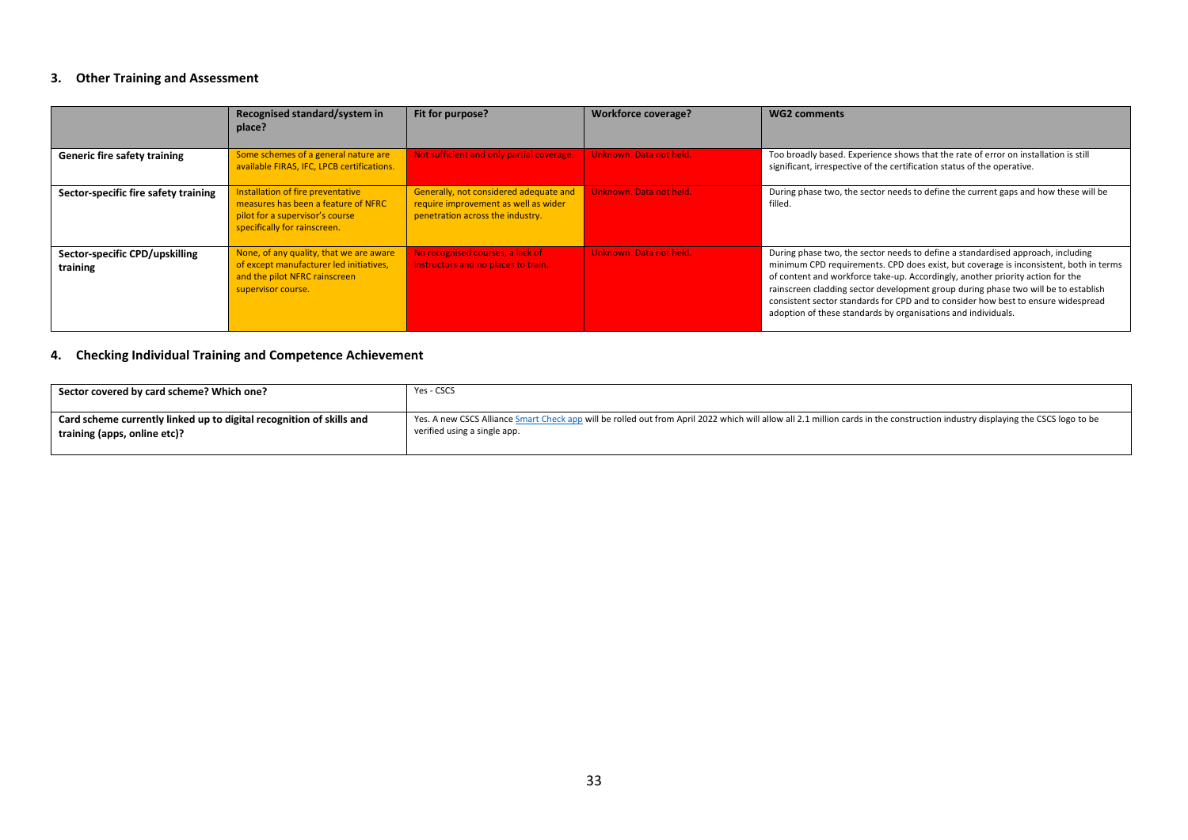## 3. Other Training and Assessment

| | Recognised standard/system in place? | Fit for purpose? | Workforce coverage? | WG2 comments |
|---|---|---|---|---|
| **Generic fire safety training** | Some schemes of a general nature are available FIRAS, IFC, LPCB certifications. | Not sufficient and only partial coverage. | Unknown. Data not held. | Too broadly based. Experience shows that the rate of error on installation is still significant, irrespective of the certification status of the operative. |
| **Sector-specific fire safety training** | Installation of fire preventative measures has been a feature of NFRC pilot for a supervisor's course specifically for rainscreen. | Generally, not considered adequate and require improvement as well as wider penetration across the industry. | Unknown. Data not held. | During phase two, the sector needs to define the current gaps and how these will be filled. |
| **Sector-specific CPD/upskilling training** | None, of any quality, that we are aware of except manufacturer led initiatives, and the pilot NFRC rainscreen supervisor course. | No recognised courses, a lack of instructors and no places to train. | Unknown. Data not held. | During phase two, the sector needs to define a standardised approach, including minimum CPD requirements. CPD does exist, but coverage is inconsistent, both in terms of content and workforce take-up. Accordingly, another priority action for the rainscreen cladding sector development group during phase two will be to establish consistent sector standards for CPD and to consider how best to ensure widespread adoption of these standards by organisations and individuals. |

## 4. Checking Individual Training and Competence Achievement

| | |
|---|---|
| **Sector covered by card scheme? Which one?** | Yes - CSCS |
| **Card scheme currently linked up to digital recognition of skills and training (apps, online etc)?** | Yes. A new CSCS Alliance Smart Check app will be rolled out from April 2022 which will allow all 2.1 million cards in the construction industry displaying the CSCS logo to be verified using a single app. |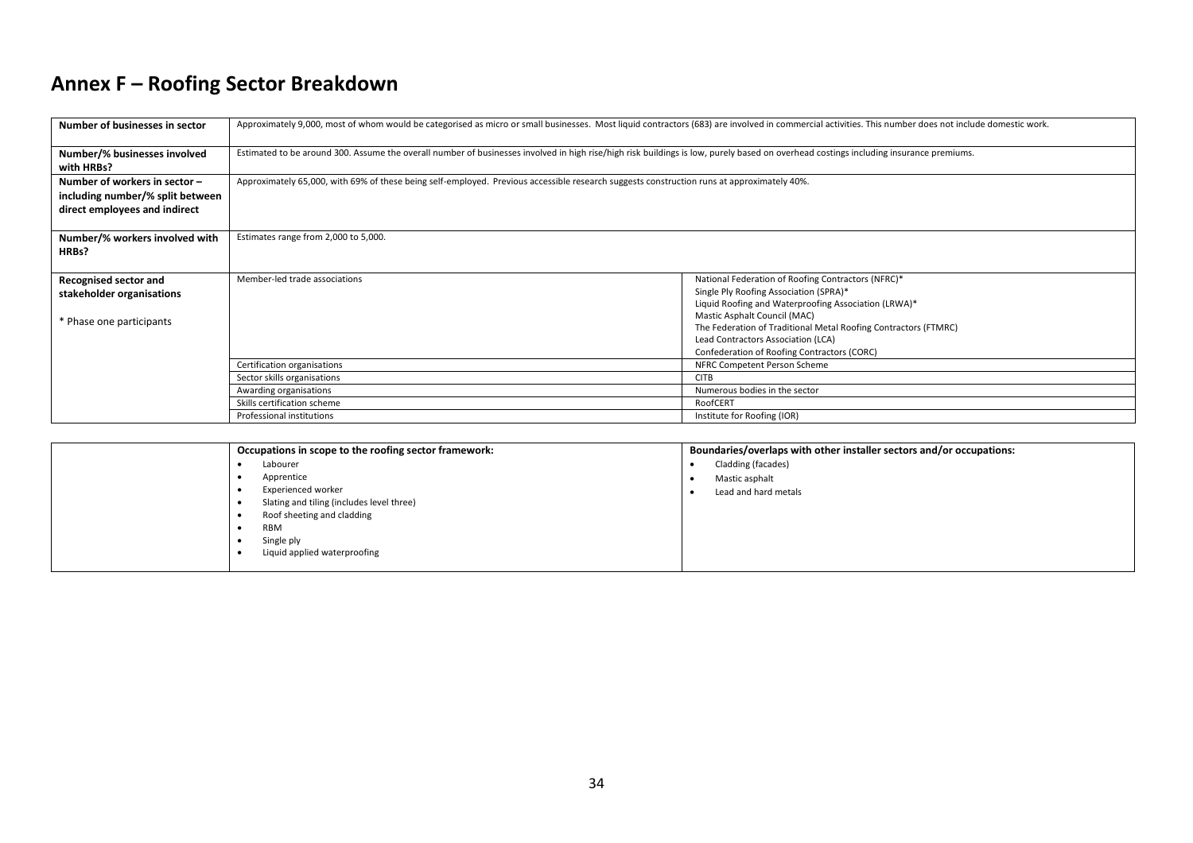# Annex F – Roofing Sector Breakdown

| | | |
|---|---|---|
| **Number of businesses in sector** | Approximately 9,000, most of whom would be categorised as micro or small businesses. Most liquid contractors (683) are involved in commercial activities. This number does not include domestic work. | |
| **Number/% businesses involved with HRBs?** | Estimated to be around 300. Assume the overall number of businesses involved in high rise/high risk buildings is low, purely based on overhead costings including insurance premiums. | |
| **Number of workers in sector – including number/% split between direct employees and indirect** | Approximately 65,000, with 69% of these being self-employed. Previous accessible research suggests construction runs at approximately 40%. | |
| **Number/% workers involved with HRBs?** | Estimates range from 2,000 to 5,000. | |
| **Recognised sector and stakeholder organisations**<br><br>* Phase one participants | Member-led trade associations | National Federation of Roofing Contractors (NFRC)*<br>Single Ply Roofing Association (SPRA)*<br>Liquid Roofing and Waterproofing Association (LRWA)*<br>Mastic Asphalt Council (MAC)<br>The Federation of Traditional Metal Roofing Contractors (FTMRC)<br>Lead Contractors Association (LCA)<br>Confederation of Roofing Contractors (CORC) |
| | Certification organisations | NFRC Competent Person Scheme |
| | Sector skills organisations | CITB |
| | Awarding organisations | Numerous bodies in the sector |
| | Skills certification scheme | RoofCERT |
| | Professional institutions | Institute for Roofing (IOR) |

| | | |
|---|---|---|
| | **Occupations in scope to the roofing sector framework:**<br>• Labourer<br>• Apprentice<br>• Experienced worker<br>• Slating and tiling (includes level three)<br>• Roof sheeting and cladding<br>• RBM<br>• Single ply<br>• Liquid applied waterproofing | **Boundaries/overlaps with other installer sectors and/or occupations:**<br>• Cladding (facades)<br>• Mastic asphalt<br>• Lead and hard metals |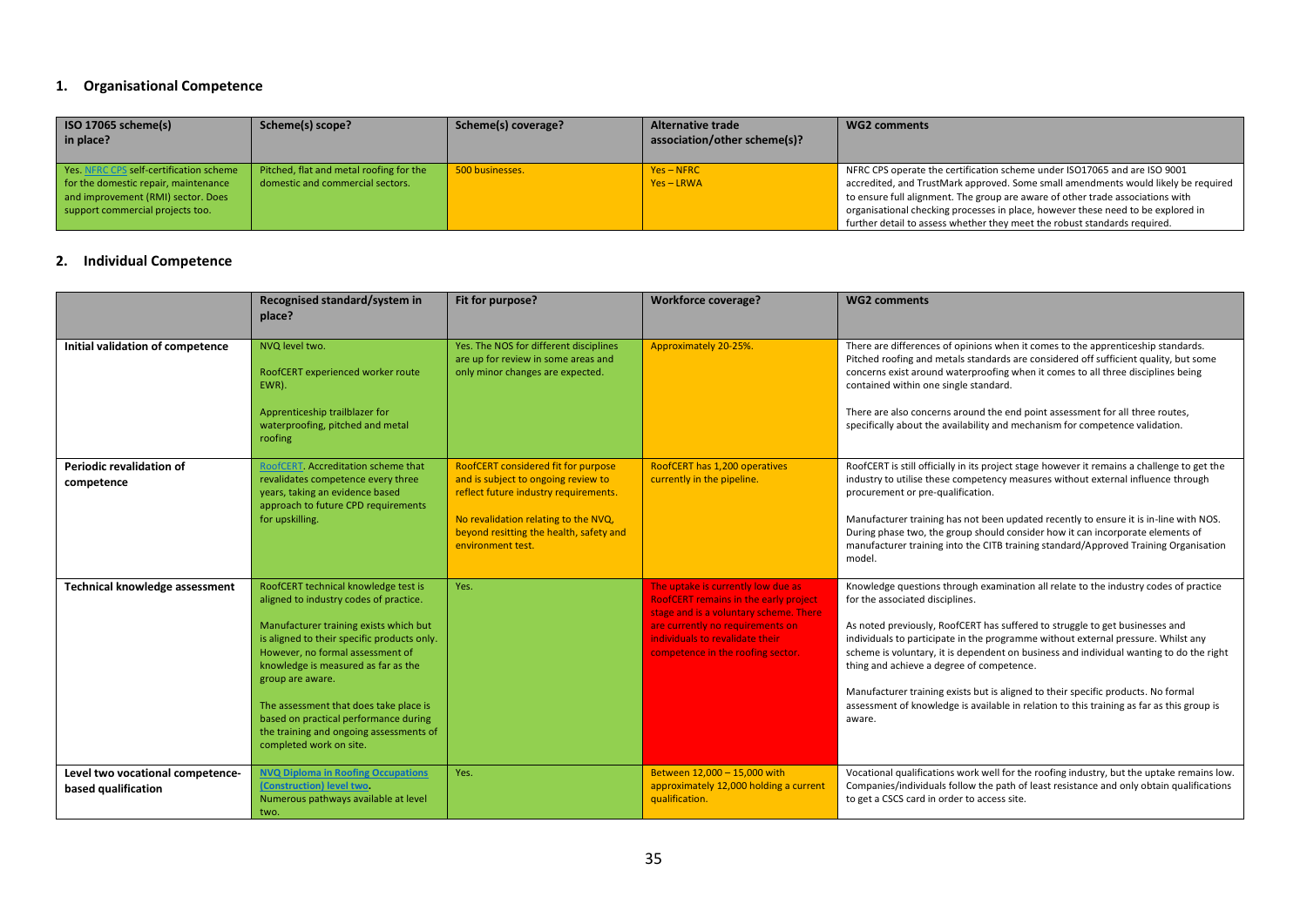## 1. Organisational Competence

| ISO 17065 scheme(s) in place? | Scheme(s) scope? | Scheme(s) coverage? | Alternative trade association/other scheme(s)? | WG2 comments |
|---|---|---|---|---|
| Yes. NFRC CPS self-certification scheme for the domestic repair, maintenance and improvement (RMI) sector. Does support commercial projects too. | Pitched, flat and metal roofing for the domestic and commercial sectors. | 500 businesses. | Yes – NFRC<br>Yes – LRWA | NFRC CPS operate the certification scheme under ISO17065 and are ISO 9001 accredited, and TrustMark approved. Some small amendments would likely be required to ensure full alignment. The group are aware of other trade associations with organisational checking processes in place, however these need to be explored in further detail to assess whether they meet the robust standards required. |

## 2. Individual Competence

| | Recognised standard/system in place? | Fit for purpose? | Workforce coverage? | WG2 comments |
|---|---|---|---|---|
| **Initial validation of competence** | NVQ level two.<br><br>RoofCERT experienced worker route EWR).<br><br>Apprenticeship trailblazer for waterproofing, pitched and metal roofing | Yes. The NOS for different disciplines are up for review in some areas and only minor changes are expected. | Approximately 20-25%. | There are differences of opinions when it comes to the apprenticeship standards. Pitched roofing and metals standards are considered off sufficient quality, but some concerns exist around waterproofing when it comes to all three disciplines being contained within one single standard.<br><br>There are also concerns around the end point assessment for all three routes, specifically about the availability and mechanism for competence validation. |
| **Periodic revalidation of competence** | RoofCERT. Accreditation scheme that revalidates competence every three years, taking an evidence based approach to future CPD requirements for upskilling. | RoofCERT considered fit for purpose and is subject to ongoing review to reflect future industry requirements.<br><br>No revalidation relating to the NVQ, beyond resitting the health, safety and environment test. | RoofCERT has 1,200 operatives currently in the pipeline. | RoofCERT is still officially in its project stage however it remains a challenge to get the industry to utilise these competency measures without external influence through procurement or pre-qualification.<br><br>Manufacturer training has not been updated recently to ensure it is in-line with NOS. During phase two, the group should consider how it can incorporate elements of manufacturer training into the CITB training standard/Approved Training Organisation model. |
| **Technical knowledge assessment** | RoofCERT technical knowledge test is aligned to industry codes of practice.<br><br>Manufacturer training exists which but is aligned to their specific products only. However, no formal assessment of knowledge is measured as far as the group are aware.<br><br>The assessment that does take place is based on practical performance during the training and ongoing assessments of completed work on site. | Yes. | The uptake is currently low due as RoofCERT remains in the early project stage and is a voluntary scheme. There are currently no requirements on individuals to revalidate their competence in the roofing sector. | Knowledge questions through examination all relate to the industry codes of practice for the associated disciplines.<br><br>As noted previously, RoofCERT has suffered to struggle to get businesses and individuals to participate in the programme without external pressure. Whilst any scheme is voluntary, it is dependent on business and individual wanting to do the right thing and achieve a degree of competence.<br><br>Manufacturer training exists but is aligned to their specific products. No formal assessment of knowledge is available in relation to this training as far as this group is aware. |
| **Level two vocational competence-based qualification** | **NVQ Diploma in Roofing Occupations (Construction) level two.**<br>Numerous pathways available at level two. | Yes. | Between 12,000 – 15,000 with approximately 12,000 holding a current qualification. | Vocational qualifications work well for the roofing industry, but the uptake remains low. Companies/individuals follow the path of least resistance and only obtain qualifications to get a CSCS card in order to access site. |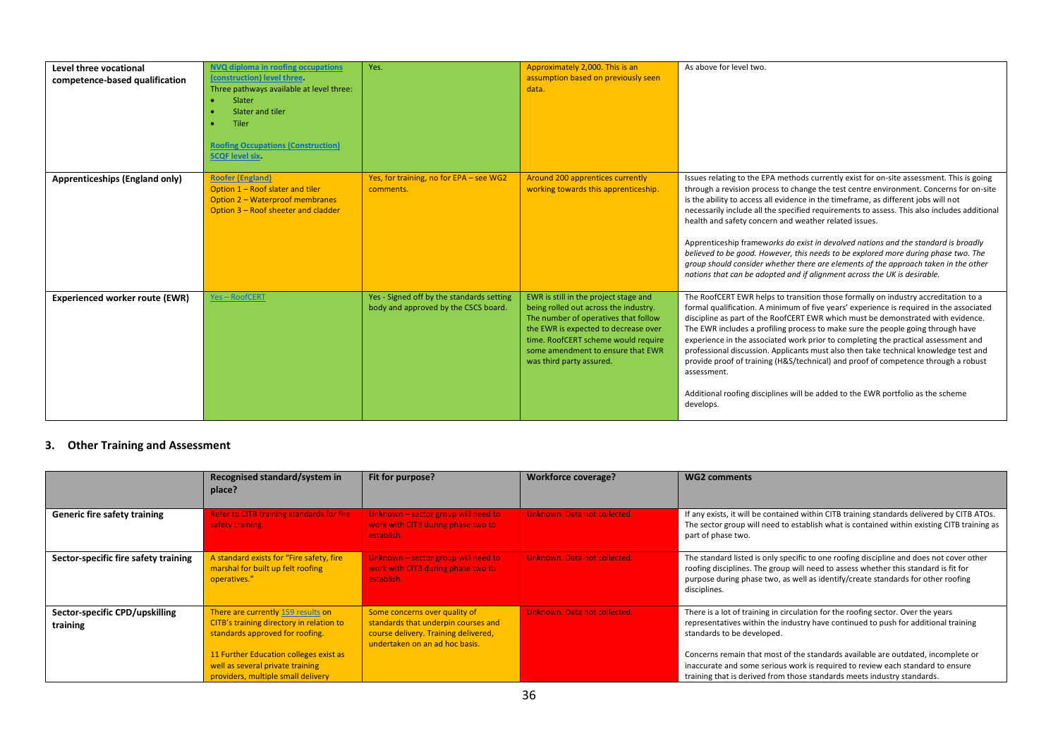| | | | | |
|---|---|---|---|---|
| **Level three vocational competence-based qualification** | **NVQ diploma in roofing occupations (construction) level three.**<br>Three pathways available at level three:<br>• Slater<br>• Slater and tiler<br>• Tiler<br><br>**Roofing Occupations (Construction) SCQF level six.** | Yes. | Approximately 2,000. This is an assumption based on previously seen data. | As above for level two. |
| **Apprenticeships (England only)** | **Roofer (England)**<br>Option 1 – Roof slater and tiler<br>Option 2 – Waterproof membranes<br>Option 3 – Roof sheeter and cladder | Yes, for training, no for EPA – see WG2 comments. | Around 200 apprentices currently working towards this apprenticeship. | Issues relating to the EPA methods currently exist for on-site assessment. This is going through a revision process to change the test centre environment. Concerns for on-site is the ability to access all evidence in the timeframe, as different jobs will not necessarily include all the specified requirements to assess. This also includes additional health and safety concern and weather related issues.<br><br>*Apprenticeship frameworks do exist in devolved nations and the standard is broadly believed to be good. However, this needs to be explored more during phase two. The group should consider whether there are elements of the approach taken in the other nations that can be adopted and if alignment across the UK is desirable.* |
| **Experienced worker route (EWR)** | Yes – RoofCERT | Yes - Signed off by the standards setting body and approved by the CSCS board. | EWR is still in the project stage and being rolled out across the industry. The number of operatives that follow the EWR is expected to decrease over time. RoofCERT scheme would require some amendment to ensure that EWR was third party assured. | The RoofCERT EWR helps to transition those formally on industry accreditation to a formal qualification. A minimum of five years' experience is required in the associated discipline as part of the RoofCERT EWR which must be demonstrated with evidence. The EWR includes a profiling process to make sure the people going through have experience in the associated work prior to completing the practical assessment and professional discussion. Applicants must also then take technical knowledge test and provide proof of training (H&S/technical) and proof of competence through a robust assessment.<br><br>Additional roofing disciplines will be added to the EWR portfolio as the scheme develops. |

## 3. Other Training and Assessment

| | Recognised standard/system in place? | Fit for purpose? | Workforce coverage? | WG2 comments |
|---|---|---|---|---|
| **Generic fire safety training** | Refer to CITB training standards for fire safety training. | Unknown – sector group will need to work with CITB during phase two to establish. | Unknown. Data not collected. | If any exists, it will be contained within CITB training standards delivered by CITB ATOs. The sector group will need to establish what is contained within existing CITB training as part of phase two. |
| **Sector-specific fire safety training** | A standard exists for "Fire safety, fire marshal for built up felt roofing operatives." | Unknown – sector group will need to work with CITB during phase two to establish. | Unknown. Data not collected. | The standard listed is only specific to one roofing discipline and does not cover other roofing disciplines. The group will need to assess whether this standard is fit for purpose during phase two, as well as identify/create standards for other roofing disciplines. |
| **Sector-specific CPD/upskilling training** | There are currently 159 results on CITB's training directory in relation to standards approved for roofing.<br><br>11 Further Education colleges exist as well as several private training providers, multiple small delivery | Some concerns over quality of standards that underpin courses and course delivery. Training delivered, undertaken on an ad hoc basis. | Unknown. Data not collected. | There is a lot of training in circulation for the roofing sector. Over the years representatives within the industry have continued to push for additional training standards to be developed.<br><br>Concerns remain that most of the standards available are outdated, incomplete or inaccurate and some serious work is required to review each standard to ensure training that is derived from those standards meets industry standards. |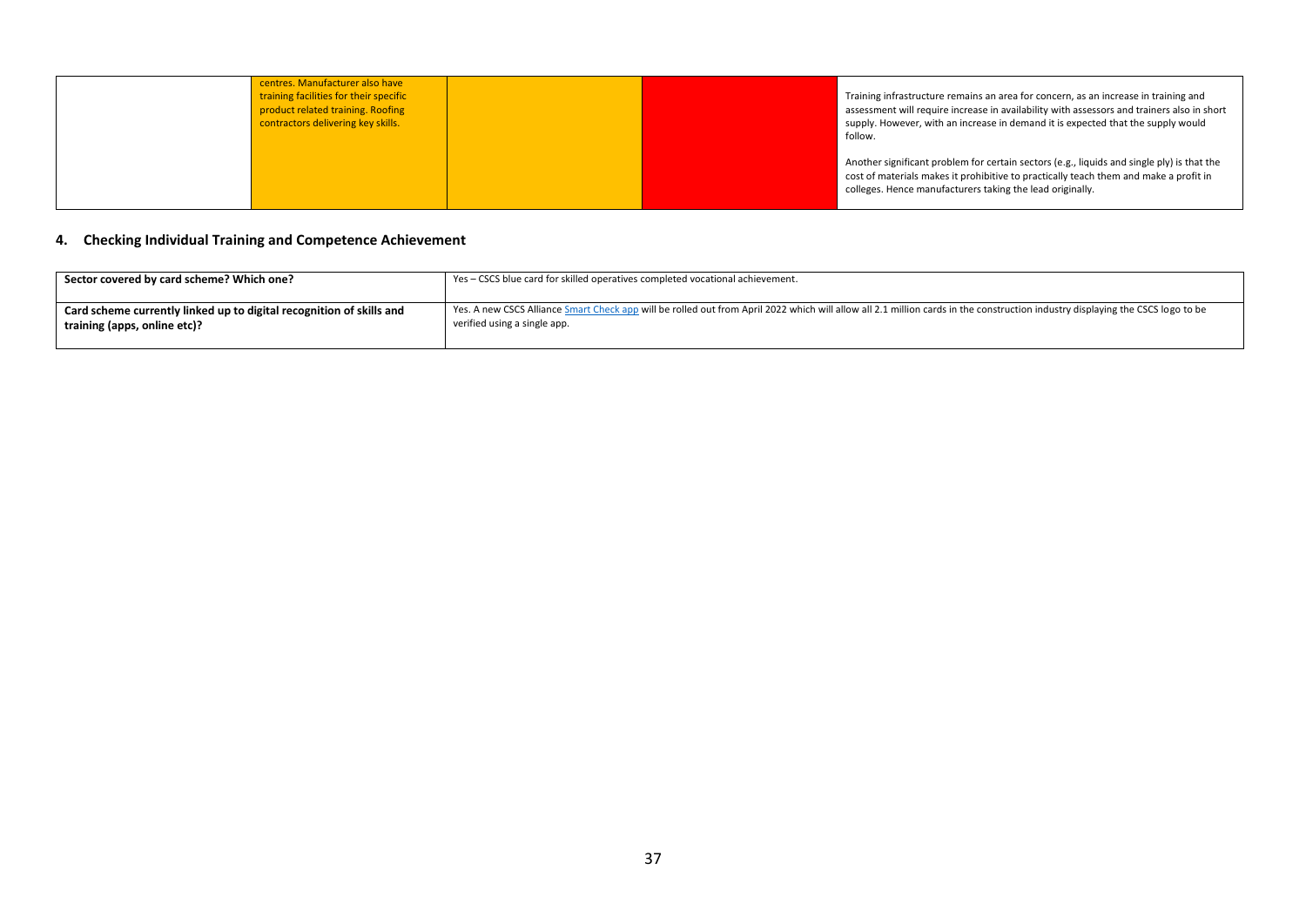| | | | | |
|---|---|---|---|---|
| | centres. Manufacturer also have training facilities for their specific product related training. Roofing contractors delivering key skills. | | | Training infrastructure remains an area for concern, as an increase in training and assessment will require increase in availability with assessors and trainers also in short supply. However, with an increase in demand it is expected that the supply would follow.<br><br>Another significant problem for certain sectors (e.g., liquids and single ply) is that the cost of materials makes it prohibitive to practically teach them and make a profit in colleges. Hence manufacturers taking the lead originally. |

## 4. Checking Individual Training and Competence Achievement

| | |
|---|---|
| **Sector covered by card scheme? Which one?** | Yes – CSCS blue card for skilled operatives completed vocational achievement. |
| **Card scheme currently linked up to digital recognition of skills and training (apps, online etc)?** | Yes. A new CSCS Alliance Smart Check app will be rolled out from April 2022 which will allow all 2.1 million cards in the construction industry displaying the CSCS logo to be verified using a single app. |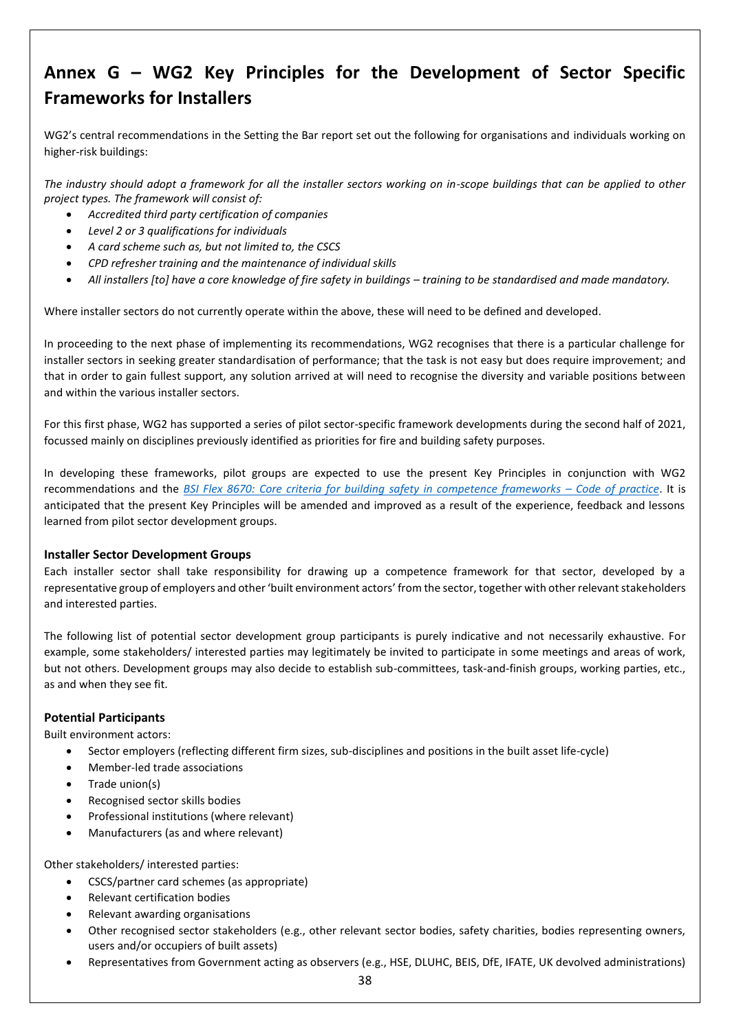# Annex G – WG2 Key Principles for the Development of Sector Specific Frameworks for Installers

WG2's central recommendations in the Setting the Bar report set out the following for organisations and individuals working on higher-risk buildings:

*The industry should adopt a framework for all the installer sectors working on in-scope buildings that can be applied to other project types. The framework will consist of:*

- *Accredited third party certification of companies*
- *Level 2 or 3 qualifications for individuals*
- *A card scheme such as, but not limited to, the CSCS*
- *CPD refresher training and the maintenance of individual skills*
- *All installers [to] have a core knowledge of fire safety in buildings – training to be standardised and made mandatory.*

Where installer sectors do not currently operate within the above, these will need to be defined and developed.

In proceeding to the next phase of implementing its recommendations, WG2 recognises that there is a particular challenge for installer sectors in seeking greater standardisation of performance; that the task is not easy but does require improvement; and that in order to gain fullest support, any solution arrived at will need to recognise the diversity and variable positions between and within the various installer sectors.

For this first phase, WG2 has supported a series of pilot sector-specific framework developments during the second half of 2021, focussed mainly on disciplines previously identified as priorities for fire and building safety purposes.

In developing these frameworks, pilot groups are expected to use the present Key Principles in conjunction with WG2 recommendations and the *BSI Flex 8670: Core criteria for building safety in competence frameworks – Code of practice*. It is anticipated that the present Key Principles will be amended and improved as a result of the experience, feedback and lessons learned from pilot sector development groups.

### Installer Sector Development Groups

Each installer sector shall take responsibility for drawing up a competence framework for that sector, developed by a representative group of employers and other 'built environment actors' from the sector, together with other relevant stakeholders and interested parties.

The following list of potential sector development group participants is purely indicative and not necessarily exhaustive. For example, some stakeholders/ interested parties may legitimately be invited to participate in some meetings and areas of work, but not others. Development groups may also decide to establish sub-committees, task-and-finish groups, working parties, etc., as and when they see fit.

### Potential Participants

Built environment actors:

- Sector employers (reflecting different firm sizes, sub-disciplines and positions in the built asset life-cycle)
- Member-led trade associations
- Trade union(s)
- Recognised sector skills bodies
- Professional institutions (where relevant)
- Manufacturers (as and where relevant)

Other stakeholders/ interested parties:

- CSCS/partner card schemes (as appropriate)
- Relevant certification bodies
- Relevant awarding organisations
- Other recognised sector stakeholders (e.g., other relevant sector bodies, safety charities, bodies representing owners, users and/or occupiers of built assets)
- Representatives from Government acting as observers (e.g., HSE, DLUHC, BEIS, DfE, IFATE, UK devolved administrations)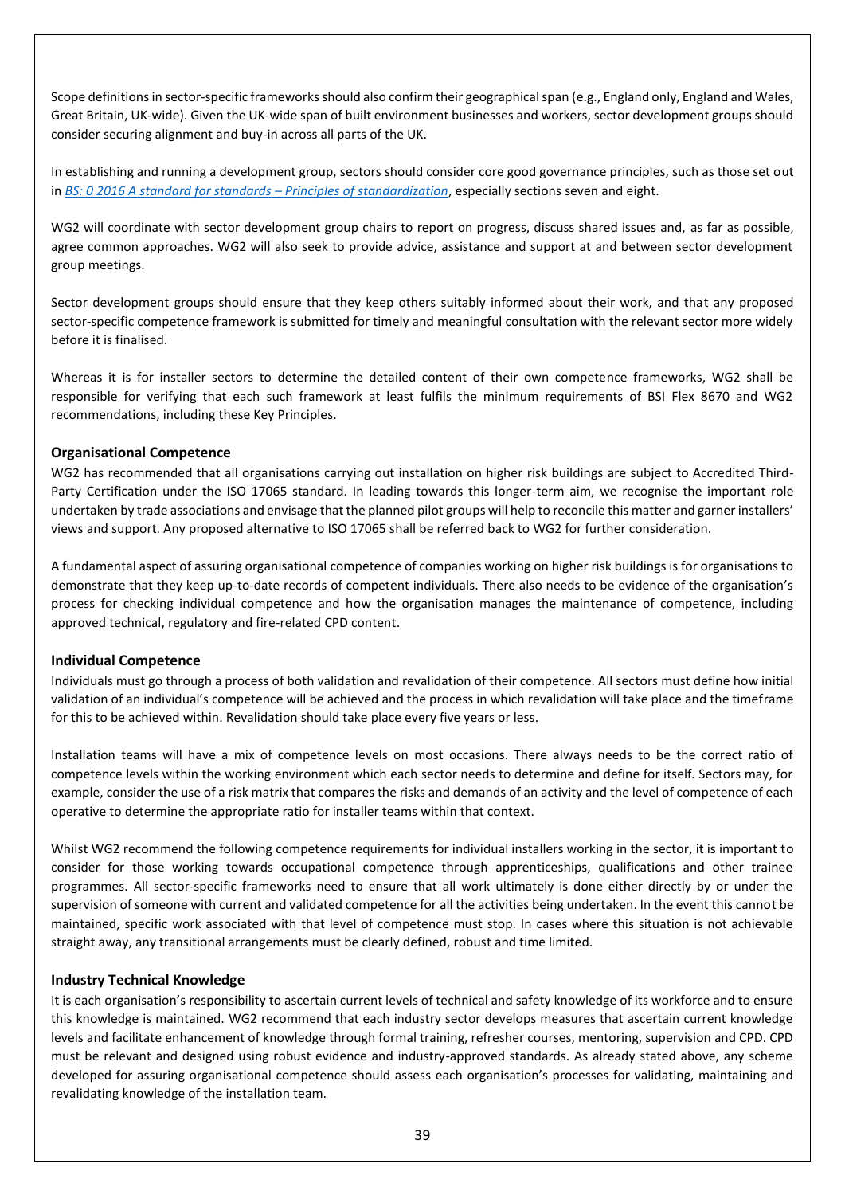Scope definitions in sector-specific frameworks should also confirm their geographical span (e.g., England only, England and Wales, Great Britain, UK-wide). Given the UK-wide span of built environment businesses and workers, sector development groups should consider securing alignment and buy-in across all parts of the UK.

In establishing and running a development group, sectors should consider core good governance principles, such as those set out in *BS: 0 2016 A standard for standards – Principles of standardization*, especially sections seven and eight.

WG2 will coordinate with sector development group chairs to report on progress, discuss shared issues and, as far as possible, agree common approaches. WG2 will also seek to provide advice, assistance and support at and between sector development group meetings.

Sector development groups should ensure that they keep others suitably informed about their work, and that any proposed sector-specific competence framework is submitted for timely and meaningful consultation with the relevant sector more widely before it is finalised.

Whereas it is for installer sectors to determine the detailed content of their own competence frameworks, WG2 shall be responsible for verifying that each such framework at least fulfils the minimum requirements of BSI Flex 8670 and WG2 recommendations, including these Key Principles.

### Organisational Competence

WG2 has recommended that all organisations carrying out installation on higher risk buildings are subject to Accredited Third-Party Certification under the ISO 17065 standard. In leading towards this longer-term aim, we recognise the important role undertaken by trade associations and envisage that the planned pilot groups will help to reconcile this matter and garner installers' views and support. Any proposed alternative to ISO 17065 shall be referred back to WG2 for further consideration.

A fundamental aspect of assuring organisational competence of companies working on higher risk buildings is for organisations to demonstrate that they keep up-to-date records of competent individuals. There also needs to be evidence of the organisation's process for checking individual competence and how the organisation manages the maintenance of competence, including approved technical, regulatory and fire-related CPD content.

### Individual Competence

Individuals must go through a process of both validation and revalidation of their competence. All sectors must define how initial validation of an individual's competence will be achieved and the process in which revalidation will take place and the timeframe for this to be achieved within. Revalidation should take place every five years or less.

Installation teams will have a mix of competence levels on most occasions. There always needs to be the correct ratio of competence levels within the working environment which each sector needs to determine and define for itself. Sectors may, for example, consider the use of a risk matrix that compares the risks and demands of an activity and the level of competence of each operative to determine the appropriate ratio for installer teams within that context.

Whilst WG2 recommend the following competence requirements for individual installers working in the sector, it is important to consider for those working towards occupational competence through apprenticeships, qualifications and other trainee programmes. All sector-specific frameworks need to ensure that all work ultimately is done either directly by or under the supervision of someone with current and validated competence for all the activities being undertaken. In the event this cannot be maintained, specific work associated with that level of competence must stop. In cases where this situation is not achievable straight away, any transitional arrangements must be clearly defined, robust and time limited.

### Industry Technical Knowledge

It is each organisation's responsibility to ascertain current levels of technical and safety knowledge of its workforce and to ensure this knowledge is maintained. WG2 recommend that each industry sector develops measures that ascertain current knowledge levels and facilitate enhancement of knowledge through formal training, refresher courses, mentoring, supervision and CPD. CPD must be relevant and designed using robust evidence and industry-approved standards. As already stated above, any scheme developed for assuring organisational competence should assess each organisation's processes for validating, maintaining and revalidating knowledge of the installation team.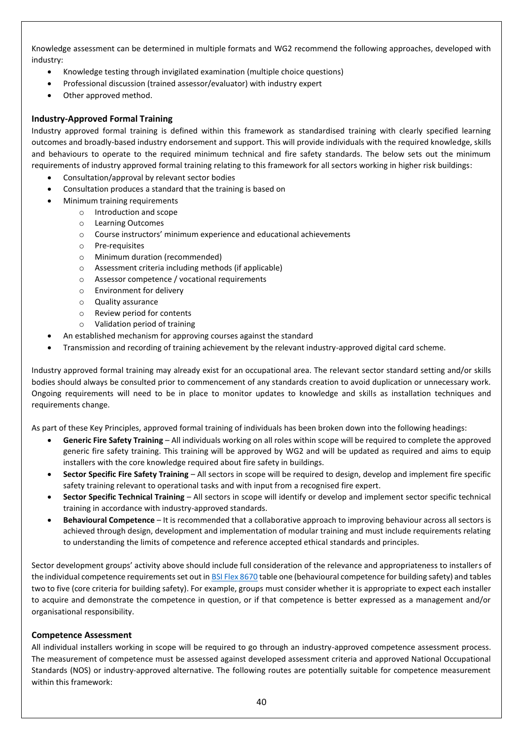Knowledge assessment can be determined in multiple formats and WG2 recommend the following approaches, developed with industry:

- Knowledge testing through invigilated examination (multiple choice questions)
- Professional discussion (trained assessor/evaluator) with industry expert
- Other approved method.

### Industry-Approved Formal Training

Industry approved formal training is defined within this framework as standardised training with clearly specified learning outcomes and broadly-based industry endorsement and support. This will provide individuals with the required knowledge, skills and behaviours to operate to the required minimum technical and fire safety standards. The below sets out the minimum requirements of industry approved formal training relating to this framework for all sectors working in higher risk buildings:

- Consultation/approval by relevant sector bodies
- Consultation produces a standard that the training is based on
- Minimum training requirements
  - Introduction and scope
  - Learning Outcomes
  - Course instructors' minimum experience and educational achievements
  - Pre-requisites
  - Minimum duration (recommended)
  - Assessment criteria including methods (if applicable)
  - Assessor competence / vocational requirements
  - Environment for delivery
  - Quality assurance
  - Review period for contents
  - Validation period of training
- An established mechanism for approving courses against the standard
- Transmission and recording of training achievement by the relevant industry-approved digital card scheme.

Industry approved formal training may already exist for an occupational area. The relevant sector standard setting and/or skills bodies should always be consulted prior to commencement of any standards creation to avoid duplication or unnecessary work. Ongoing requirements will need to be in place to monitor updates to knowledge and skills as installation techniques and requirements change.

As part of these Key Principles, approved formal training of individuals has been broken down into the following headings:

- **Generic Fire Safety Training** – All individuals working on all roles within scope will be required to complete the approved generic fire safety training. This training will be approved by WG2 and will be updated as required and aims to equip installers with the core knowledge required about fire safety in buildings.
- **Sector Specific Fire Safety Training** – All sectors in scope will be required to design, develop and implement fire specific safety training relevant to operational tasks and with input from a recognised fire expert.
- **Sector Specific Technical Training** – All sectors in scope will identify or develop and implement sector specific technical training in accordance with industry-approved standards.
- **Behavioural Competence** – It is recommended that a collaborative approach to improving behaviour across all sectors is achieved through design, development and implementation of modular training and must include requirements relating to understanding the limits of competence and reference accepted ethical standards and principles.

Sector development groups' activity above should include full consideration of the relevance and appropriateness to installers of the individual competence requirements set out in BSI Flex 8670 table one (behavioural competence for building safety) and tables two to five (core criteria for building safety). For example, groups must consider whether it is appropriate to expect each installer to acquire and demonstrate the competence in question, or if that competence is better expressed as a management and/or organisational responsibility.

### Competence Assessment

All individual installers working in scope will be required to go through an industry-approved competence assessment process. The measurement of competence must be assessed against developed assessment criteria and approved National Occupational Standards (NOS) or industry-approved alternative. The following routes are potentially suitable for competence measurement within this framework: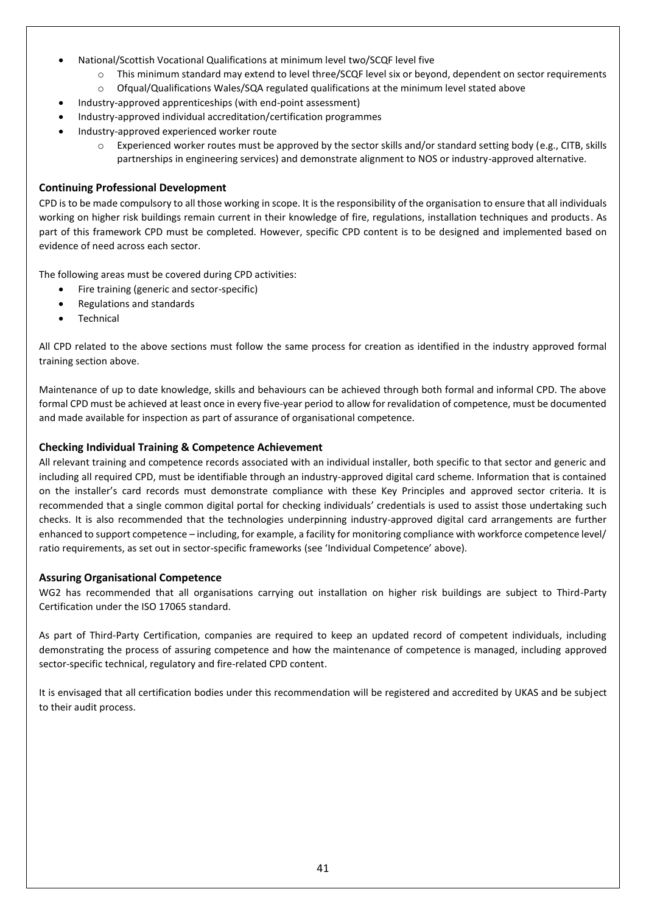- National/Scottish Vocational Qualifications at minimum level two/SCQF level five
  - This minimum standard may extend to level three/SCQF level six or beyond, dependent on sector requirements
  - Ofqual/Qualifications Wales/SQA regulated qualifications at the minimum level stated above
- Industry-approved apprenticeships (with end-point assessment)
- Industry-approved individual accreditation/certification programmes
- Industry-approved experienced worker route
  - Experienced worker routes must be approved by the sector skills and/or standard setting body (e.g., CITB, skills partnerships in engineering services) and demonstrate alignment to NOS or industry-approved alternative.

### Continuing Professional Development

CPD is to be made compulsory to all those working in scope. It is the responsibility of the organisation to ensure that all individuals working on higher risk buildings remain current in their knowledge of fire, regulations, installation techniques and products. As part of this framework CPD must be completed. However, specific CPD content is to be designed and implemented based on evidence of need across each sector.

The following areas must be covered during CPD activities:

- Fire training (generic and sector-specific)
- Regulations and standards
- Technical

All CPD related to the above sections must follow the same process for creation as identified in the industry approved formal training section above.

Maintenance of up to date knowledge, skills and behaviours can be achieved through both formal and informal CPD. The above formal CPD must be achieved at least once in every five-year period to allow for revalidation of competence, must be documented and made available for inspection as part of assurance of organisational competence.

### Checking Individual Training & Competence Achievement

All relevant training and competence records associated with an individual installer, both specific to that sector and generic and including all required CPD, must be identifiable through an industry-approved digital card scheme. Information that is contained on the installer's card records must demonstrate compliance with these Key Principles and approved sector criteria. It is recommended that a single common digital portal for checking individuals' credentials is used to assist those undertaking such checks. It is also recommended that the technologies underpinning industry-approved digital card arrangements are further enhanced to support competence – including, for example, a facility for monitoring compliance with workforce competence level/ ratio requirements, as set out in sector-specific frameworks (see 'Individual Competence' above).

### Assuring Organisational Competence

WG2 has recommended that all organisations carrying out installation on higher risk buildings are subject to Third-Party Certification under the ISO 17065 standard.

As part of Third-Party Certification, companies are required to keep an updated record of competent individuals, including demonstrating the process of assuring competence and how the maintenance of competence is managed, including approved sector-specific technical, regulatory and fire-related CPD content.

It is envisaged that all certification bodies under this recommendation will be registered and accredited by UKAS and be subject to their audit process.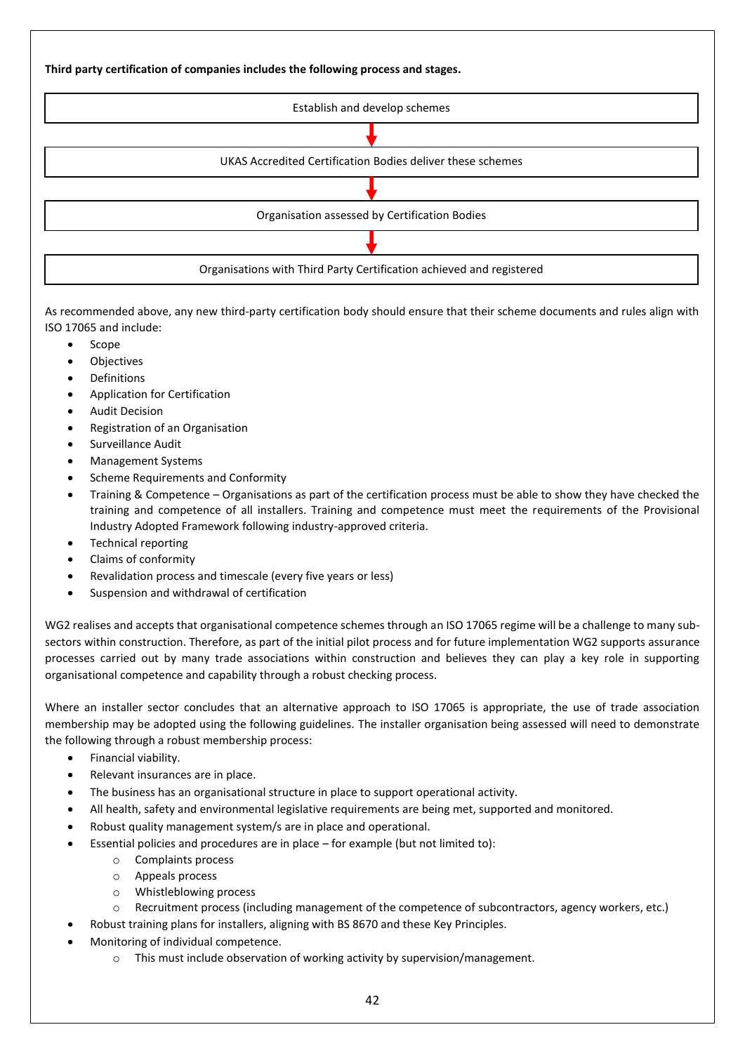**Third party certification of companies includes the following process and stages.**

Establish and develop schemes

↓

UKAS Accredited Certification Bodies deliver these schemes

↓

Organisation assessed by Certification Bodies

↓

Organisations with Third Party Certification achieved and registered

As recommended above, any new third-party certification body should ensure that their scheme documents and rules align with ISO 17065 and include:

- Scope
- Objectives
- Definitions
- Application for Certification
- Audit Decision
- Registration of an Organisation
- Surveillance Audit
- Management Systems
- Scheme Requirements and Conformity
- Training & Competence – Organisations as part of the certification process must be able to show they have checked the training and competence of all installers. Training and competence must meet the requirements of the Provisional Industry Adopted Framework following industry-approved criteria.
- Technical reporting
- Claims of conformity
- Revalidation process and timescale (every five years or less)
- Suspension and withdrawal of certification

WG2 realises and accepts that organisational competence schemes through an ISO 17065 regime will be a challenge to many sub-sectors within construction. Therefore, as part of the initial pilot process and for future implementation WG2 supports assurance processes carried out by many trade associations within construction and believes they can play a key role in supporting organisational competence and capability through a robust checking process.

Where an installer sector concludes that an alternative approach to ISO 17065 is appropriate, the use of trade association membership may be adopted using the following guidelines. The installer organisation being assessed will need to demonstrate the following through a robust membership process:

- Financial viability.
- Relevant insurances are in place.
- The business has an organisational structure in place to support operational activity.
- All health, safety and environmental legislative requirements are being met, supported and monitored.
- Robust quality management system/s are in place and operational.
- Essential policies and procedures are in place – for example (but not limited to):
  - Complaints process
  - Appeals process
  - Whistleblowing process
  - Recruitment process (including management of the competence of subcontractors, agency workers, etc.)
- Robust training plans for installers, aligning with BS 8670 and these Key Principles.
- Monitoring of individual competence.
  - This must include observation of working activity by supervision/management.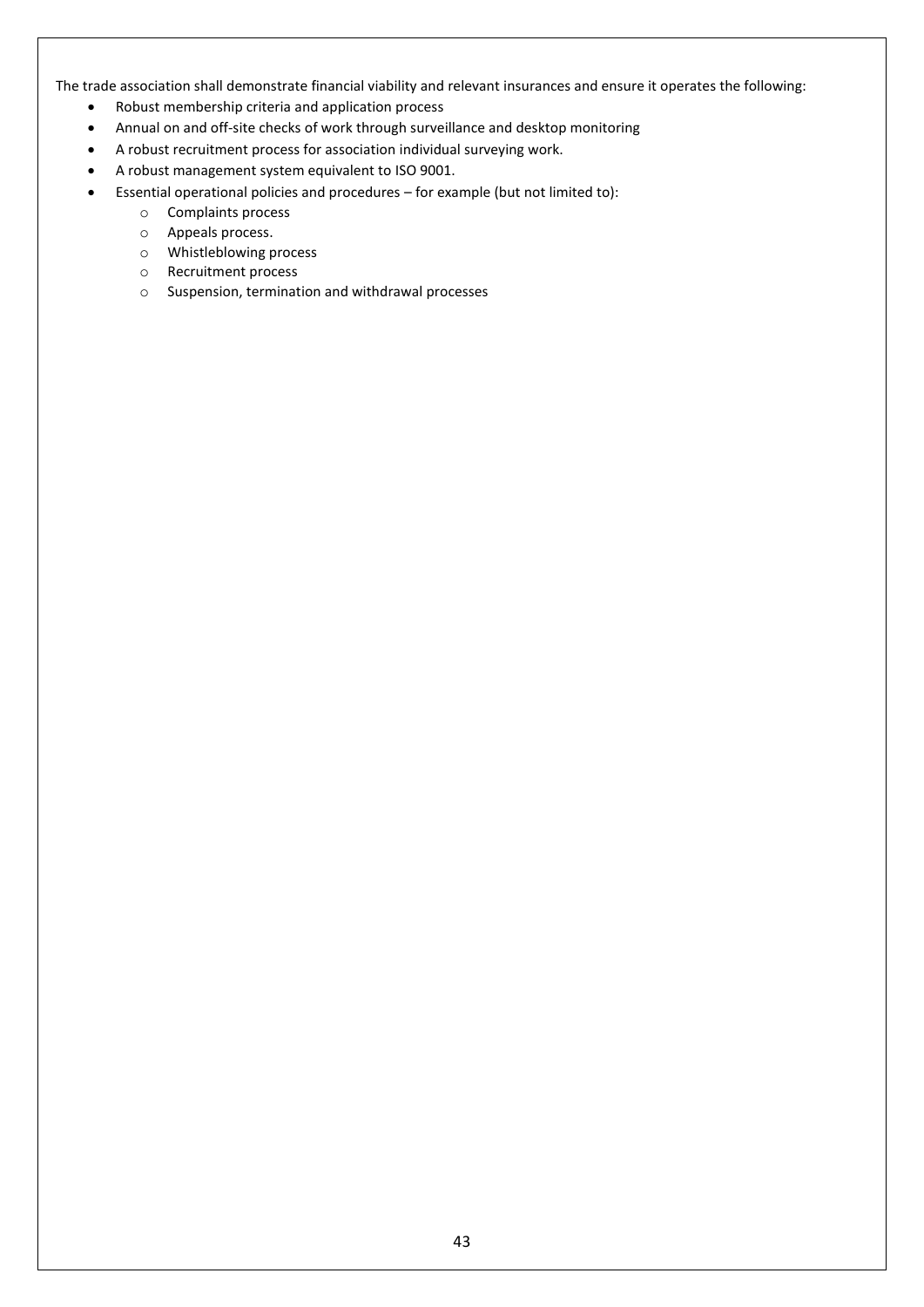The trade association shall demonstrate financial viability and relevant insurances and ensure it operates the following:

- Robust membership criteria and application process
- Annual on and off-site checks of work through surveillance and desktop monitoring
- A robust recruitment process for association individual surveying work.
- A robust management system equivalent to ISO 9001.
- Essential operational policies and procedures – for example (but not limited to):
    - Complaints process
    - Appeals process.
    - Whistleblowing process
    - Recruitment process
    - Suspension, termination and withdrawal processes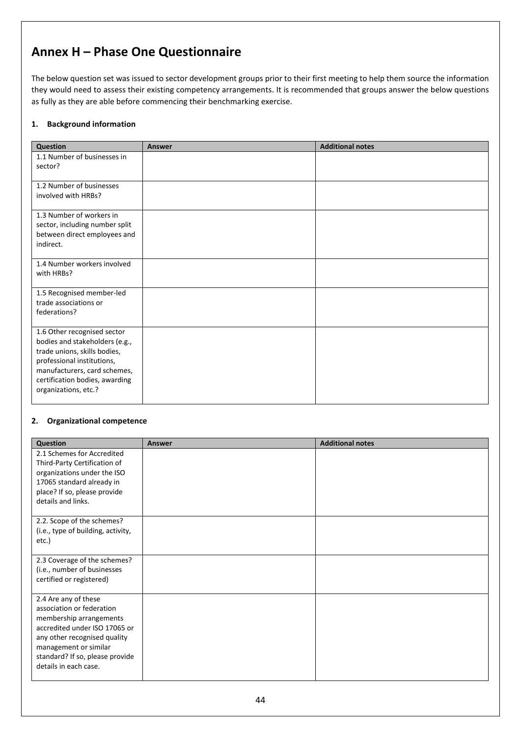# Annex H – Phase One Questionnaire

The below question set was issued to sector development groups prior to their first meeting to help them source the information they would need to assess their existing competency arrangements. It is recommended that groups answer the below questions as fully as they are able before commencing their benchmarking exercise.

### 1. Background information

| Question | Answer | Additional notes |
|---|---|---|
| 1.1 Number of businesses in sector? | | |
| 1.2 Number of businesses involved with HRBs? | | |
| 1.3 Number of workers in sector, including number split between direct employees and indirect. | | |
| 1.4 Number workers involved with HRBs? | | |
| 1.5 Recognised member-led trade associations or federations? | | |
| 1.6 Other recognised sector bodies and stakeholders (e.g., trade unions, skills bodies, professional institutions, manufacturers, card schemes, certification bodies, awarding organizations, etc.? | | |

### 2. Organizational competence

| Question | Answer | Additional notes |
|---|---|---|
| 2.1 Schemes for Accredited Third-Party Certification of organizations under the ISO 17065 standard already in place? If so, please provide details and links. | | |
| 2.2. Scope of the schemes? (i.e., type of building, activity, etc.) | | |
| 2.3 Coverage of the schemes? (i.e., number of businesses certified or registered) | | |
| 2.4 Are any of these association or federation membership arrangements accredited under ISO 17065 or any other recognised quality management or similar standard? If so, please provide details in each case. | | |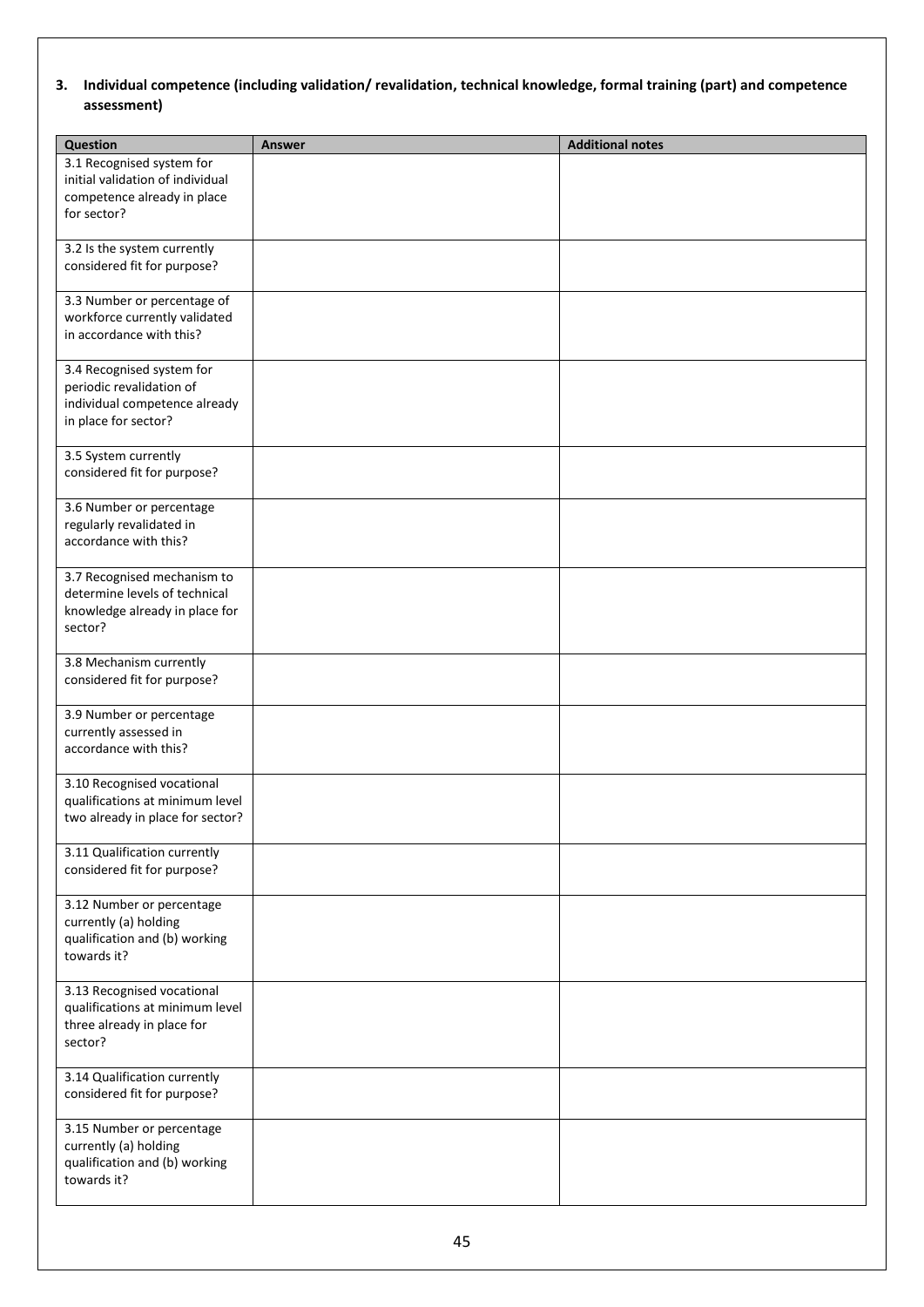### 3. Individual competence (including validation/ revalidation, technical knowledge, formal training (part) and competence assessment)

| Question | Answer | Additional notes |
|---|---|---|
| 3.1 Recognised system for initial validation of individual competence already in place for sector? | | |
| 3.2 Is the system currently considered fit for purpose? | | |
| 3.3 Number or percentage of workforce currently validated in accordance with this? | | |
| 3.4 Recognised system for periodic revalidation of individual competence already in place for sector? | | |
| 3.5 System currently considered fit for purpose? | | |
| 3.6 Number or percentage regularly revalidated in accordance with this? | | |
| 3.7 Recognised mechanism to determine levels of technical knowledge already in place for sector? | | |
| 3.8 Mechanism currently considered fit for purpose? | | |
| 3.9 Number or percentage currently assessed in accordance with this? | | |
| 3.10 Recognised vocational qualifications at minimum level two already in place for sector? | | |
| 3.11 Qualification currently considered fit for purpose? | | |
| 3.12 Number or percentage currently (a) holding qualification and (b) working towards it? | | |
| 3.13 Recognised vocational qualifications at minimum level three already in place for sector? | | |
| 3.14 Qualification currently considered fit for purpose? | | |
| 3.15 Number or percentage currently (a) holding qualification and (b) working towards it? | | |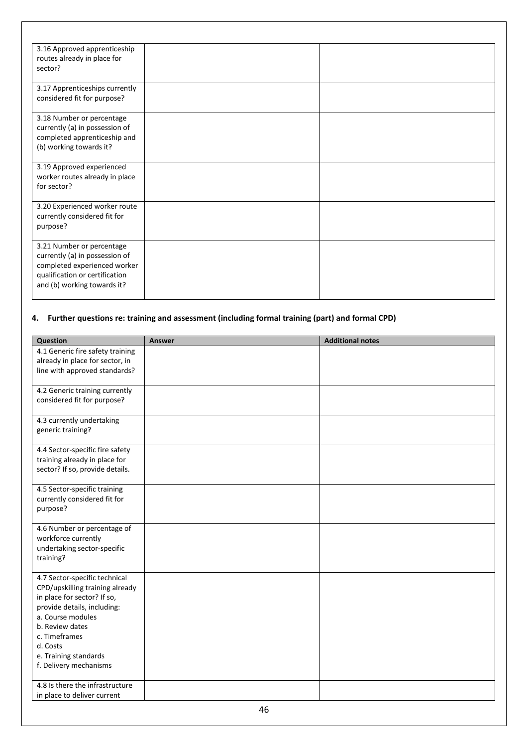| | | |
|---|---|---|
| 3.16 Approved apprenticeship routes already in place for sector? | | |
| 3.17 Apprenticeships currently considered fit for purpose? | | |
| 3.18 Number or percentage currently (a) in possession of completed apprenticeship and (b) working towards it? | | |
| 3.19 Approved experienced worker routes already in place for sector? | | |
| 3.20 Experienced worker route currently considered fit for purpose? | | |
| 3.21 Number or percentage currently (a) in possession of completed experienced worker qualification or certification and (b) working towards it? | | |

## 4. Further questions re: training and assessment (including formal training (part) and formal CPD)

| Question | Answer | Additional notes |
|---|---|---|
| 4.1 Generic fire safety training already in place for sector, in line with approved standards? | | |
| 4.2 Generic training currently considered fit for purpose? | | |
| 4.3 currently undertaking generic training? | | |
| 4.4 Sector-specific fire safety training already in place for sector? If so, provide details. | | |
| 4.5 Sector-specific training currently considered fit for purpose? | | |
| 4.6 Number or percentage of workforce currently undertaking sector-specific training? | | |
| 4.7 Sector-specific technical CPD/upskilling training already in place for sector? If so, provide details, including:<br>a. Course modules<br>b. Review dates<br>c. Timeframes<br>d. Costs<br>e. Training standards<br>f. Delivery mechanisms | | |
| 4.8 Is there the infrastructure in place to deliver current | | |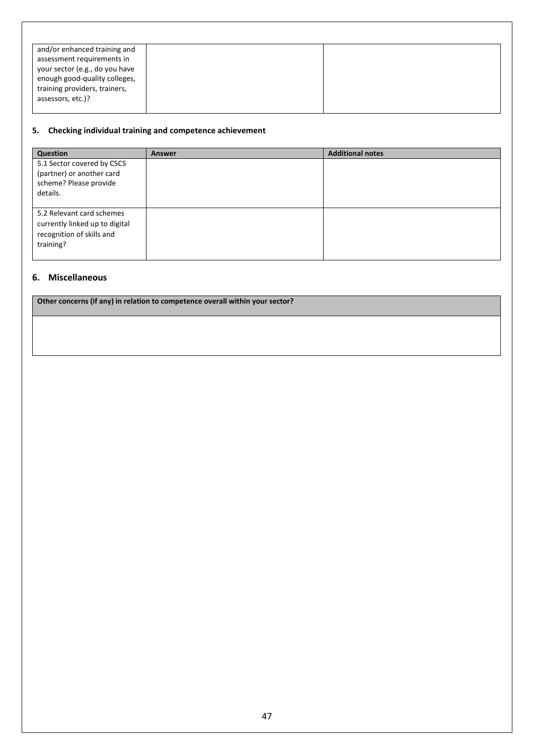| | | |
|---|---|---|
| and/or enhanced training and assessment requirements in your sector (e.g., do you have enough good-quality colleges, training providers, trainers, assessors, etc.)? | | |

## 5. Checking individual training and competence achievement

| Question | Answer | Additional notes |
|---|---|---|
| 5.1 Sector covered by CSCS (partner) or another card scheme? Please provide details. | | |
| 5.2 Relevant card schemes currently linked up to digital recognition of skills and training? | | |

## 6. Miscellaneous

| Other concerns (if any) in relation to competence overall within your sector? |
|---|
| |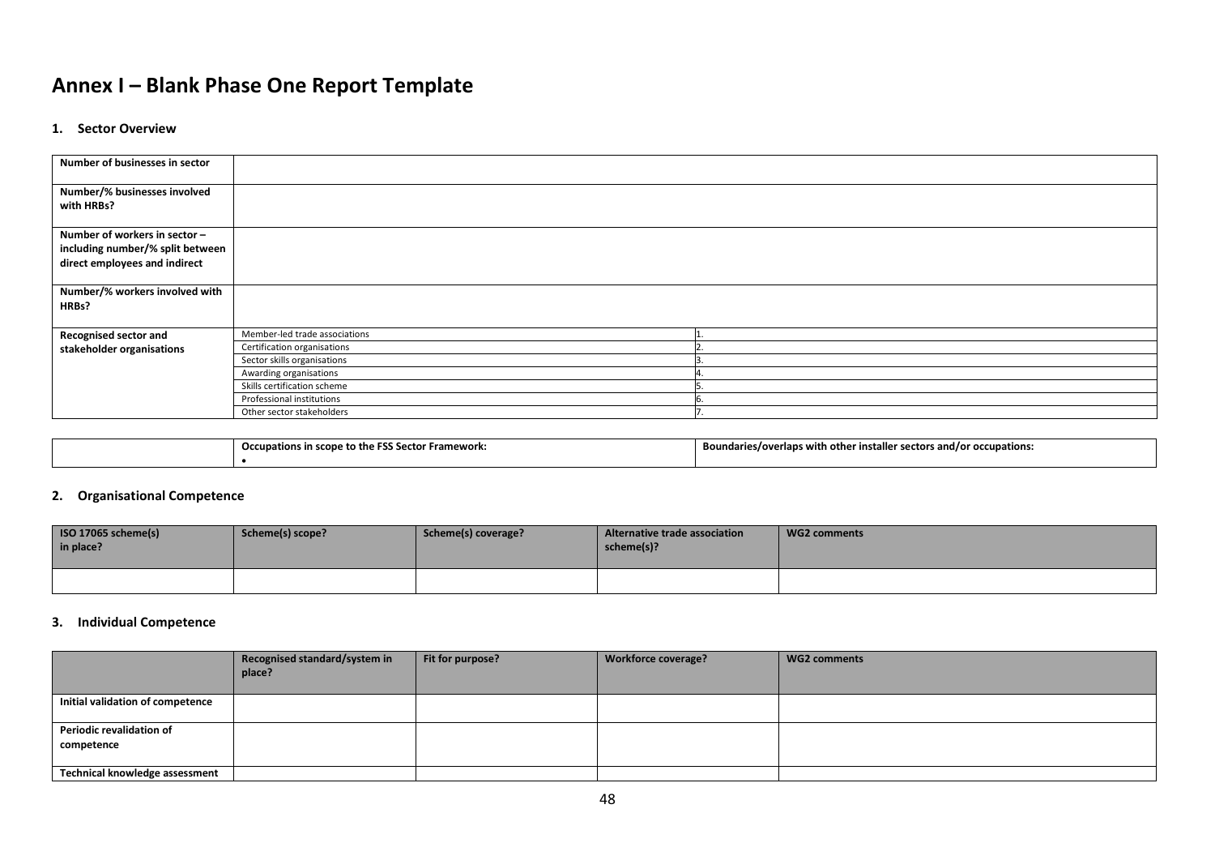# Annex I – Blank Phase One Report Template

## 1. Sector Overview

| | | |
|---|---|---|
| **Number of businesses in sector** | | |
| **Number/% businesses involved with HRBs?** | | |
| **Number of workers in sector – including number/% split between direct employees and indirect** | | |
| **Number/% workers involved with HRBs?** | | |
| **Recognised sector and stakeholder organisations** | Member-led trade associations | 1. |
| | Certification organisations | 2. |
| | Sector skills organisations | 3. |
| | Awarding organisations | 4. |
| | Skills certification scheme | 5. |
| | Professional institutions | 6. |
| | Other sector stakeholders | 7. |

| | | |
|---|---|---|
| | **Occupations in scope to the FSS Sector Framework:**<br>• | **Boundaries/overlaps with other installer sectors and/or occupations:** |

## 2. Organisational Competence

| ISO 17065 scheme(s) in place? | Scheme(s) scope? | Scheme(s) coverage? | Alternative trade association scheme(s)? | WG2 comments |
|---|---|---|---|---|
| | | | | |

## 3. Individual Competence

| | Recognised standard/system in place? | Fit for purpose? | Workforce coverage? | WG2 comments |
|---|---|---|---|---|
| **Initial validation of competence** | | | | |
| **Periodic revalidation of competence** | | | | |
| **Technical knowledge assessment** | | | | |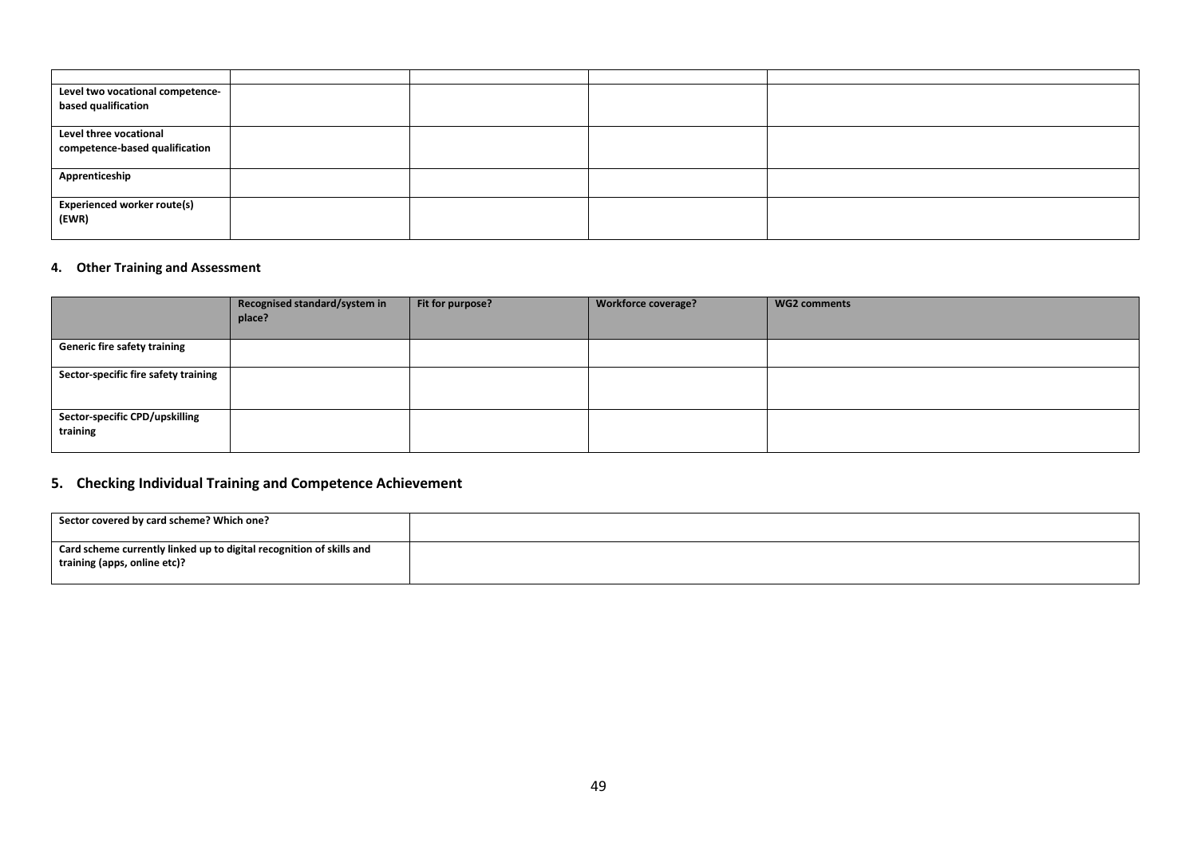| | | | | |
|---|---|---|---|---|
| **Level two vocational competence-based qualification** | | | | |
| **Level three vocational competence-based qualification** | | | | |
| **Apprenticeship** | | | | |
| **Experienced worker route(s) (EWR)** | | | | |

### 4. Other Training and Assessment

| | Recognised standard/system in place? | Fit for purpose? | Workforce coverage? | WG2 comments |
|---|---|---|---|---|
| **Generic fire safety training** | | | | |
| **Sector-specific fire safety training** | | | | |
| **Sector-specific CPD/upskilling training** | | | | |

## 5. Checking Individual Training and Competence Achievement

| | |
|---|---|
| **Sector covered by card scheme? Which one?** | |
| **Card scheme currently linked up to digital recognition of skills and training (apps, online etc)?** | |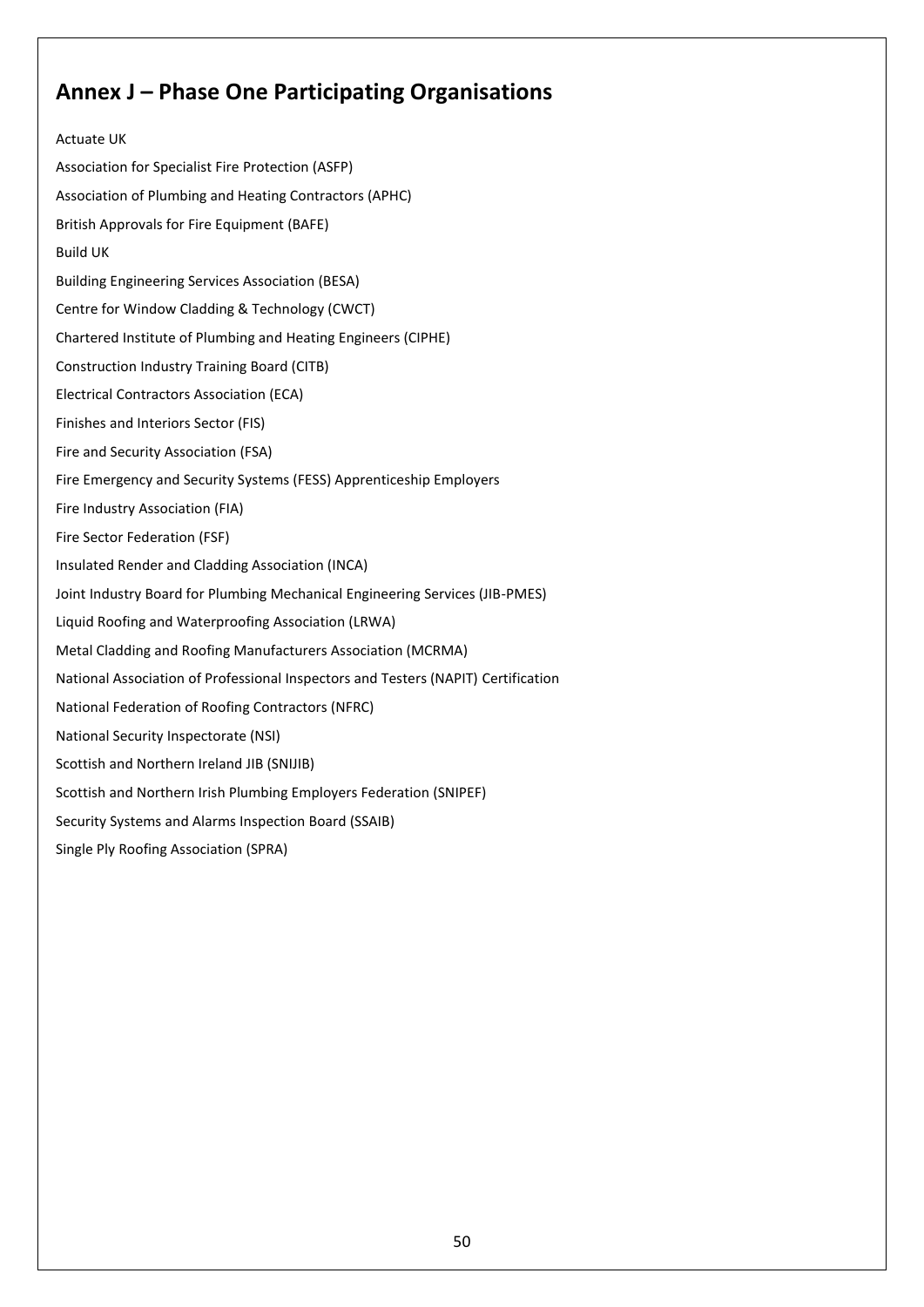## Annex J – Phase One Participating Organisations

Actuate UK

Association for Specialist Fire Protection (ASFP)

Association of Plumbing and Heating Contractors (APHC)

British Approvals for Fire Equipment (BAFE)

Build UK

Building Engineering Services Association (BESA)

Centre for Window Cladding & Technology (CWCT)

Chartered Institute of Plumbing and Heating Engineers (CIPHE)

Construction Industry Training Board (CITB)

Electrical Contractors Association (ECA)

Finishes and Interiors Sector (FIS)

Fire and Security Association (FSA)

Fire Emergency and Security Systems (FESS) Apprenticeship Employers

Fire Industry Association (FIA)

Fire Sector Federation (FSF)

Insulated Render and Cladding Association (INCA)

Joint Industry Board for Plumbing Mechanical Engineering Services (JIB-PMES)

Liquid Roofing and Waterproofing Association (LRWA)

Metal Cladding and Roofing Manufacturers Association (MCRMA)

National Association of Professional Inspectors and Testers (NAPIT) Certification

National Federation of Roofing Contractors (NFRC)

National Security Inspectorate (NSI)

Scottish and Northern Ireland JIB (SNIJIB)

Scottish and Northern Irish Plumbing Employers Federation (SNIPEF)

Security Systems and Alarms Inspection Board (SSAIB)

Single Ply Roofing Association (SPRA)